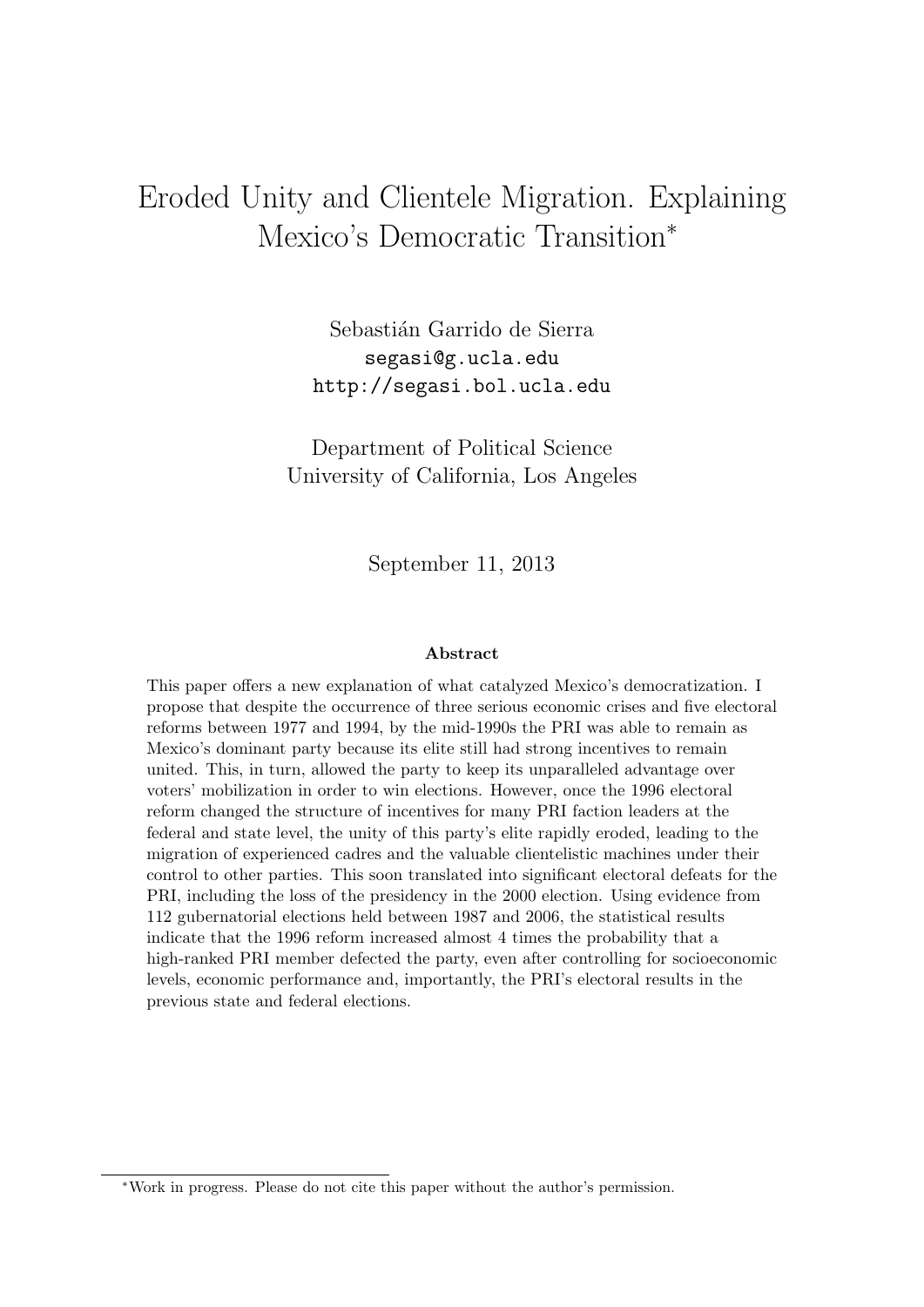# Eroded Unity and Clientele Migration. Explaining Mexico's Democratic Transition*

Sebastián Garrido de Sierra
segasi@g.ucla.edu
http://segasi.bol.ucla.edu

Department of Political Science
University of California, Los Angeles

September 11, 2013

### Abstract

This paper offers a new explanation of what catalyzed Mexico's democratization. I propose that despite the occurrence of three serious economic crises and five electoral reforms between 1977 and 1994, by the mid-1990s the PRI was able to remain as Mexico's dominant party because its elite still had strong incentives to remain united. This, in turn, allowed the party to keep its unparalleled advantage over voters' mobilization in order to win elections. However, once the 1996 electoral reform changed the structure of incentives for many PRI faction leaders at the federal and state level, the unity of this party's elite rapidly eroded, leading to the migration of experienced cadres and the valuable clientelistic machines under their control to other parties. This soon translated into significant electoral defeats for the PRI, including the loss of the presidency in the 2000 election. Using evidence from 112 gubernatorial elections held between 1987 and 2006, the statistical results indicate that the 1996 reform increased almost 4 times the probability that a high-ranked PRI member defected the party, even after controlling for socioeconomic levels, economic performance and, importantly, the PRI's electoral results in the previous state and federal elections.

*Work in progress. Please do not cite this paper without the author's permission.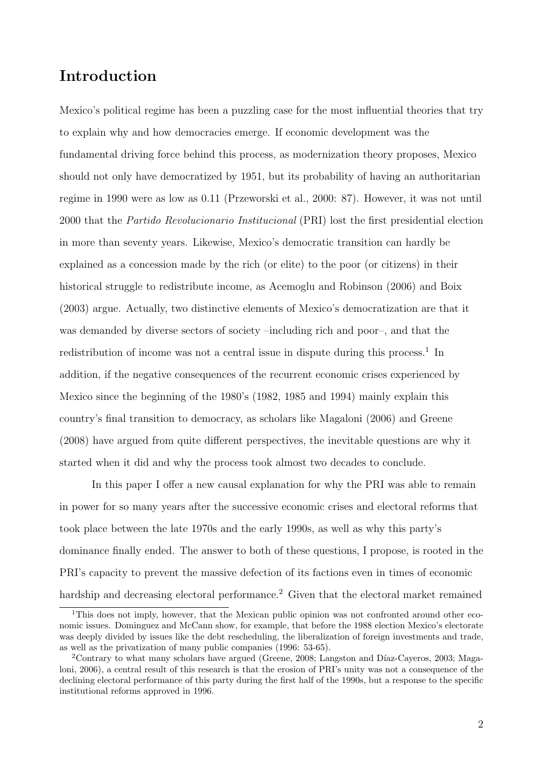## Introduction

Mexico's political regime has been a puzzling case for the most influential theories that try to explain why and how democracies emerge. If economic development was the fundamental driving force behind this process, as modernization theory proposes, Mexico should not only have democratized by 1951, but its probability of having an authoritarian regime in 1990 were as low as 0.11 (Przeworski et al., 2000: 87). However, it was not until 2000 that the *Partido Revolucionario Institucional* (PRI) lost the first presidential election in more than seventy years. Likewise, Mexico's democratic transition can hardly be explained as a concession made by the rich (or elite) to the poor (or citizens) in their historical struggle to redistribute income, as Acemoglu and Robinson (2006) and Boix (2003) argue. Actually, two distinctive elements of Mexico's democratization are that it was demanded by diverse sectors of society –including rich and poor–, and that the redistribution of income was not a central issue in dispute during this process.[1] In addition, if the negative consequences of the recurrent economic crises experienced by Mexico since the beginning of the 1980's (1982, 1985 and 1994) mainly explain this country's final transition to democracy, as scholars like Magaloni (2006) and Greene (2008) have argued from quite different perspectives, the inevitable questions are why it started when it did and why the process took almost two decades to conclude.

In this paper I offer a new causal explanation for why the PRI was able to remain in power for so many years after the successive economic crises and electoral reforms that took place between the late 1970s and the early 1990s, as well as why this party's dominance finally ended. The answer to both of these questions, I propose, is rooted in the PRI's capacity to prevent the massive defection of its factions even in times of economic hardship and decreasing electoral performance.[2] Given that the electoral market remained

[1] This does not imply, however, that the Mexican public opinion was not confronted around other economic issues. Dominguez and McCann show, for example, that before the 1988 election Mexico's electorate was deeply divided by issues like the debt rescheduling, the liberalization of foreign investments and trade, as well as the privatization of many public companies (1996: 53-65).

[2] Contrary to what many scholars have argued (Greene, 2008; Langston and Díaz-Cayeros, 2003; Magaloni, 2006), a central result of this research is that the erosion of PRI's unity was not a consequence of the declining electoral performance of this party during the first half of the 1990s, but a response to the specific institutional reforms approved in 1996.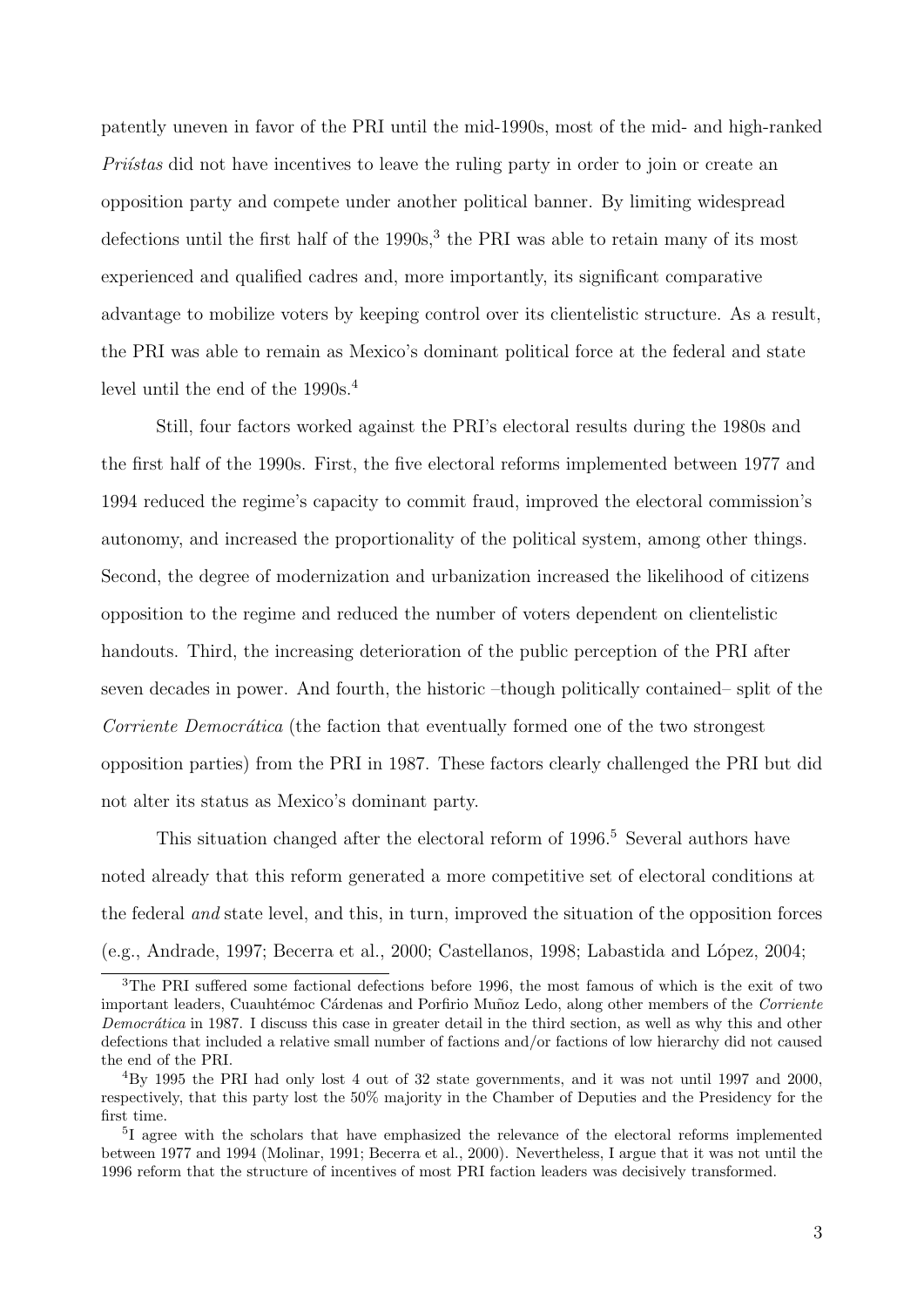patently uneven in favor of the PRI until the mid-1990s, most of the mid- and high-ranked *Priístas* did not have incentives to leave the ruling party in order to join or create an opposition party and compete under another political banner. By limiting widespread defections until the first half of the 1990s,[3] the PRI was able to retain many of its most experienced and qualified cadres and, more importantly, its significant comparative advantage to mobilize voters by keeping control over its clientelistic structure. As a result, the PRI was able to remain as Mexico's dominant political force at the federal and state level until the end of the 1990s.[4]

Still, four factors worked against the PRI's electoral results during the 1980s and the first half of the 1990s. First, the five electoral reforms implemented between 1977 and 1994 reduced the regime's capacity to commit fraud, improved the electoral commission's autonomy, and increased the proportionality of the political system, among other things. Second, the degree of modernization and urbanization increased the likelihood of citizens opposition to the regime and reduced the number of voters dependent on clientelistic handouts. Third, the increasing deterioration of the public perception of the PRI after seven decades in power. And fourth, the historic –though politically contained– split of the *Corriente Democrática* (the faction that eventually formed one of the two strongest opposition parties) from the PRI in 1987. These factors clearly challenged the PRI but did not alter its status as Mexico's dominant party.

This situation changed after the electoral reform of 1996.[5] Several authors have noted already that this reform generated a more competitive set of electoral conditions at the federal *and* state level, and this, in turn, improved the situation of the opposition forces (e.g., Andrade, 1997; Becerra et al., 2000; Castellanos, 1998; Labastida and López, 2004;

---

[3] The PRI suffered some factional defections before 1996, the most famous of which is the exit of two important leaders, Cuauhtémoc Cárdenas and Porfirio Muñoz Ledo, along other members of the *Corriente Democrática* in 1987. I discuss this case in greater detail in the third section, as well as why this and other defections that included a relative small number of factions and/or factions of low hierarchy did not caused the end of the PRI.

[4] By 1995 the PRI had only lost 4 out of 32 state governments, and it was not until 1997 and 2000, respectively, that this party lost the 50% majority in the Chamber of Deputies and the Presidency for the first time.

[5] I agree with the scholars that have emphasized the relevance of the electoral reforms implemented between 1977 and 1994 (Molinar, 1991; Becerra et al., 2000). Nevertheless, I argue that it was not until the 1996 reform that the structure of incentives of most PRI faction leaders was decisively transformed.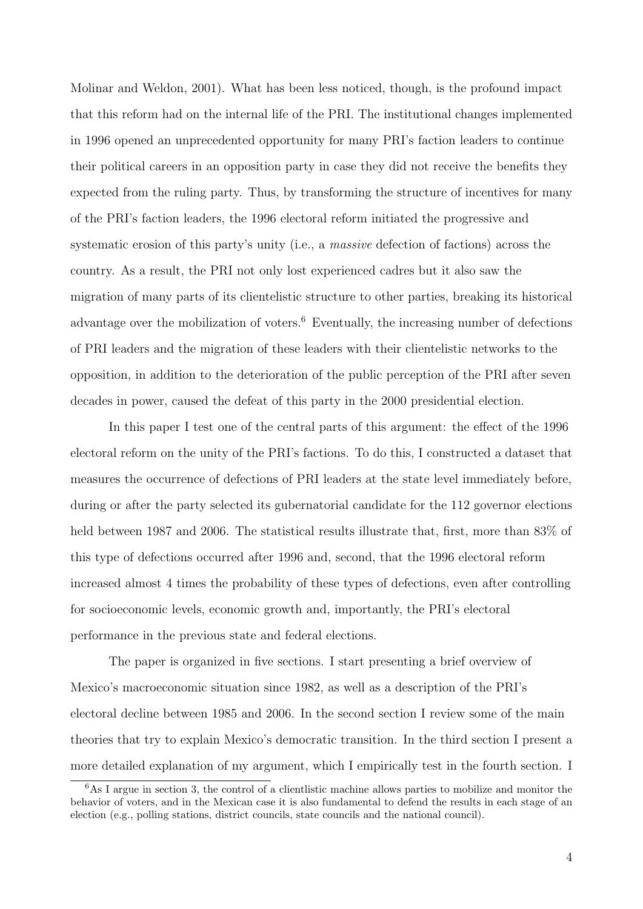Molinar and Weldon, 2001). What has been less noticed, though, is the profound impact that this reform had on the internal life of the PRI. The institutional changes implemented in 1996 opened an unprecedented opportunity for many PRI's faction leaders to continue their political careers in an opposition party in case they did not receive the benefits they expected from the ruling party. Thus, by transforming the structure of incentives for many of the PRI's faction leaders, the 1996 electoral reform initiated the progressive and systematic erosion of this party's unity (i.e., a *massive* defection of factions) across the country. As a result, the PRI not only lost experienced cadres but it also saw the migration of many parts of its clientelistic structure to other parties, breaking its historical advantage over the mobilization of voters.[6] Eventually, the increasing number of defections of PRI leaders and the migration of these leaders with their clientelistic networks to the opposition, in addition to the deterioration of the public perception of the PRI after seven decades in power, caused the defeat of this party in the 2000 presidential election.

In this paper I test one of the central parts of this argument: the effect of the 1996 electoral reform on the unity of the PRI's factions. To do this, I constructed a dataset that measures the occurrence of defections of PRI leaders at the state level immediately before, during or after the party selected its gubernatorial candidate for the 112 governor elections held between 1987 and 2006. The statistical results illustrate that, first, more than 83% of this type of defections occurred after 1996 and, second, that the 1996 electoral reform increased almost 4 times the probability of these types of defections, even after controlling for socioeconomic levels, economic growth and, importantly, the PRI's electoral performance in the previous state and federal elections.

The paper is organized in five sections. I start presenting a brief overview of Mexico's macroeconomic situation since 1982, as well as a description of the PRI's electoral decline between 1985 and 2006. In the second section I review some of the main theories that try to explain Mexico's democratic transition. In the third section I present a more detailed explanation of my argument, which I empirically test in the fourth section. I

[6] As I argue in section 3, the control of a clientlistic machine allows parties to mobilize and monitor the behavior of voters, and in the Mexican case it is also fundamental to defend the results in each stage of an election (e.g., polling stations, district councils, state councils and the national council).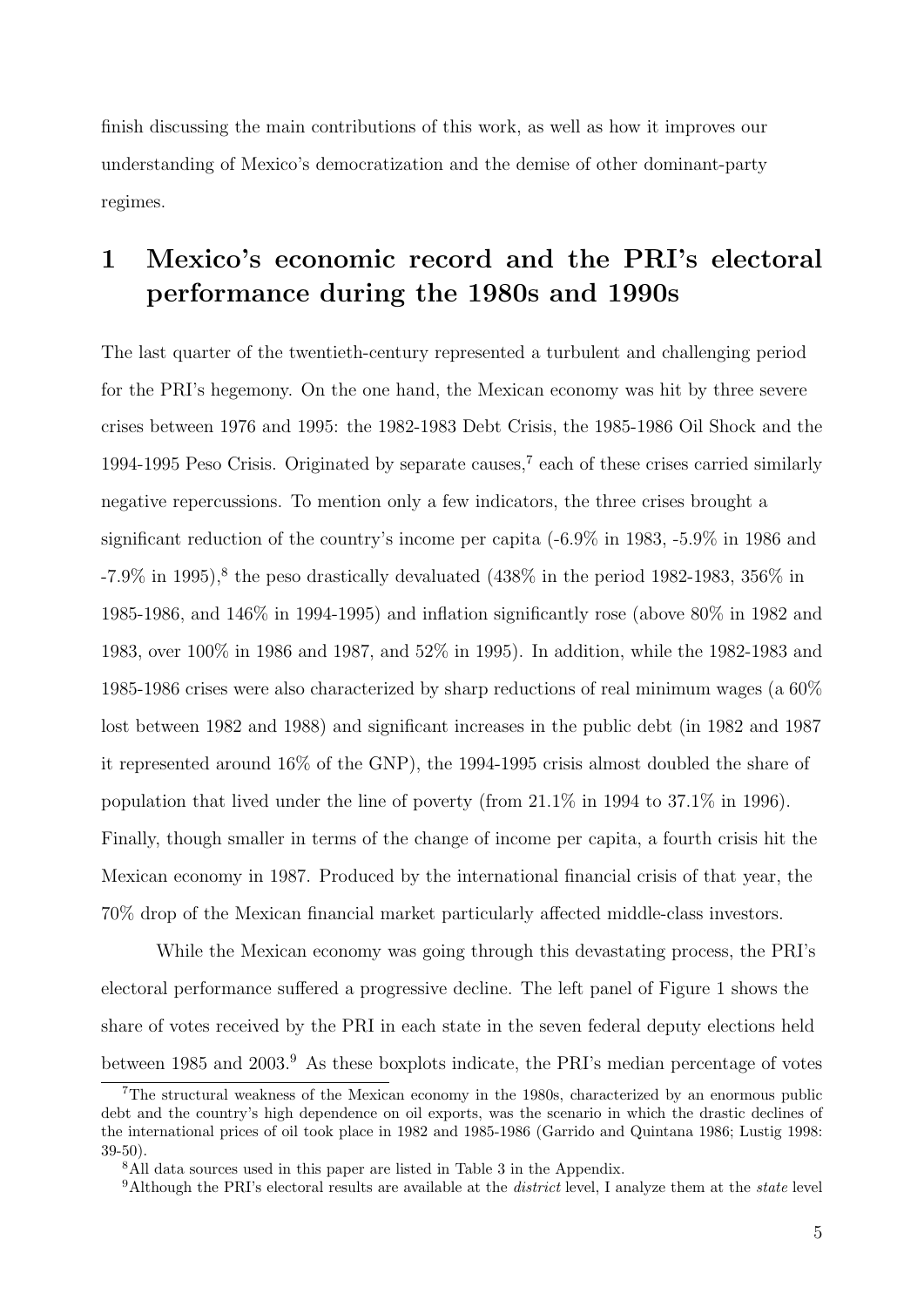finish discussing the main contributions of this work, as well as how it improves our understanding of Mexico's democratization and the demise of other dominant-party regimes.

## 1 Mexico's economic record and the PRI's electoral performance during the 1980s and 1990s

The last quarter of the twentieth-century represented a turbulent and challenging period for the PRI's hegemony. On the one hand, the Mexican economy was hit by three severe crises between 1976 and 1995: the 1982-1983 Debt Crisis, the 1985-1986 Oil Shock and the 1994-1995 Peso Crisis. Originated by separate causes,[7] each of these crises carried similarly negative repercussions. To mention only a few indicators, the three crises brought a significant reduction of the country's income per capita (-6.9% in 1983, -5.9% in 1986 and -7.9% in 1995),[8] the peso drastically devaluated (438% in the period 1982-1983, 356% in 1985-1986, and 146% in 1994-1995) and inflation significantly rose (above 80% in 1982 and 1983, over 100% in 1986 and 1987, and 52% in 1995). In addition, while the 1982-1983 and 1985-1986 crises were also characterized by sharp reductions of real minimum wages (a 60% lost between 1982 and 1988) and significant increases in the public debt (in 1982 and 1987 it represented around 16% of the GNP), the 1994-1995 crisis almost doubled the share of population that lived under the line of poverty (from 21.1% in 1994 to 37.1% in 1996). Finally, though smaller in terms of the change of income per capita, a fourth crisis hit the Mexican economy in 1987. Produced by the international financial crisis of that year, the 70% drop of the Mexican financial market particularly affected middle-class investors.

While the Mexican economy was going through this devastating process, the PRI's electoral performance suffered a progressive decline. The left panel of Figure 1 shows the share of votes received by the PRI in each state in the seven federal deputy elections held between 1985 and 2003.[9] As these boxplots indicate, the PRI's median percentage of votes

---

[7] The structural weakness of the Mexican economy in the 1980s, characterized by an enormous public debt and the country's high dependence on oil exports, was the scenario in which the drastic declines of the international prices of oil took place in 1982 and 1985-1986 (Garrido and Quintana 1986; Lustig 1998: 39-50).

[8] All data sources used in this paper are listed in Table 3 in the Appendix.

[9] Although the PRI's electoral results are available at the *district* level, I analyze them at the *state* level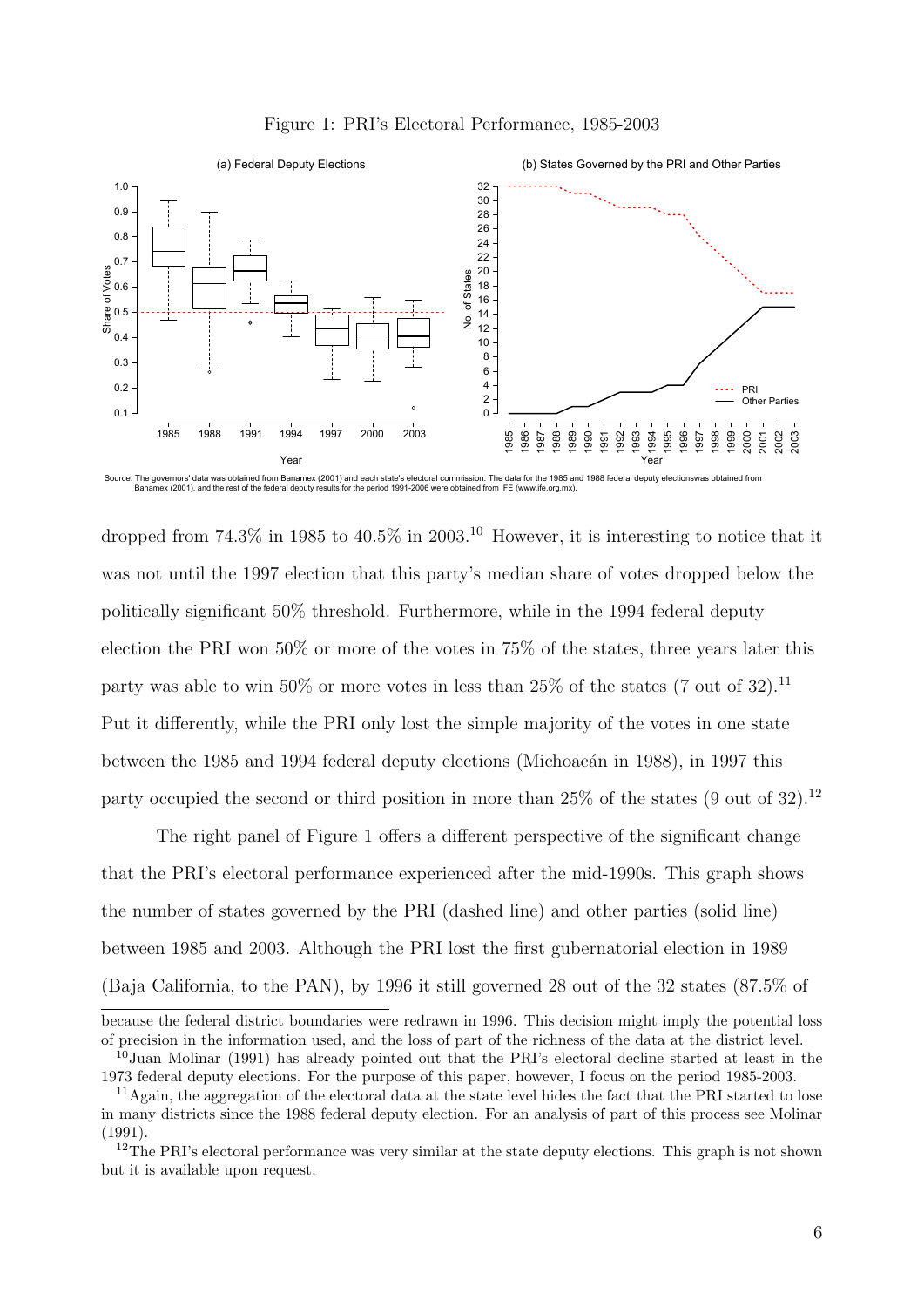Figure 1: PRI's Electoral Performance, 1985-2003

Source: The governors' data was obtained from Banamex (2001) and each state's electoral commission. The data for the 1985 and 1988 federal deputy electionswas obtained from Banamex (2001), and the rest of the federal deputy results for the period 1991-2006 were obtained from IFE (www.ife.org.mx).

dropped from 74.3% in 1985 to 40.5% in 2003.[10] However, it is interesting to notice that it was not until the 1997 election that this party's median share of votes dropped below the politically significant 50% threshold. Furthermore, while in the 1994 federal deputy election the PRI won 50% or more of the votes in 75% of the states, three years later this party was able to win 50% or more votes in less than 25% of the states (7 out of 32).[11] Put it differently, while the PRI only lost the simple majority of the votes in one state between the 1985 and 1994 federal deputy elections (Michoacán in 1988), in 1997 this party occupied the second or third position in more than 25% of the states (9 out of 32).[12]

The right panel of Figure 1 offers a different perspective of the significant change that the PRI's electoral performance experienced after the mid-1990s. This graph shows the number of states governed by the PRI (dashed line) and other parties (solid line) between 1985 and 2003. Although the PRI lost the first gubernatorial election in 1989 (Baja California, to the PAN), by 1996 it still governed 28 out of the 32 states (87.5% of

because the federal district boundaries were redrawn in 1996. This decision might imply the potential loss of precision in the information used, and the loss of part of the richness of the data at the district level.

[10] Juan Molinar (1991) has already pointed out that the PRI's electoral decline started at least in the 1973 federal deputy elections. For the purpose of this paper, however, I focus on the period 1985-2003.

[11] Again, the aggregation of the electoral data at the state level hides the fact that the PRI started to lose in many districts since the 1988 federal deputy election. For an analysis of part of this process see Molinar (1991).

[12] The PRI's electoral performance was very similar at the state deputy elections. This graph is not shown but it is available upon request.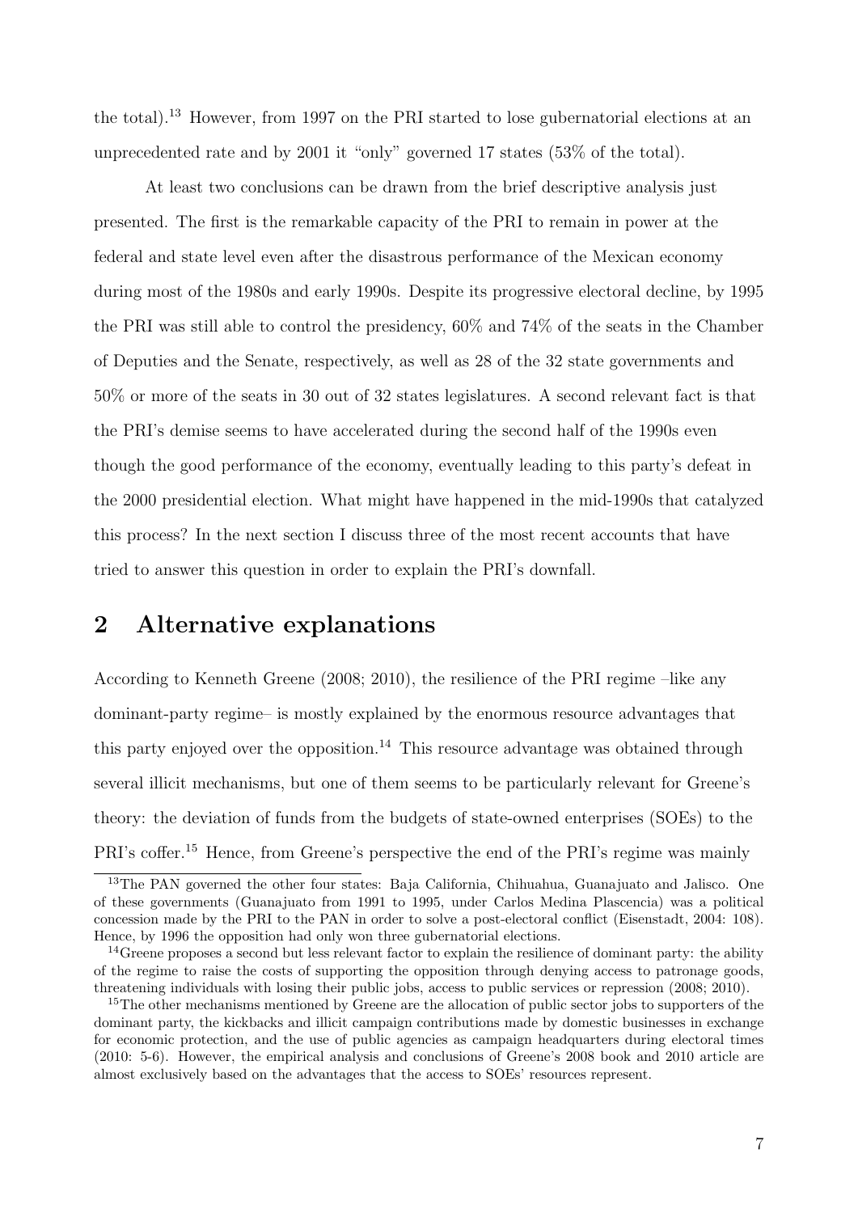the total).[13] However, from 1997 on the PRI started to lose gubernatorial elections at an unprecedented rate and by 2001 it "only" governed 17 states (53% of the total).

At least two conclusions can be drawn from the brief descriptive analysis just presented. The first is the remarkable capacity of the PRI to remain in power at the federal and state level even after the disastrous performance of the Mexican economy during most of the 1980s and early 1990s. Despite its progressive electoral decline, by 1995 the PRI was still able to control the presidency, 60% and 74% of the seats in the Chamber of Deputies and the Senate, respectively, as well as 28 of the 32 state governments and 50% or more of the seats in 30 out of 32 states legislatures. A second relevant fact is that the PRI's demise seems to have accelerated during the second half of the 1990s even though the good performance of the economy, eventually leading to this party's defeat in the 2000 presidential election. What might have happened in the mid-1990s that catalyzed this process? In the next section I discuss three of the most recent accounts that have tried to answer this question in order to explain the PRI's downfall.

## 2 Alternative explanations

According to Kenneth Greene (2008; 2010), the resilience of the PRI regime –like any dominant-party regime– is mostly explained by the enormous resource advantages that this party enjoyed over the opposition.[14] This resource advantage was obtained through several illicit mechanisms, but one of them seems to be particularly relevant for Greene's theory: the deviation of funds from the budgets of state-owned enterprises (SOEs) to the PRI's coffer.[15] Hence, from Greene's perspective the end of the PRI's regime was mainly

[13] The PAN governed the other four states: Baja California, Chihuahua, Guanajuato and Jalisco. One of these governments (Guanajuato from 1991 to 1995, under Carlos Medina Plascencia) was a political concession made by the PRI to the PAN in order to solve a post-electoral conflict (Eisenstadt, 2004: 108). Hence, by 1996 the opposition had only won three gubernatorial elections.

[14] Greene proposes a second but less relevant factor to explain the resilience of dominant party: the ability of the regime to raise the costs of supporting the opposition through denying access to patronage goods, threatening individuals with losing their public jobs, access to public services or repression (2008; 2010).

[15] The other mechanisms mentioned by Greene are the allocation of public sector jobs to supporters of the dominant party, the kickbacks and illicit campaign contributions made by domestic businesses in exchange for economic protection, and the use of public agencies as campaign headquarters during electoral times (2010: 5-6). However, the empirical analysis and conclusions of Greene's 2008 book and 2010 article are almost exclusively based on the advantages that the access to SOEs' resources represent.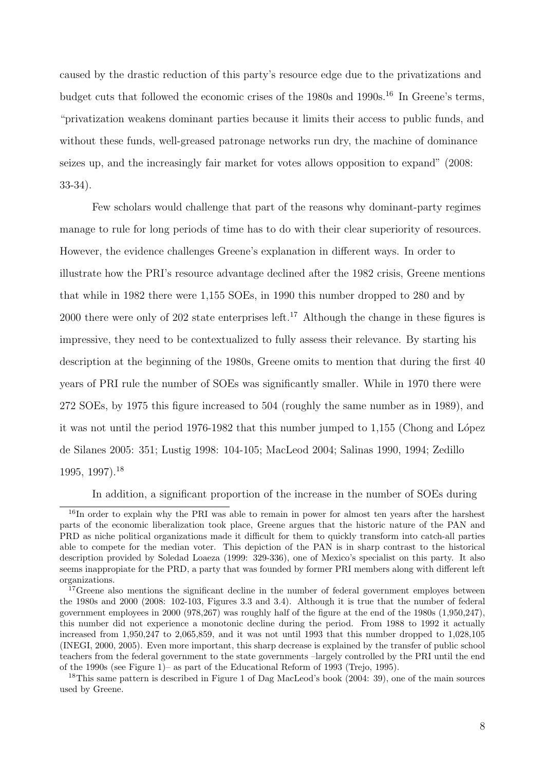caused by the drastic reduction of this party's resource edge due to the privatizations and budget cuts that followed the economic crises of the 1980s and 1990s.[16] In Greene's terms, "privatization weakens dominant parties because it limits their access to public funds, and without these funds, well-greased patronage networks run dry, the machine of dominance seizes up, and the increasingly fair market for votes allows opposition to expand" (2008: 33-34).

Few scholars would challenge that part of the reasons why dominant-party regimes manage to rule for long periods of time has to do with their clear superiority of resources. However, the evidence challenges Greene's explanation in different ways. In order to illustrate how the PRI's resource advantage declined after the 1982 crisis, Greene mentions that while in 1982 there were 1,155 SOEs, in 1990 this number dropped to 280 and by 2000 there were only of 202 state enterprises left.[17] Although the change in these figures is impressive, they need to be contextualized to fully assess their relevance. By starting his description at the beginning of the 1980s, Greene omits to mention that during the first 40 years of PRI rule the number of SOEs was significantly smaller. While in 1970 there were 272 SOEs, by 1975 this figure increased to 504 (roughly the same number as in 1989), and it was not until the period 1976-1982 that this number jumped to 1,155 (Chong and López de Silanes 2005: 351; Lustig 1998: 104-105; MacLeod 2004; Salinas 1990, 1994; Zedillo 1995, 1997).[18]

In addition, a significant proportion of the increase in the number of SOEs during

---

[16] In order to explain why the PRI was able to remain in power for almost ten years after the harshest parts of the economic liberalization took place, Greene argues that the historic nature of the PAN and PRD as niche political organizations made it difficult for them to quickly transform into catch-all parties able to compete for the median voter. This depiction of the PAN is in sharp contrast to the historical description provided by Soledad Loaeza (1999: 329-336), one of Mexico's specialist on this party. It also seems inappropiate for the PRD, a party that was founded by former PRI members along with different left organizations.

[17] Greene also mentions the significant decline in the number of federal government employes between the 1980s and 2000 (2008: 102-103, Figures 3.3 and 3.4). Although it is true that the number of federal government employees in 2000 (978,267) was roughly half of the figure at the end of the 1980s (1,950,247), this number did not experience a monotonic decline during the period. From 1988 to 1992 it actually increased from 1,950,247 to 2,065,859, and it was not until 1993 that this number dropped to 1,028,105 (INEGI, 2000, 2005). Even more important, this sharp decrease is explained by the transfer of public school teachers from the federal government to the state governments –largely controlled by the PRI until the end of the 1990s (see Figure 1)– as part of the Educational Reform of 1993 (Trejo, 1995).

[18] This same pattern is described in Figure 1 of Dag MacLeod's book (2004: 39), one of the main sources used by Greene.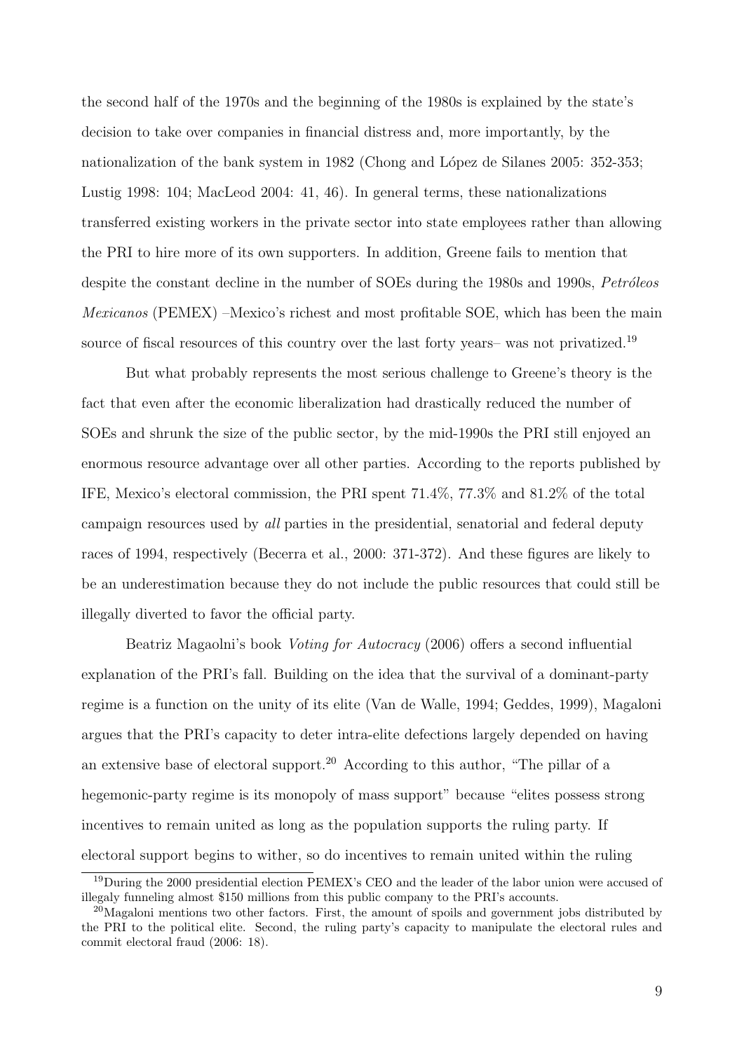the second half of the 1970s and the beginning of the 1980s is explained by the state's decision to take over companies in financial distress and, more importantly, by the nationalization of the bank system in 1982 (Chong and López de Silanes 2005: 352-353; Lustig 1998: 104; MacLeod 2004: 41, 46). In general terms, these nationalizations transferred existing workers in the private sector into state employees rather than allowing the PRI to hire more of its own supporters. In addition, Greene fails to mention that despite the constant decline in the number of SOEs during the 1980s and 1990s, *Petróleos Mexicanos* (PEMEX) –Mexico's richest and most profitable SOE, which has been the main source of fiscal resources of this country over the last forty years– was not privatized.[19]

But what probably represents the most serious challenge to Greene's theory is the fact that even after the economic liberalization had drastically reduced the number of SOEs and shrunk the size of the public sector, by the mid-1990s the PRI still enjoyed an enormous resource advantage over all other parties. According to the reports published by IFE, Mexico's electoral commission, the PRI spent 71.4%, 77.3% and 81.2% of the total campaign resources used by *all* parties in the presidential, senatorial and federal deputy races of 1994, respectively (Becerra et al., 2000: 371-372). And these figures are likely to be an underestimation because they do not include the public resources that could still be illegally diverted to favor the official party.

Beatriz Magaolni's book *Voting for Autocracy* (2006) offers a second influential explanation of the PRI's fall. Building on the idea that the survival of a dominant-party regime is a function on the unity of its elite (Van de Walle, 1994; Geddes, 1999), Magaloni argues that the PRI's capacity to deter intra-elite defections largely depended on having an extensive base of electoral support.[20] According to this author, "The pillar of a hegemonic-party regime is its monopoly of mass support" because "elites possess strong incentives to remain united as long as the population supports the ruling party. If electoral support begins to wither, so do incentives to remain united within the ruling

[19] During the 2000 presidential election PEMEX's CEO and the leader of the labor union were accused of illegaly funneling almost $150 millions from this public company to the PRI's accounts.

[20] Magaloni mentions two other factors. First, the amount of spoils and government jobs distributed by the PRI to the political elite. Second, the ruling party's capacity to manipulate the electoral rules and commit electoral fraud (2006: 18).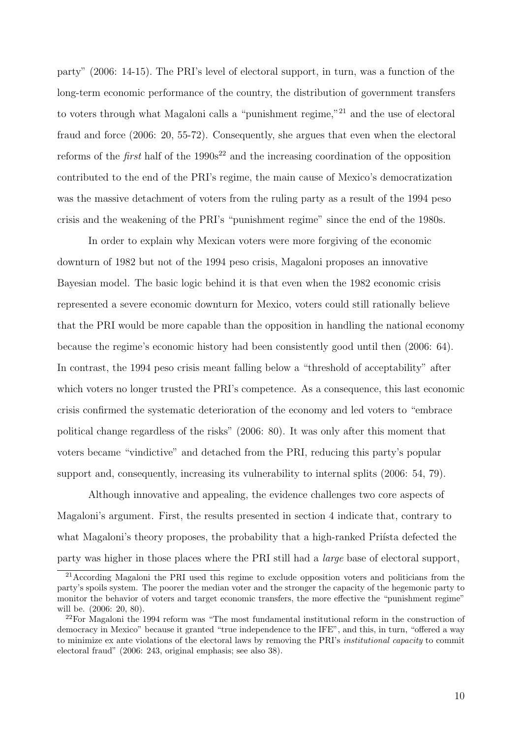party" (2006: 14-15). The PRI's level of electoral support, in turn, was a function of the long-term economic performance of the country, the distribution of government transfers to voters through what Magaloni calls a "punishment regime,"[21] and the use of electoral fraud and force (2006: 20, 55-72). Consequently, she argues that even when the electoral reforms of the *first* half of the 1990s[22] and the increasing coordination of the opposition contributed to the end of the PRI's regime, the main cause of Mexico's democratization was the massive detachment of voters from the ruling party as a result of the 1994 peso crisis and the weakening of the PRI's "punishment regime" since the end of the 1980s.

In order to explain why Mexican voters were more forgiving of the economic downturn of 1982 but not of the 1994 peso crisis, Magaloni proposes an innovative Bayesian model. The basic logic behind it is that even when the 1982 economic crisis represented a severe economic downturn for Mexico, voters could still rationally believe that the PRI would be more capable than the opposition in handling the national economy because the regime's economic history had been consistently good until then (2006: 64). In contrast, the 1994 peso crisis meant falling below a "threshold of acceptability" after which voters no longer trusted the PRI's competence. As a consequence, this last economic crisis confirmed the systematic deterioration of the economy and led voters to "embrace political change regardless of the risks" (2006: 80). It was only after this moment that voters became "vindictive" and detached from the PRI, reducing this party's popular support and, consequently, increasing its vulnerability to internal splits (2006: 54, 79).

Although innovative and appealing, the evidence challenges two core aspects of Magaloni's argument. First, the results presented in section 4 indicate that, contrary to what Magaloni's theory proposes, the probability that a high-ranked Príista defected the party was higher in those places where the PRI still had a *large* base of electoral support,

[21] According Magaloni the PRI used this regime to exclude opposition voters and politicians from the party's spoils system. The poorer the median voter and the stronger the capacity of the hegemonic party to monitor the behavior of voters and target economic transfers, the more effective the "punishment regime" will be. (2006: 20, 80).

[22] For Magaloni the 1994 reform was "The most fundamental institutional reform in the construction of democracy in Mexico" because it granted "true independence to the IFE", and this, in turn, "offered a way to minimize ex ante violations of the electoral laws by removing the PRI's *institutional capacity* to commit electoral fraud" (2006: 243, original emphasis; see also 38).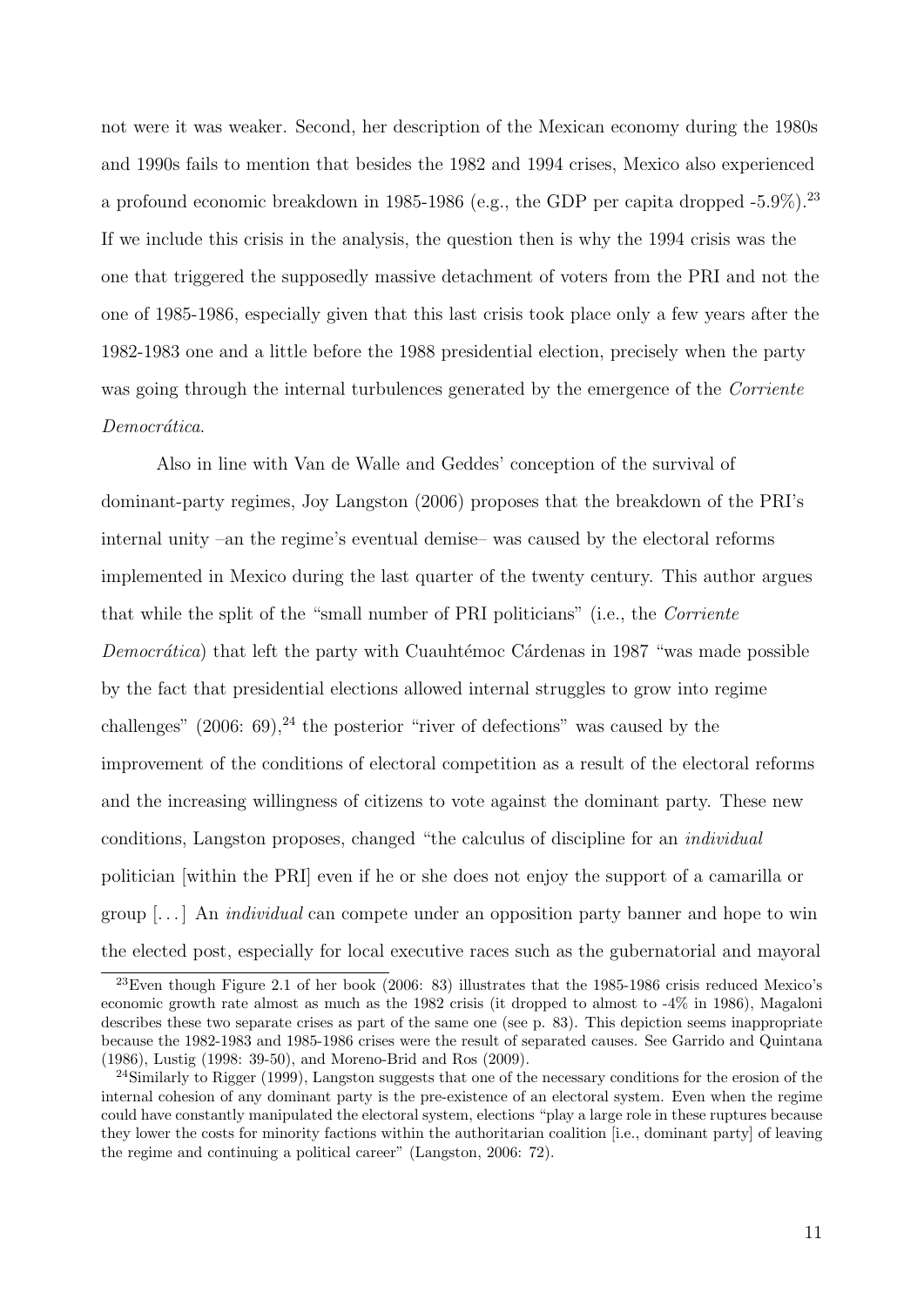not were it was weaker. Second, her description of the Mexican economy during the 1980s and 1990s fails to mention that besides the 1982 and 1994 crises, Mexico also experienced a profound economic breakdown in 1985-1986 (e.g., the GDP per capita dropped -5.9%).[23] If we include this crisis in the analysis, the question then is why the 1994 crisis was the one that triggered the supposedly massive detachment of voters from the PRI and not the one of 1985-1986, especially given that this last crisis took place only a few years after the 1982-1983 one and a little before the 1988 presidential election, precisely when the party was going through the internal turbulences generated by the emergence of the *Corriente Democrática*.

Also in line with Van de Walle and Geddes' conception of the survival of dominant-party regimes, Joy Langston (2006) proposes that the breakdown of the PRI's internal unity –an the regime's eventual demise– was caused by the electoral reforms implemented in Mexico during the last quarter of the twenty century. This author argues that while the split of the "small number of PRI politicians" (i.e., the *Corriente Democrática*) that left the party with Cuauhtémoc Cárdenas in 1987 "was made possible by the fact that presidential elections allowed internal struggles to grow into regime challenges" (2006: 69),[24] the posterior "river of defections" was caused by the improvement of the conditions of electoral competition as a result of the electoral reforms and the increasing willingness of citizens to vote against the dominant party. These new conditions, Langston proposes, changed "the calculus of discipline for an *individual* politician [within the PRI] even if he or she does not enjoy the support of a camarilla or group [. . . ] An *individual* can compete under an opposition party banner and hope to win the elected post, especially for local executive races such as the gubernatorial and mayoral

---

[23] Even though Figure 2.1 of her book (2006: 83) illustrates that the 1985-1986 crisis reduced Mexico's economic growth rate almost as much as the 1982 crisis (it dropped to almost to -4% in 1986), Magaloni describes these two separate crises as part of the same one (see p. 83). This depiction seems inappropriate because the 1982-1983 and 1985-1986 crises were the result of separated causes. See Garrido and Quintana (1986), Lustig (1998: 39-50), and Moreno-Brid and Ros (2009).

[24] Similarly to Rigger (1999), Langston suggests that one of the necessary conditions for the erosion of the internal cohesion of any dominant party is the pre-existence of an electoral system. Even when the regime could have constantly manipulated the electoral system, elections "play a large role in these ruptures because they lower the costs for minority factions within the authoritarian coalition [i.e., dominant party] of leaving the regime and continuing a political career" (Langston, 2006: 72).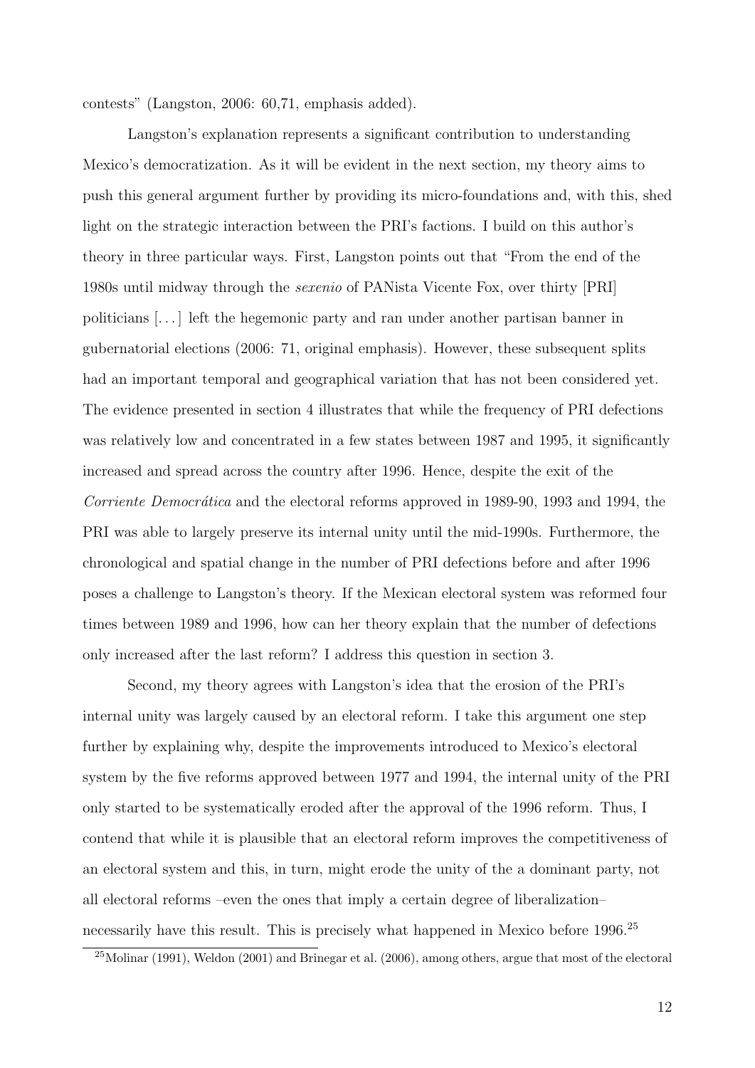contests" (Langston, 2006: 60,71, emphasis added).

Langston's explanation represents a significant contribution to understanding Mexico's democratization. As it will be evident in the next section, my theory aims to push this general argument further by providing its micro-foundations and, with this, shed light on the strategic interaction between the PRI's factions. I build on this author's theory in three particular ways. First, Langston points out that "From the end of the 1980s until midway through the *sexenio* of PANista Vicente Fox, over thirty [PRI] politicians [...] left the hegemonic party and ran under another partisan banner in gubernatorial elections (2006: 71, original emphasis). However, these subsequent splits had an important temporal and geographical variation that has not been considered yet. The evidence presented in section 4 illustrates that while the frequency of PRI defections was relatively low and concentrated in a few states between 1987 and 1995, it significantly increased and spread across the country after 1996. Hence, despite the exit of the *Corriente Democrática* and the electoral reforms approved in 1989-90, 1993 and 1994, the PRI was able to largely preserve its internal unity until the mid-1990s. Furthermore, the chronological and spatial change in the number of PRI defections before and after 1996 poses a challenge to Langston's theory. If the Mexican electoral system was reformed four times between 1989 and 1996, how can her theory explain that the number of defections only increased after the last reform? I address this question in section 3.

Second, my theory agrees with Langston's idea that the erosion of the PRI's internal unity was largely caused by an electoral reform. I take this argument one step further by explaining why, despite the improvements introduced to Mexico's electoral system by the five reforms approved between 1977 and 1994, the internal unity of the PRI only started to be systematically eroded after the approval of the 1996 reform. Thus, I contend that while it is plausible that an electoral reform improves the competitiveness of an electoral system and this, in turn, might erode the unity of the a dominant party, not all electoral reforms –even the ones that imply a certain degree of liberalization– necessarily have this result. This is precisely what happened in Mexico before 1996.[25]

[25] Molinar (1991), Weldon (2001) and Brinegar et al. (2006), among others, argue that most of the electoral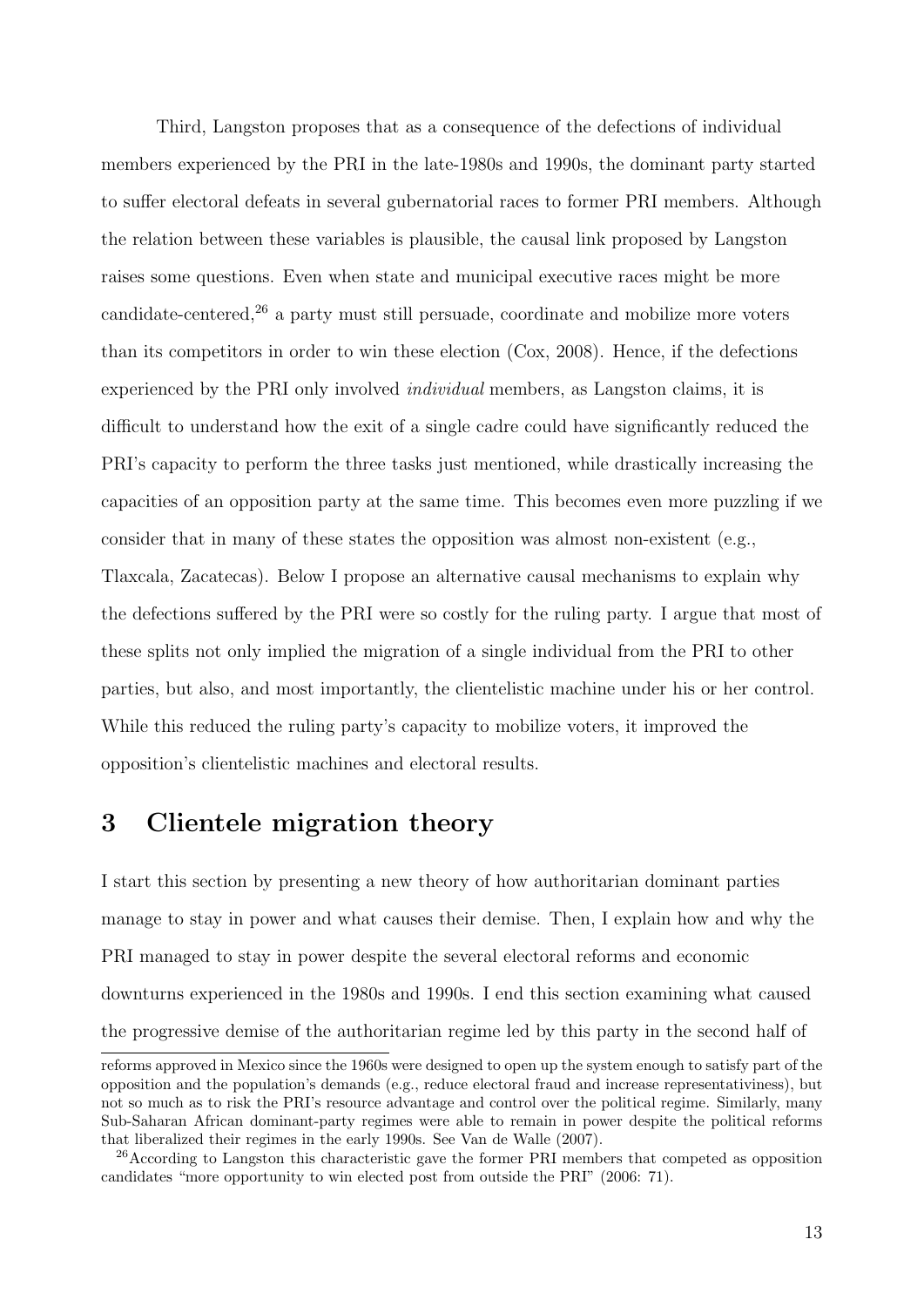Third, Langston proposes that as a consequence of the defections of individual members experienced by the PRI in the late-1980s and 1990s, the dominant party started to suffer electoral defeats in several gubernatorial races to former PRI members. Although the relation between these variables is plausible, the causal link proposed by Langston raises some questions. Even when state and municipal executive races might be more candidate-centered,[26] a party must still persuade, coordinate and mobilize more voters than its competitors in order to win these election (Cox, 2008). Hence, if the defections experienced by the PRI only involved *individual* members, as Langston claims, it is difficult to understand how the exit of a single cadre could have significantly reduced the PRI's capacity to perform the three tasks just mentioned, while drastically increasing the capacities of an opposition party at the same time. This becomes even more puzzling if we consider that in many of these states the opposition was almost non-existent (e.g., Tlaxcala, Zacatecas). Below I propose an alternative causal mechanisms to explain why the defections suffered by the PRI were so costly for the ruling party. I argue that most of these splits not only implied the migration of a single individual from the PRI to other parties, but also, and most importantly, the clientelistic machine under his or her control. While this reduced the ruling party's capacity to mobilize voters, it improved the opposition's clientelistic machines and electoral results.

## 3 Clientele migration theory

I start this section by presenting a new theory of how authoritarian dominant parties manage to stay in power and what causes their demise. Then, I explain how and why the PRI managed to stay in power despite the several electoral reforms and economic downturns experienced in the 1980s and 1990s. I end this section examining what caused the progressive demise of the authoritarian regime led by this party in the second half of

---

reforms approved in Mexico since the 1960s were designed to open up the system enough to satisfy part of the opposition and the population's demands (e.g., reduce electoral fraud and increase representativiness), but not so much as to risk the PRI's resource advantage and control over the political regime. Similarly, many Sub-Saharan African dominant-party regimes were able to remain in power despite the political reforms that liberalized their regimes in the early 1990s. See Van de Walle (2007).

[26] According to Langston this characteristic gave the former PRI members that competed as opposition candidates "more opportunity to win elected post from outside the PRI" (2006: 71).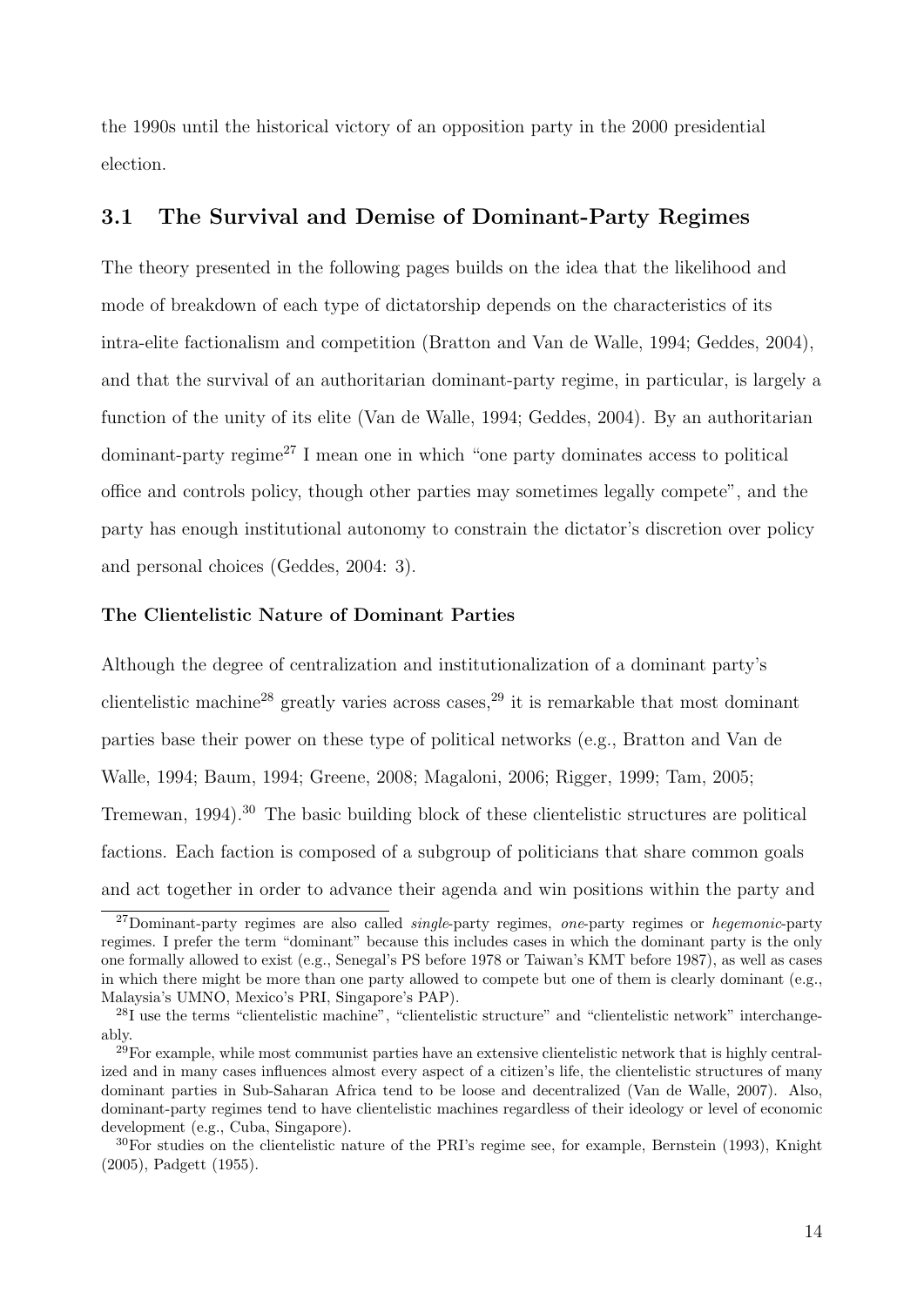the 1990s until the historical victory of an opposition party in the 2000 presidential election.

## 3.1 The Survival and Demise of Dominant-Party Regimes

The theory presented in the following pages builds on the idea that the likelihood and mode of breakdown of each type of dictatorship depends on the characteristics of its intra-elite factionalism and competition (Bratton and Van de Walle, 1994; Geddes, 2004), and that the survival of an authoritarian dominant-party regime, in particular, is largely a function of the unity of its elite (Van de Walle, 1994; Geddes, 2004). By an authoritarian dominant-party regime[27] I mean one in which "one party dominates access to political office and controls policy, though other parties may sometimes legally compete", and the party has enough institutional autonomy to constrain the dictator's discretion over policy and personal choices (Geddes, 2004: 3).

**The Clientelistic Nature of Dominant Parties**

Although the degree of centralization and institutionalization of a dominant party's clientelistic machine[28] greatly varies across cases,[29] it is remarkable that most dominant parties base their power on these type of political networks (e.g., Bratton and Van de Walle, 1994; Baum, 1994; Greene, 2008; Magaloni, 2006; Rigger, 1999; Tam, 2005; Tremewan, 1994).[30] The basic building block of these clientelistic structures are political factions. Each faction is composed of a subgroup of politicians that share common goals and act together in order to advance their agenda and win positions within the party and

[27] Dominant-party regimes are also called *single*-party regimes, *one*-party regimes or *hegemonic*-party regimes. I prefer the term "dominant" because this includes cases in which the dominant party is the only one formally allowed to exist (e.g., Senegal's PS before 1978 or Taiwan's KMT before 1987), as well as cases in which there might be more than one party allowed to compete but one of them is clearly dominant (e.g., Malaysia's UMNO, Mexico's PRI, Singapore's PAP).

[28] I use the terms "clientelistic machine", "clientelistic structure" and "clientelistic network" interchangeably.

[29] For example, while most communist parties have an extensive clientelistic network that is highly centralized and in many cases influences almost every aspect of a citizen's life, the clientelistic structures of many dominant parties in Sub-Saharan Africa tend to be loose and decentralized (Van de Walle, 2007). Also, dominant-party regimes tend to have clientelistic machines regardless of their ideology or level of economic development (e.g., Cuba, Singapore).

[30] For studies on the clientelistic nature of the PRI's regime see, for example, Bernstein (1993), Knight (2005), Padgett (1955).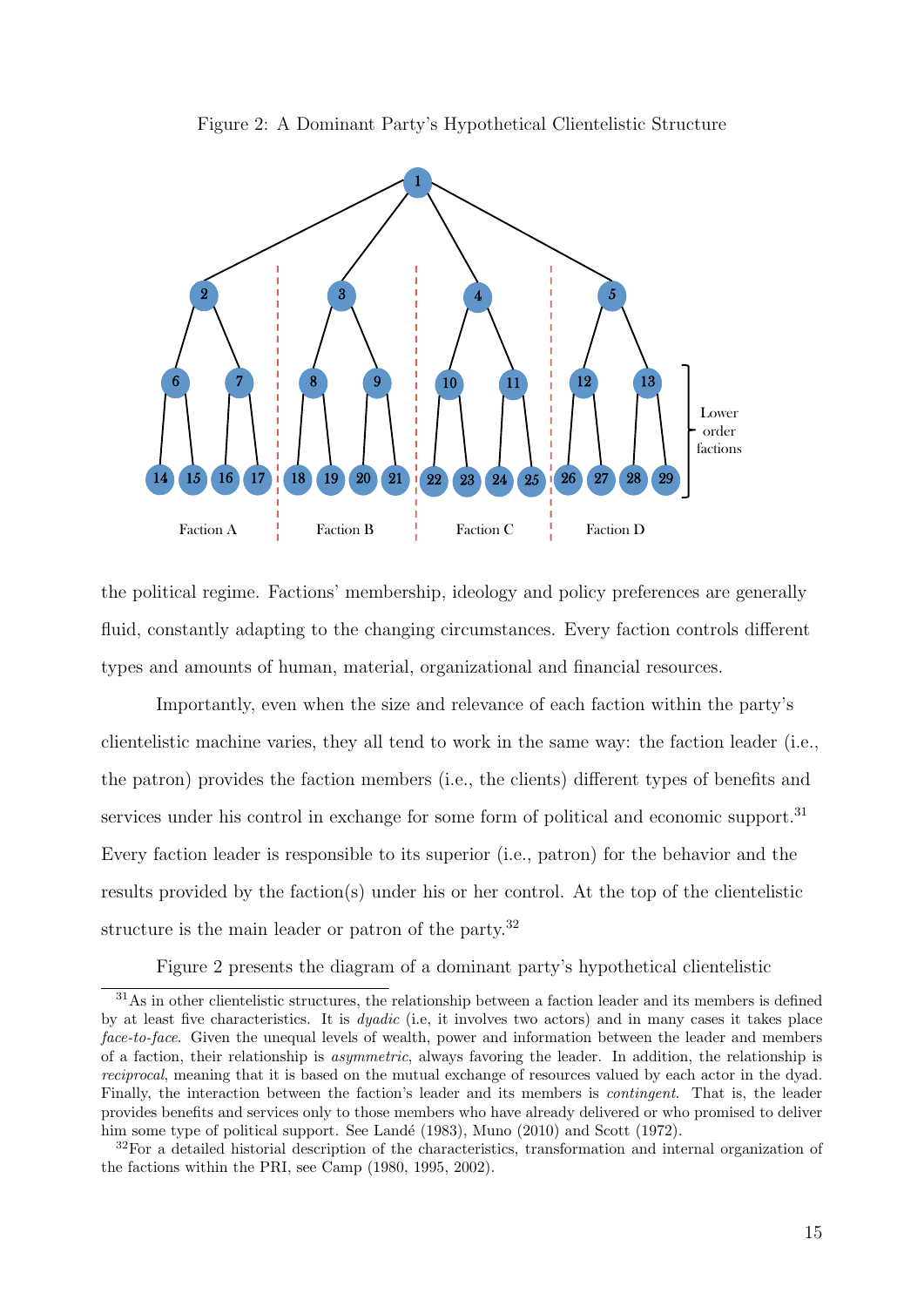Figure 2: A Dominant Party's Hypothetical Clientelistic Structure

the political regime. Factions' membership, ideology and policy preferences are generally fluid, constantly adapting to the changing circumstances. Every faction controls different types and amounts of human, material, organizational and financial resources.

Importantly, even when the size and relevance of each faction within the party's clientelistic machine varies, they all tend to work in the same way: the faction leader (i.e., the patron) provides the faction members (i.e., the clients) different types of benefits and services under his control in exchange for some form of political and economic support.[31] Every faction leader is responsible to its superior (i.e., patron) for the behavior and the results provided by the faction(s) under his or her control. At the top of the clientelistic structure is the main leader or patron of the party.[32]

Figure 2 presents the diagram of a dominant party's hypothetical clientelistic

[31] As in other clientelistic structures, the relationship between a faction leader and its members is defined by at least five characteristics. It is *dyadic* (i.e, it involves two actors) and in many cases it takes place *face-to-face*. Given the unequal levels of wealth, power and information between the leader and members of a faction, their relationship is *asymmetric*, always favoring the leader. In addition, the relationship is *reciprocal*, meaning that it is based on the mutual exchange of resources valued by each actor in the dyad. Finally, the interaction between the faction's leader and its members is *contingent*. That is, the leader provides benefits and services only to those members who have already delivered or who promised to deliver him some type of political support. See Landé (1983), Muno (2010) and Scott (1972).

[32] For a detailed historial description of the characteristics, transformation and internal organization of the factions within the PRI, see Camp (1980, 1995, 2002).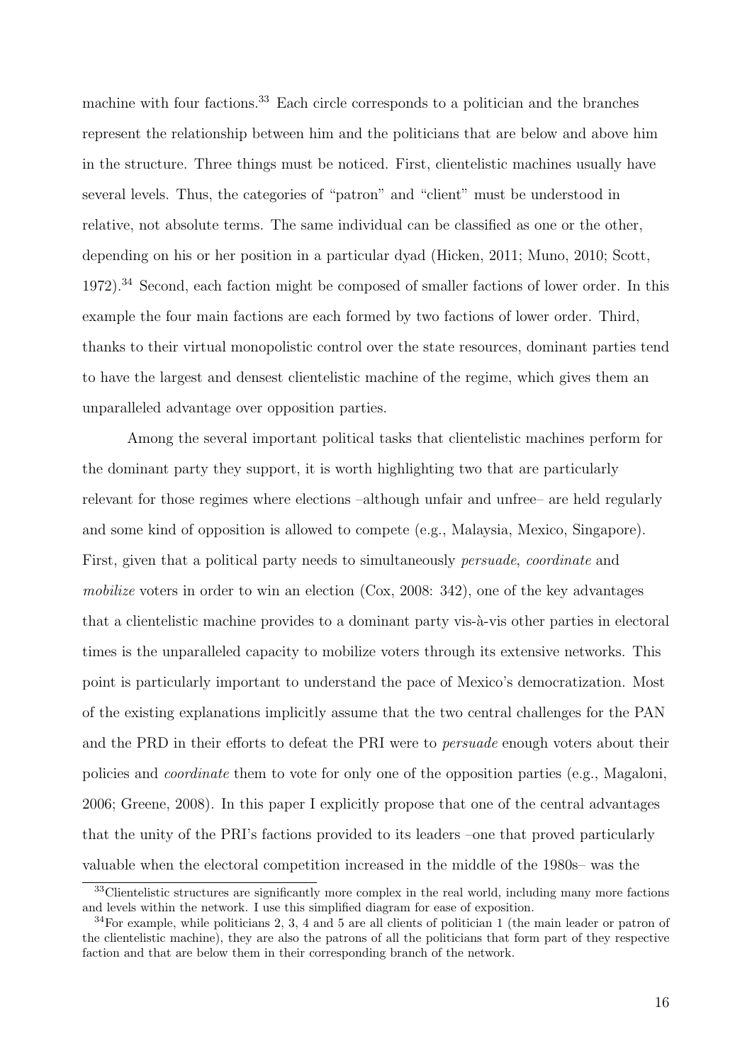machine with four factions.[33] Each circle corresponds to a politician and the branches represent the relationship between him and the politicians that are below and above him in the structure. Three things must be noticed. First, clientelistic machines usually have several levels. Thus, the categories of "patron" and "client" must be understood in relative, not absolute terms. The same individual can be classified as one or the other, depending on his or her position in a particular dyad (Hicken, 2011; Muno, 2010; Scott, 1972).[34] Second, each faction might be composed of smaller factions of lower order. In this example the four main factions are each formed by two factions of lower order. Third, thanks to their virtual monopolistic control over the state resources, dominant parties tend to have the largest and densest clientelistic machine of the regime, which gives them an unparalleled advantage over opposition parties.

Among the several important political tasks that clientelistic machines perform for the dominant party they support, it is worth highlighting two that are particularly relevant for those regimes where elections –although unfair and unfree– are held regularly and some kind of opposition is allowed to compete (e.g., Malaysia, Mexico, Singapore). First, given that a political party needs to simultaneously *persuade*, *coordinate* and *mobilize* voters in order to win an election (Cox, 2008: 342), one of the key advantages that a clientelistic machine provides to a dominant party vis-à-vis other parties in electoral times is the unparalleled capacity to mobilize voters through its extensive networks. This point is particularly important to understand the pace of Mexico's democratization. Most of the existing explanations implicitly assume that the two central challenges for the PAN and the PRD in their efforts to defeat the PRI were to *persuade* enough voters about their policies and *coordinate* them to vote for only one of the opposition parties (e.g., Magaloni, 2006; Greene, 2008). In this paper I explicitly propose that one of the central advantages that the unity of the PRI's factions provided to its leaders –one that proved particularly valuable when the electoral competition increased in the middle of the 1980s– was the

[33] Clientelistic structures are significantly more complex in the real world, including many more factions and levels within the network. I use this simplified diagram for ease of exposition.

[34] For example, while politicians 2, 3, 4 and 5 are all clients of politician 1 (the main leader or patron of the clientelistic machine), they are also the patrons of all the politicians that form part of they respective faction and that are below them in their corresponding branch of the network.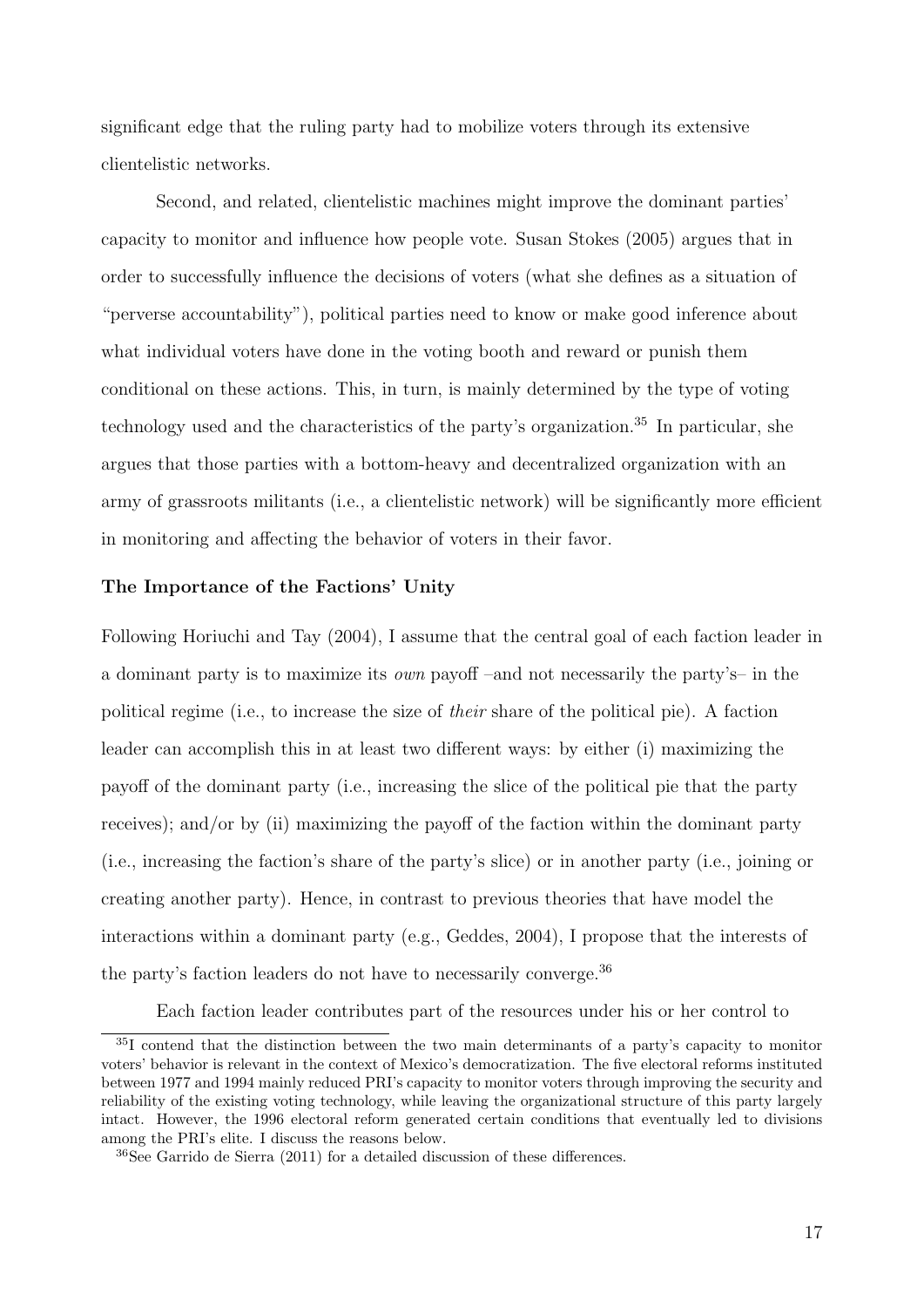significant edge that the ruling party had to mobilize voters through its extensive clientelistic networks.

Second, and related, clientelistic machines might improve the dominant parties' capacity to monitor and influence how people vote. Susan Stokes (2005) argues that in order to successfully influence the decisions of voters (what she defines as a situation of "perverse accountability"), political parties need to know or make good inference about what individual voters have done in the voting booth and reward or punish them conditional on these actions. This, in turn, is mainly determined by the type of voting technology used and the characteristics of the party's organization.[35] In particular, she argues that those parties with a bottom-heavy and decentralized organization with an army of grassroots militants (i.e., a clientelistic network) will be significantly more efficient in monitoring and affecting the behavior of voters in their favor.

**The Importance of the Factions' Unity**

Following Horiuchi and Tay (2004), I assume that the central goal of each faction leader in a dominant party is to maximize its *own* payoff –and not necessarily the party's– in the political regime (i.e., to increase the size of *their* share of the political pie). A faction leader can accomplish this in at least two different ways: by either (i) maximizing the payoff of the dominant party (i.e., increasing the slice of the political pie that the party receives); and/or by (ii) maximizing the payoff of the faction within the dominant party (i.e., increasing the faction's share of the party's slice) or in another party (i.e., joining or creating another party). Hence, in contrast to previous theories that have model the interactions within a dominant party (e.g., Geddes, 2004), I propose that the interests of the party's faction leaders do not have to necessarily converge.[36]

Each faction leader contributes part of the resources under his or her control to

---

[35] I contend that the distinction between the two main determinants of a party's capacity to monitor voters' behavior is relevant in the context of Mexico's democratization. The five electoral reforms instituted between 1977 and 1994 mainly reduced PRI's capacity to monitor voters through improving the security and reliability of the existing voting technology, while leaving the organizational structure of this party largely intact. However, the 1996 electoral reform generated certain conditions that eventually led to divisions among the PRI's elite. I discuss the reasons below.

[36] See Garrido de Sierra (2011) for a detailed discussion of these differences.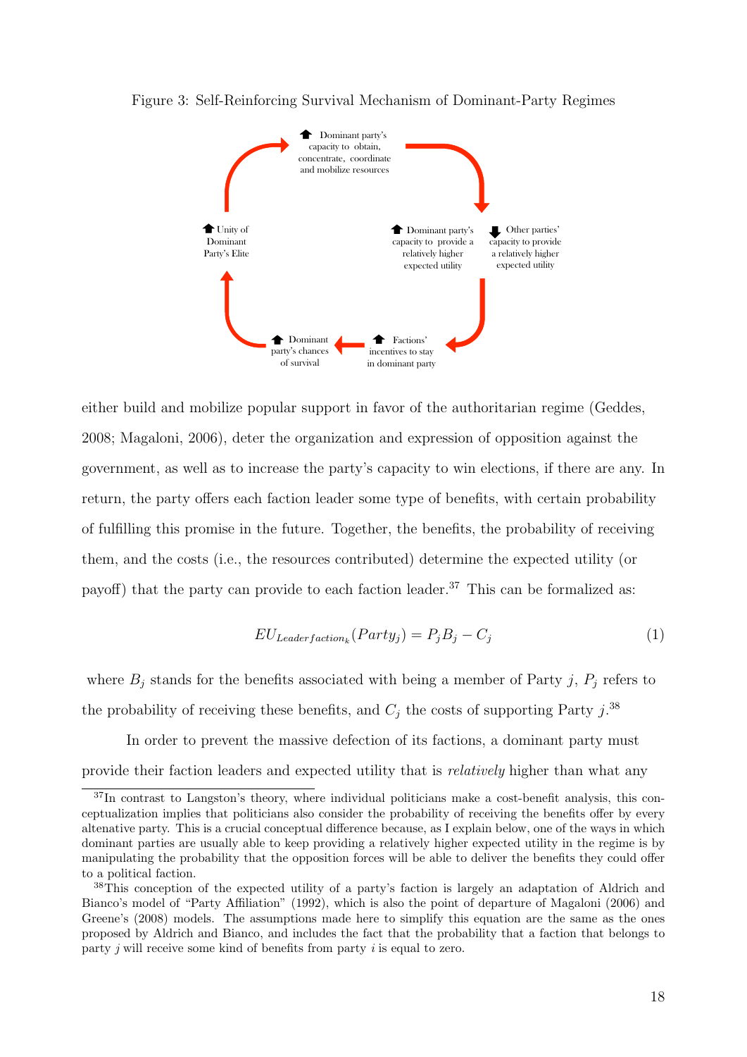Figure 3: Self-Reinforcing Survival Mechanism of Dominant-Party Regimes

either build and mobilize popular support in favor of the authoritarian regime (Geddes, 2008; Magaloni, 2006), deter the organization and expression of opposition against the government, as well as to increase the party's capacity to win elections, if there are any. In return, the party offers each faction leader some type of benefits, with certain probability of fulfilling this promise in the future. Together, the benefits, the probability of receiving them, and the costs (i.e., the resources contributed) determine the expected utility (or payoff) that the party can provide to each faction leader.[37] This can be formalized as:

$$EU_{Leaderfaction_k}(Party_j) = P_j B_j - C_j \tag{1}$$

where $B_j$ stands for the benefits associated with being a member of Party $j$, $P_j$ refers to the probability of receiving these benefits, and $C_j$ the costs of supporting Party $j$.[38]

In order to prevent the massive defection of its factions, a dominant party must provide their faction leaders and expected utility that is *relatively* higher than what any

[37] In contrast to Langston's theory, where individual politicians make a cost-benefit analysis, this conceptualization implies that politicians also consider the probability of receiving the benefits offer by every altenative party. This is a crucial conceptual difference because, as I explain below, one of the ways in which dominant parties are usually able to keep providing a relatively higher expected utility in the regime is by manipulating the probability that the opposition forces will be able to deliver the benefits they could offer to a political faction.

[38] This conception of the expected utility of a party's faction is largely an adaptation of Aldrich and Bianco's model of "Party Affiliation" (1992), which is also the point of departure of Magaloni (2006) and Greene's (2008) models. The assumptions made here to simplify this equation are the same as the ones proposed by Aldrich and Bianco, and includes the fact that the probability that a faction that belongs to party $j$ will receive some kind of benefits from party $i$ is equal to zero.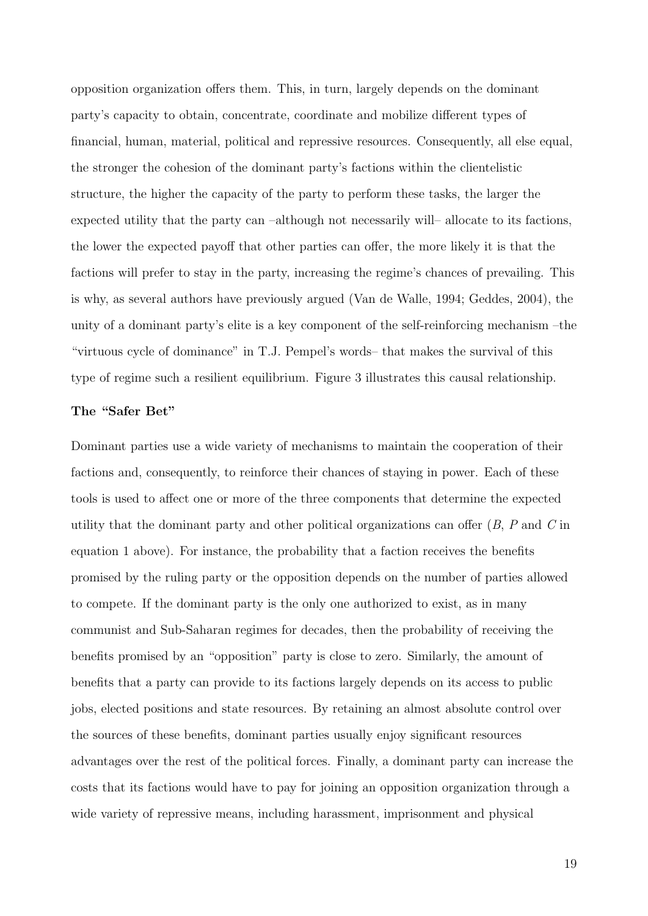opposition organization offers them. This, in turn, largely depends on the dominant party's capacity to obtain, concentrate, coordinate and mobilize different types of financial, human, material, political and repressive resources. Consequently, all else equal, the stronger the cohesion of the dominant party's factions within the clientelistic structure, the higher the capacity of the party to perform these tasks, the larger the expected utility that the party can –although not necessarily will– allocate to its factions, the lower the expected payoff that other parties can offer, the more likely it is that the factions will prefer to stay in the party, increasing the regime's chances of prevailing. This is why, as several authors have previously argued (Van de Walle, 1994; Geddes, 2004), the unity of a dominant party's elite is a key component of the self-reinforcing mechanism –the "virtuous cycle of dominance" in T.J. Pempel's words– that makes the survival of this type of regime such a resilient equilibrium. Figure 3 illustrates this causal relationship.

**The "Safer Bet"**

Dominant parties use a wide variety of mechanisms to maintain the cooperation of their factions and, consequently, to reinforce their chances of staying in power. Each of these tools is used to affect one or more of the three components that determine the expected utility that the dominant party and other political organizations can offer ($B$, $P$ and $C$ in equation 1 above). For instance, the probability that a faction receives the benefits promised by the ruling party or the opposition depends on the number of parties allowed to compete. If the dominant party is the only one authorized to exist, as in many communist and Sub-Saharan regimes for decades, then the probability of receiving the benefits promised by an "opposition" party is close to zero. Similarly, the amount of benefits that a party can provide to its factions largely depends on its access to public jobs, elected positions and state resources. By retaining an almost absolute control over the sources of these benefits, dominant parties usually enjoy significant resources advantages over the rest of the political forces. Finally, a dominant party can increase the costs that its factions would have to pay for joining an opposition organization through a wide variety of repressive means, including harassment, imprisonment and physical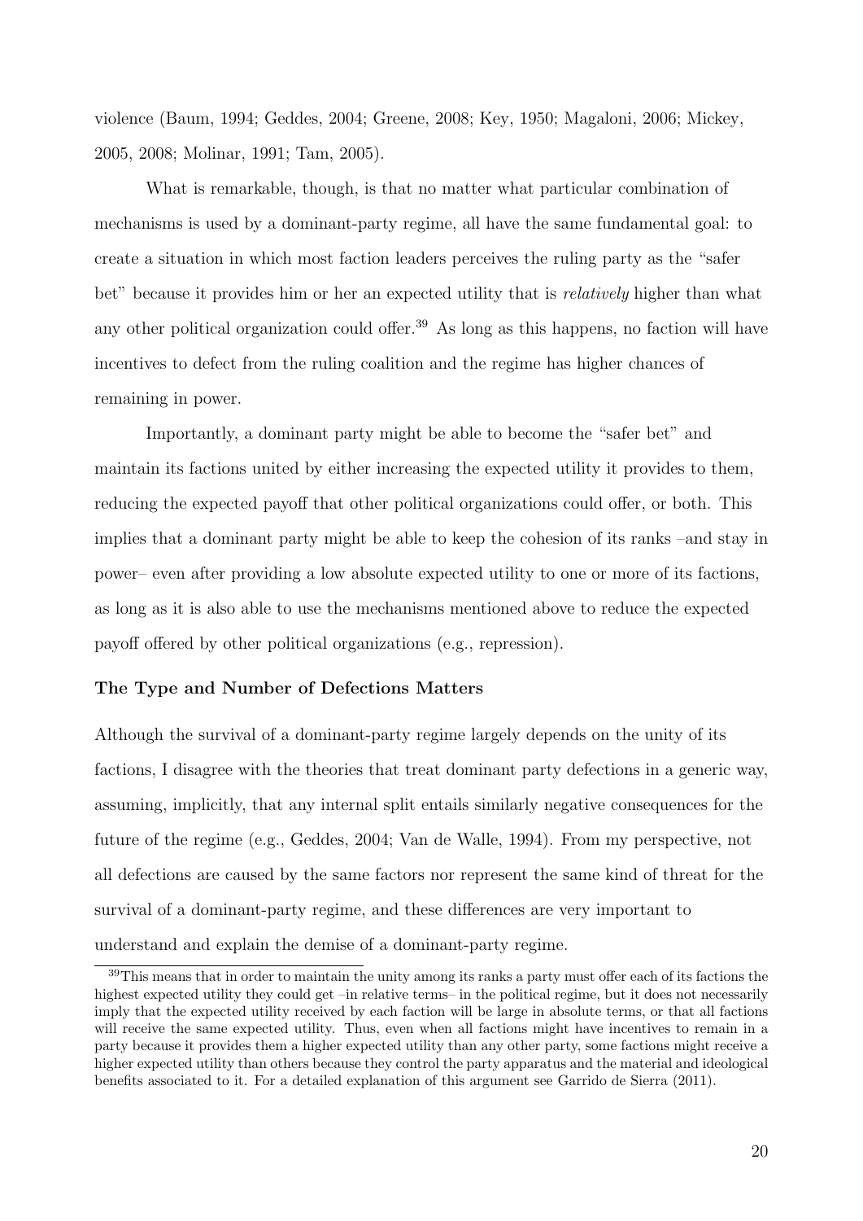violence (Baum, 1994; Geddes, 2004; Greene, 2008; Key, 1950; Magaloni, 2006; Mickey, 2005, 2008; Molinar, 1991; Tam, 2005).

What is remarkable, though, is that no matter what particular combination of mechanisms is used by a dominant-party regime, all have the same fundamental goal: to create a situation in which most faction leaders perceives the ruling party as the "safer bet" because it provides him or her an expected utility that is *relatively* higher than what any other political organization could offer.[39] As long as this happens, no faction will have incentives to defect from the ruling coalition and the regime has higher chances of remaining in power.

Importantly, a dominant party might be able to become the "safer bet" and maintain its factions united by either increasing the expected utility it provides to them, reducing the expected payoff that other political organizations could offer, or both. This implies that a dominant party might be able to keep the cohesion of its ranks –and stay in power– even after providing a low absolute expected utility to one or more of its factions, as long as it is also able to use the mechanisms mentioned above to reduce the expected payoff offered by other political organizations (e.g., repression).

**The Type and Number of Defections Matters**

Although the survival of a dominant-party regime largely depends on the unity of its factions, I disagree with the theories that treat dominant party defections in a generic way, assuming, implicitly, that any internal split entails similarly negative consequences for the future of the regime (e.g., Geddes, 2004; Van de Walle, 1994). From my perspective, not all defections are caused by the same factors nor represent the same kind of threat for the survival of a dominant-party regime, and these differences are very important to understand and explain the demise of a dominant-party regime.

[39] This means that in order to maintain the unity among its ranks a party must offer each of its factions the highest expected utility they could get –in relative terms– in the political regime, but it does not necessarily imply that the expected utility received by each faction will be large in absolute terms, or that all factions will receive the same expected utility. Thus, even when all factions might have incentives to remain in a party because it provides them a higher expected utility than any other party, some factions might receive a higher expected utility than others because they control the party apparatus and the material and ideological benefits associated to it. For a detailed explanation of this argument see Garrido de Sierra (2011).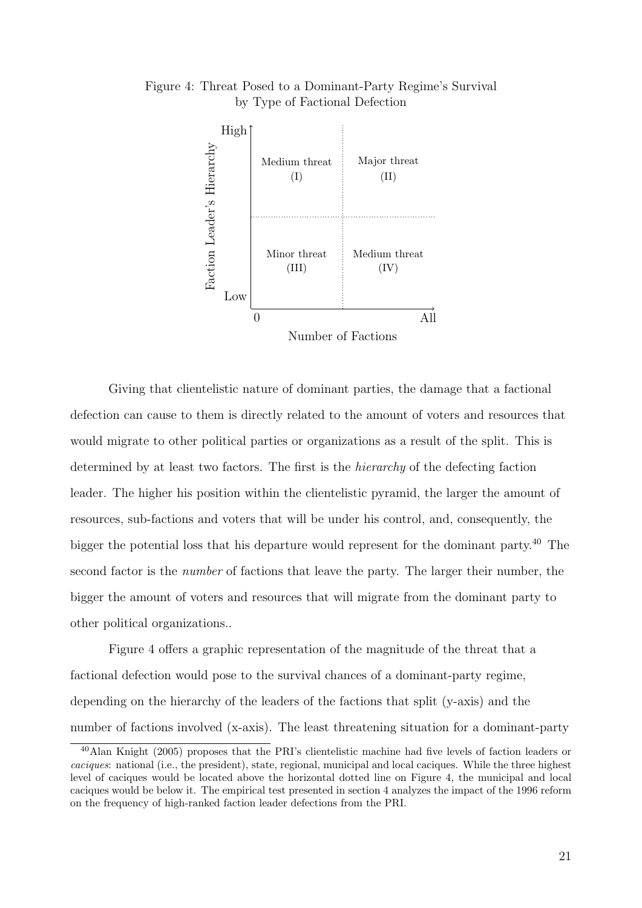Figure 4: Threat Posed to a Dominant-Party Regime's Survival by Type of Factional Defection

| Faction Leader's Hierarchy | Number of Factions: Few | Number of Factions: Many |
| --- | --- | --- |
| High | Medium threat (I) | Major threat (II) |
| Low | Minor threat (III) | Medium threat (IV) |

Giving that clientelistic nature of dominant parties, the damage that a factional defection can cause to them is directly related to the amount of voters and resources that would migrate to other political parties or organizations as a result of the split. This is determined by at least two factors. The first is the *hierarchy* of the defecting faction leader. The higher his position within the clientelistic pyramid, the larger the amount of resources, sub-factions and voters that will be under his control, and, consequently, the bigger the potential loss that his departure would represent for the dominant party.[40] The second factor is the *number* of factions that leave the party. The larger their number, the bigger the amount of voters and resources that will migrate from the dominant party to other political organizations..

Figure 4 offers a graphic representation of the magnitude of the threat that a factional defection would pose to the survival chances of a dominant-party regime, depending on the hierarchy of the leaders of the factions that split (y-axis) and the number of factions involved (x-axis). The least threatening situation for a dominant-party

[40] Alan Knight (2005) proposes that the PRI's clientelistic machine had five levels of faction leaders or *caciques*: national (i.e., the president), state, regional, municipal and local caciques. While the three highest level of caciques would be located above the horizontal dotted line on Figure 4, the municipal and local caciques would be below it. The empirical test presented in section 4 analyzes the impact of the 1996 reform on the frequency of high-ranked faction leader defections from the PRI.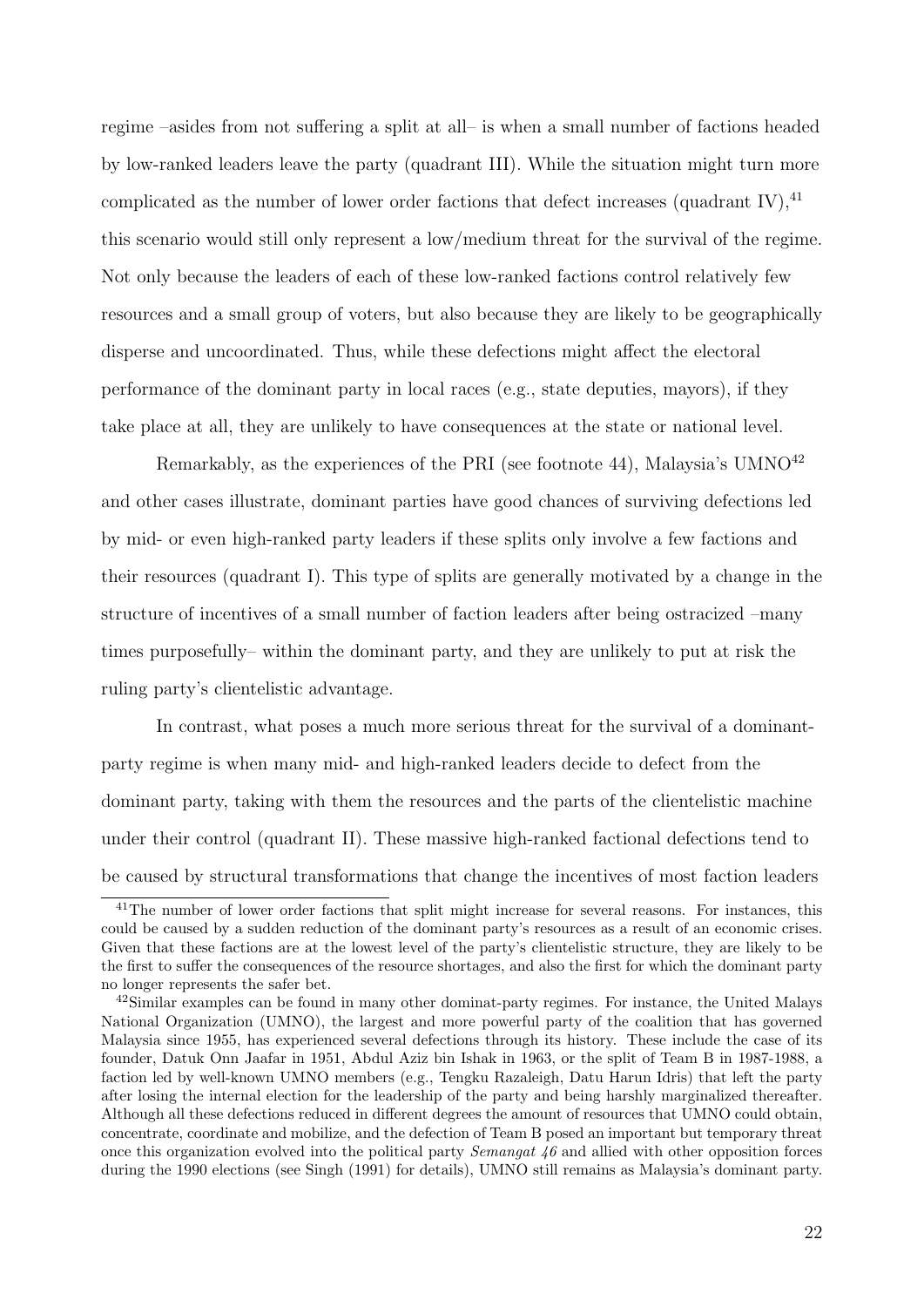regime –asides from not suffering a split at all– is when a small number of factions headed by low-ranked leaders leave the party (quadrant III). While the situation might turn more complicated as the number of lower order factions that defect increases (quadrant IV),[41] this scenario would still only represent a low/medium threat for the survival of the regime. Not only because the leaders of each of these low-ranked factions control relatively few resources and a small group of voters, but also because they are likely to be geographically disperse and uncoordinated. Thus, while these defections might affect the electoral performance of the dominant party in local races (e.g., state deputies, mayors), if they take place at all, they are unlikely to have consequences at the state or national level.

Remarkably, as the experiences of the PRI (see footnote 44), Malaysia's UMNO[42] and other cases illustrate, dominant parties have good chances of surviving defections led by mid- or even high-ranked party leaders if these splits only involve a few factions and their resources (quadrant I). This type of splits are generally motivated by a change in the structure of incentives of a small number of faction leaders after being ostracized –many times purposefully– within the dominant party, and they are unlikely to put at risk the ruling party's clientelistic advantage.

In contrast, what poses a much more serious threat for the survival of a dominant-party regime is when many mid- and high-ranked leaders decide to defect from the dominant party, taking with them the resources and the parts of the clientelistic machine under their control (quadrant II). These massive high-ranked factional defections tend to be caused by structural transformations that change the incentives of most faction leaders

[41] The number of lower order factions that split might increase for several reasons. For instances, this could be caused by a sudden reduction of the dominant party's resources as a result of an economic crises. Given that these factions are at the lowest level of the party's clientelistic structure, they are likely to be the first to suffer the consequences of the resource shortages, and also the first for which the dominant party no longer represents the safer bet.

[42] Similar examples can be found in many other dominat-party regimes. For instance, the United Malays National Organization (UMNO), the largest and more powerful party of the coalition that has governed Malaysia since 1955, has experienced several defections through its history. These include the case of its founder, Datuk Onn Jaafar in 1951, Abdul Aziz bin Ishak in 1963, or the split of Team B in 1987-1988, a faction led by well-known UMNO members (e.g., Tengku Razaleigh, Datu Harun Idris) that left the party after losing the internal election for the leadership of the party and being harshly marginalized thereafter. Although all these defections reduced in different degrees the amount of resources that UMNO could obtain, concentrate, coordinate and mobilize, and the defection of Team B posed an important but temporary threat once this organization evolved into the political party *Semangat 46* and allied with other opposition forces during the 1990 elections (see Singh (1991) for details), UMNO still remains as Malaysia's dominant party.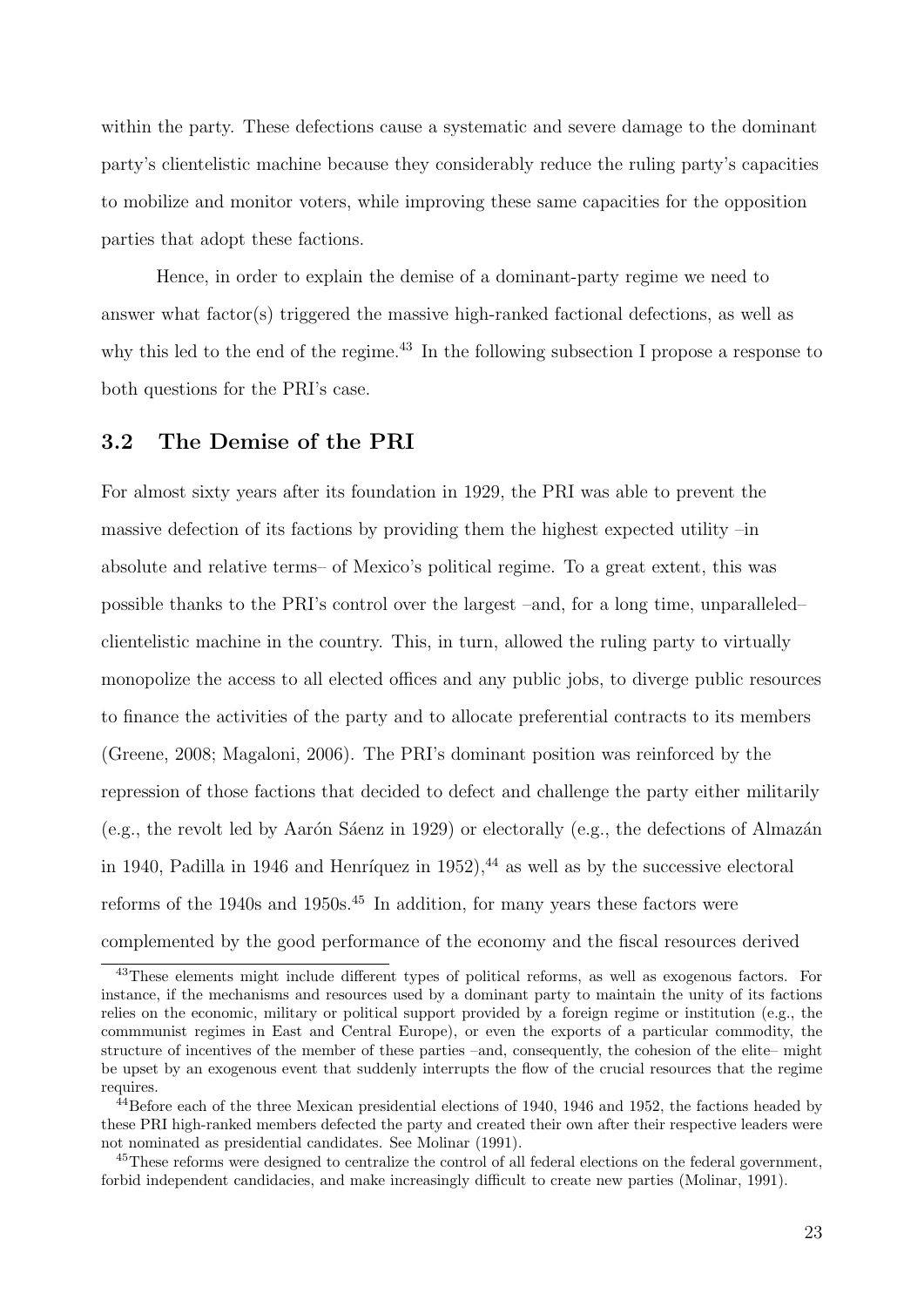within the party. These defections cause a systematic and severe damage to the dominant party's clientelistic machine because they considerably reduce the ruling party's capacities to mobilize and monitor voters, while improving these same capacities for the opposition parties that adopt these factions.

Hence, in order to explain the demise of a dominant-party regime we need to answer what factor(s) triggered the massive high-ranked factional defections, as well as why this led to the end of the regime.[43] In the following subsection I propose a response to both questions for the PRI's case.

### 3.2 The Demise of the PRI

For almost sixty years after its foundation in 1929, the PRI was able to prevent the massive defection of its factions by providing them the highest expected utility –in absolute and relative terms– of Mexico's political regime. To a great extent, this was possible thanks to the PRI's control over the largest –and, for a long time, unparalleled– clientelistic machine in the country. This, in turn, allowed the ruling party to virtually monopolize the access to all elected offices and any public jobs, to diverge public resources to finance the activities of the party and to allocate preferential contracts to its members (Greene, 2008; Magaloni, 2006). The PRI's dominant position was reinforced by the repression of those factions that decided to defect and challenge the party either militarily (e.g., the revolt led by Aarón Sáenz in 1929) or electorally (e.g., the defections of Almazán in 1940, Padilla in 1946 and Henríquez in 1952),[44] as well as by the successive electoral reforms of the 1940s and 1950s.[45] In addition, for many years these factors were complemented by the good performance of the economy and the fiscal resources derived

[43] These elements might include different types of political reforms, as well as exogenous factors. For instance, if the mechanisms and resources used by a dominant party to maintain the unity of its factions relies on the economic, military or political support provided by a foreign regime or institution (e.g., the commmunist regimes in East and Central Europe), or even the exports of a particular commodity, the structure of incentives of the member of these parties –and, consequently, the cohesion of the elite– might be upset by an exogenous event that suddenly interrupts the flow of the crucial resources that the regime requires.

[44] Before each of the three Mexican presidential elections of 1940, 1946 and 1952, the factions headed by these PRI high-ranked members defected the party and created their own after their respective leaders were not nominated as presidential candidates. See Molinar (1991).

[45] These reforms were designed to centralize the control of all federal elections on the federal government, forbid independent candidacies, and make increasingly difficult to create new parties (Molinar, 1991).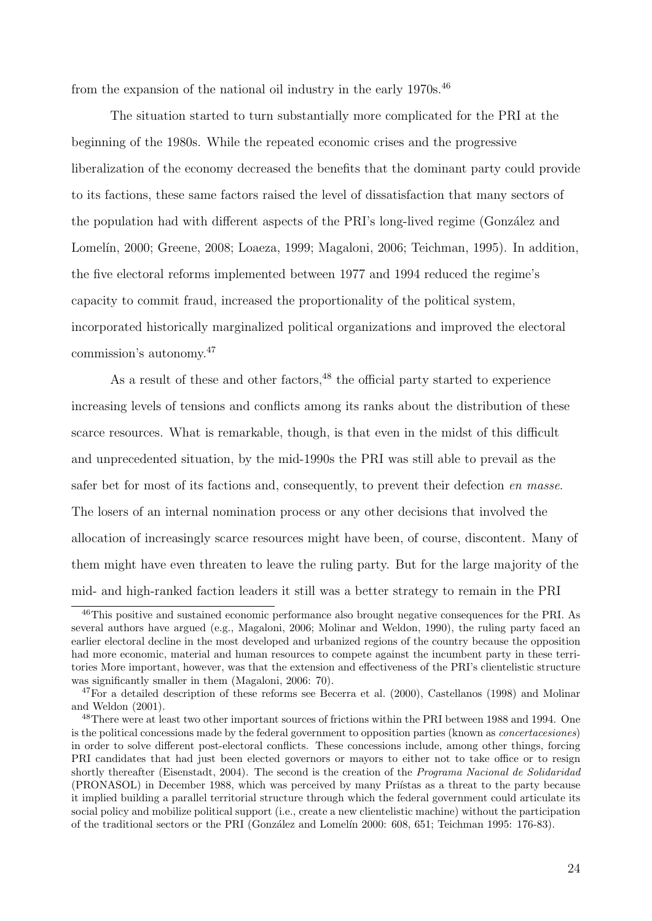from the expansion of the national oil industry in the early 1970s.[46]

The situation started to turn substantially more complicated for the PRI at the beginning of the 1980s. While the repeated economic crises and the progressive liberalization of the economy decreased the benefits that the dominant party could provide to its factions, these same factors raised the level of dissatisfaction that many sectors of the population had with different aspects of the PRI's long-lived regime (González and Lomelín, 2000; Greene, 2008; Loaeza, 1999; Magaloni, 2006; Teichman, 1995). In addition, the five electoral reforms implemented between 1977 and 1994 reduced the regime's capacity to commit fraud, increased the proportionality of the political system, incorporated historically marginalized political organizations and improved the electoral commission's autonomy.[47]

As a result of these and other factors,[48] the official party started to experience increasing levels of tensions and conflicts among its ranks about the distribution of these scarce resources. What is remarkable, though, is that even in the midst of this difficult and unprecedented situation, by the mid-1990s the PRI was still able to prevail as the safer bet for most of its factions and, consequently, to prevent their defection *en masse*. The losers of an internal nomination process or any other decisions that involved the allocation of increasingly scarce resources might have been, of course, discontent. Many of them might have even threaten to leave the ruling party. But for the large majority of the mid- and high-ranked faction leaders it still was a better strategy to remain in the PRI

[46] This positive and sustained economic performance also brought negative consequences for the PRI. As several authors have argued (e.g., Magaloni, 2006; Molinar and Weldon, 1990), the ruling party faced an earlier electoral decline in the most developed and urbanized regions of the country because the opposition had more economic, material and human resources to compete against the incumbent party in these territories More important, however, was that the extension and effectiveness of the PRI's clientelistic structure was significantly smaller in them (Magaloni, 2006: 70).

[47] For a detailed description of these reforms see Becerra et al. (2000), Castellanos (1998) and Molinar and Weldon (2001).

[48] There were at least two other important sources of frictions within the PRI between 1988 and 1994. One is the political concessions made by the federal government to opposition parties (known as *concertacesiones*) in order to solve different post-electoral conflicts. These concessions include, among other things, forcing PRI candidates that had just been elected governors or mayors to either not to take office or to resign shortly thereafter (Eisenstadt, 2004). The second is the creation of the *Programa Nacional de Solidaridad* (PRONASOL) in December 1988, which was perceived by many Priístas as a threat to the party because it implied building a parallel territorial structure through which the federal government could articulate its social policy and mobilize political support (i.e., create a new clientelistic machine) without the participation of the traditional sectors or the PRI (González and Lomelín 2000: 608, 651; Teichman 1995: 176-83).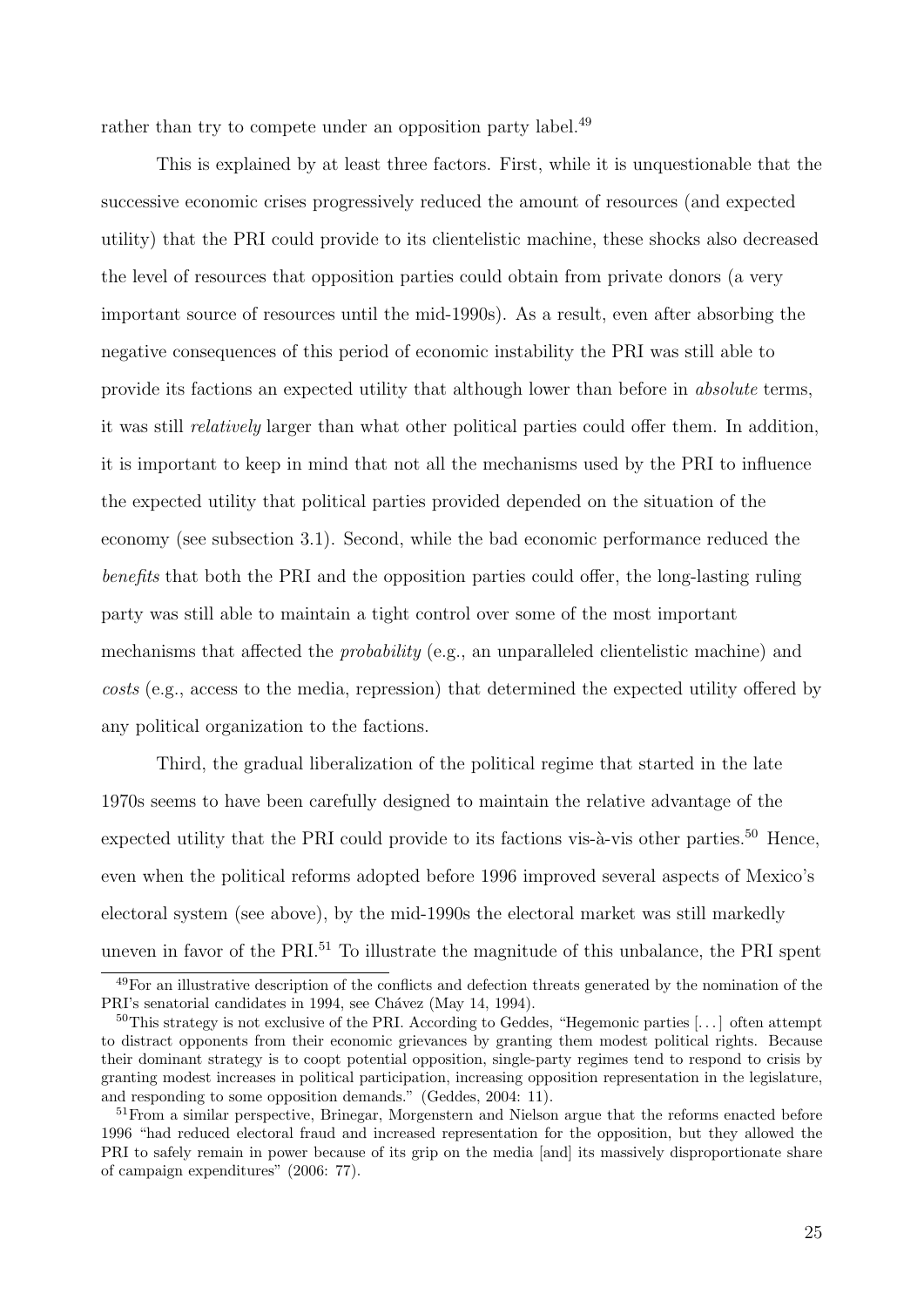rather than try to compete under an opposition party label.[49]

This is explained by at least three factors. First, while it is unquestionable that the successive economic crises progressively reduced the amount of resources (and expected utility) that the PRI could provide to its clientelistic machine, these shocks also decreased the level of resources that opposition parties could obtain from private donors (a very important source of resources until the mid-1990s). As a result, even after absorbing the negative consequences of this period of economic instability the PRI was still able to provide its factions an expected utility that although lower than before in *absolute* terms, it was still *relatively* larger than what other political parties could offer them. In addition, it is important to keep in mind that not all the mechanisms used by the PRI to influence the expected utility that political parties provided depended on the situation of the economy (see subsection 3.1). Second, while the bad economic performance reduced the *benefits* that both the PRI and the opposition parties could offer, the long-lasting ruling party was still able to maintain a tight control over some of the most important mechanisms that affected the *probability* (e.g., an unparalleled clientelistic machine) and *costs* (e.g., access to the media, repression) that determined the expected utility offered by any political organization to the factions.

Third, the gradual liberalization of the political regime that started in the late 1970s seems to have been carefully designed to maintain the relative advantage of the expected utility that the PRI could provide to its factions vis-à-vis other parties.[50] Hence, even when the political reforms adopted before 1996 improved several aspects of Mexico's electoral system (see above), by the mid-1990s the electoral market was still markedly uneven in favor of the PRI.[51] To illustrate the magnitude of this unbalance, the PRI spent

---

[49] For an illustrative description of the conflicts and defection threats generated by the nomination of the PRI's senatorial candidates in 1994, see Chávez (May 14, 1994).

[50] This strategy is not exclusive of the PRI. According to Geddes, "Hegemonic parties [. . . ] often attempt to distract opponents from their economic grievances by granting them modest political rights. Because their dominant strategy is to coopt potential opposition, single-party regimes tend to respond to crisis by granting modest increases in political participation, increasing opposition representation in the legislature, and responding to some opposition demands." (Geddes, 2004: 11).

[51] From a similar perspective, Brinegar, Morgenstern and Nielson argue that the reforms enacted before 1996 "had reduced electoral fraud and increased representation for the opposition, but they allowed the PRI to safely remain in power because of its grip on the media [and] its massively disproportionate share of campaign expenditures" (2006: 77).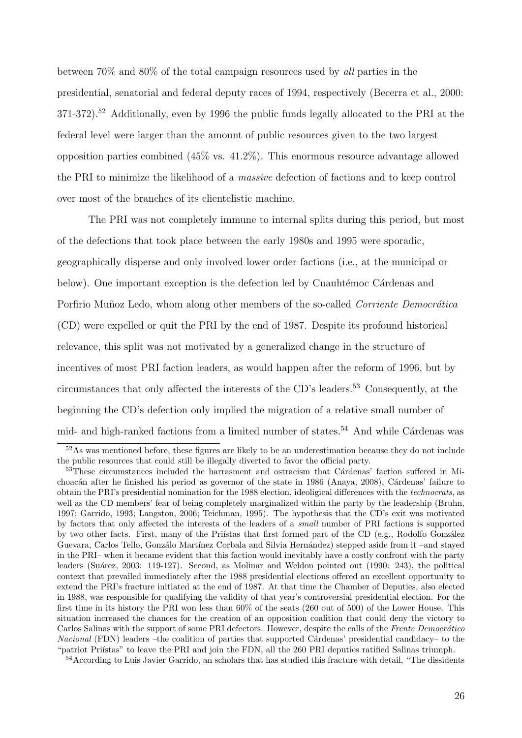between 70% and 80% of the total campaign resources used by *all* parties in the presidential, senatorial and federal deputy races of 1994, respectively (Becerra et al., 2000: 371-372).[52] Additionally, even by 1996 the public funds legally allocated to the PRI at the federal level were larger than the amount of public resources given to the two largest opposition parties combined (45% vs. 41.2%). This enormous resource advantage allowed the PRI to minimize the likelihood of a *massive* defection of factions and to keep control over most of the branches of its clientelistic machine.

The PRI was not completely immune to internal splits during this period, but most of the defections that took place between the early 1980s and 1995 were sporadic, geographically disperse and only involved lower order factions (i.e., at the municipal or below). One important exception is the defection led by Cuauhtémoc Cárdenas and Porfirio Muñoz Ledo, whom along other members of the so-called *Corriente Democrática* (CD) were expelled or quit the PRI by the end of 1987. Despite its profound historical relevance, this split was not motivated by a generalized change in the structure of incentives of most PRI faction leaders, as would happen after the reform of 1996, but by circumstances that only affected the interests of the CD's leaders.[53] Consequently, at the beginning the CD's defection only implied the migration of a relative small number of mid- and high-ranked factions from a limited number of states.[54] And while Cárdenas was

[52] As was mentioned before, these figures are likely to be an underestimation because they do not include the public resources that could still be illegally diverted to favor the official party.

[53] These circumstances included the harrasment and ostracism that Cárdenas' faction suffered in Michoacán after he finished his period as governor of the state in 1986 (Anaya, 2008), Cárdenas' failure to obtain the PRI's presidential nomination for the 1988 election, ideoligical differences with the *technocrats*, as well as the CD members' fear of being completely marginalized within the party by the leadership (Bruhn, 1997; Garrido, 1993; Langston, 2006; Teichman, 1995). The hypothesis that the CD's exit was motivated by factors that only affected the interests of the leaders of a *small* number of PRI factions is supported by two other facts. First, many of the Priístas that first formed part of the CD (e.g., Rodolfo González Guevara, Carlos Tello, Gonzálo Martínez Corbala and Silvia Hernández) stepped aside from it –and stayed in the PRI– when it became evident that this faction would inevitably have a costly confront with the party leaders (Suárez, 2003: 119-127). Second, as Molinar and Weldon pointed out (1990: 243), the political context that prevailed immediately after the 1988 presidential elections offered an excellent opportunity to extend the PRI's fracture initiated at the end of 1987. At that time the Chamber of Deputies, also elected in 1988, was responsible for qualifying the validity of that year's controversial presidential election. For the first time in its history the PRI won less than 60% of the seats (260 out of 500) of the Lower House. This situation increased the chances for the creation of an opposition coalition that could deny the victory to Carlos Salinas with the support of some PRI defectors. However, despite the calls of the *Frente Democrático Nacional* (FDN) leaders –the coalition of parties that supported Cárdenas' presidential candidacy– to the "patriot Priístas" to leave the PRI and join the FDN, all the 260 PRI deputies ratified Salinas triumph.

[54] According to Luis Javier Garrido, an scholars that has studied this fracture with detail, "The dissidents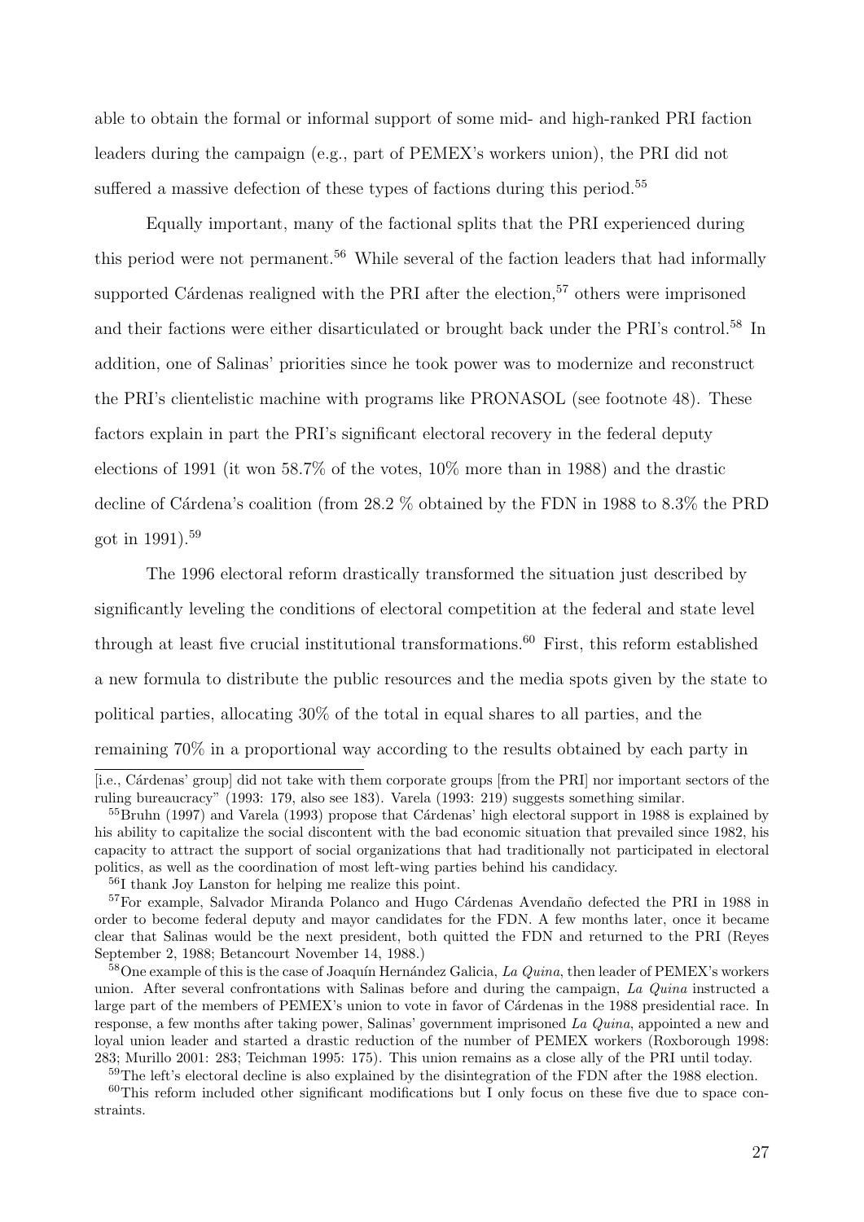able to obtain the formal or informal support of some mid- and high-ranked PRI faction leaders during the campaign (e.g., part of PEMEX's workers union), the PRI did not suffered a massive defection of these types of factions during this period.[55]

Equally important, many of the factional splits that the PRI experienced during this period were not permanent.[56] While several of the faction leaders that had informally supported Cárdenas realigned with the PRI after the election,[57] others were imprisoned and their factions were either disarticulated or brought back under the PRI's control.[58] In addition, one of Salinas' priorities since he took power was to modernize and reconstruct the PRI's clientelistic machine with programs like PRONASOL (see footnote 48). These factors explain in part the PRI's significant electoral recovery in the federal deputy elections of 1991 (it won 58.7% of the votes, 10% more than in 1988) and the drastic decline of Cárdena's coalition (from 28.2 % obtained by the FDN in 1988 to 8.3% the PRD got in 1991).[59]

The 1996 electoral reform drastically transformed the situation just described by significantly leveling the conditions of electoral competition at the federal and state level through at least five crucial institutional transformations.[60] First, this reform established a new formula to distribute the public resources and the media spots given by the state to political parties, allocating 30% of the total in equal shares to all parties, and the remaining 70% in a proportional way according to the results obtained by each party in

---

[i.e., Cárdenas' group] did not take with them corporate groups [from the PRI] nor important sectors of the ruling bureaucracy" (1993: 179, also see 183). Varela (1993: 219) suggests something similar.

[55] Bruhn (1997) and Varela (1993) propose that Cárdenas' high electoral support in 1988 is explained by his ability to capitalize the social discontent with the bad economic situation that prevailed since 1982, his capacity to attract the support of social organizations that had traditionally not participated in electoral politics, as well as the coordination of most left-wing parties behind his candidacy.

[56] I thank Joy Lanston for helping me realize this point.

[57] For example, Salvador Miranda Polanco and Hugo Cárdenas Avendaño defected the PRI in 1988 in order to become federal deputy and mayor candidates for the FDN. A few months later, once it became clear that Salinas would be the next president, both quitted the FDN and returned to the PRI (Reyes September 2, 1988; Betancourt November 14, 1988.)

[58] One example of this is the case of Joaquín Hernández Galicia, *La Quina*, then leader of PEMEX's workers union. After several confrontations with Salinas before and during the campaign, *La Quina* instructed a large part of the members of PEMEX's union to vote in favor of Cárdenas in the 1988 presidential race. In response, a few months after taking power, Salinas' government imprisoned *La Quina*, appointed a new and loyal union leader and started a drastic reduction of the number of PEMEX workers (Roxborough 1998: 283; Murillo 2001: 283; Teichman 1995: 175). This union remains as a close ally of the PRI until today.

[59] The left's electoral decline is also explained by the disintegration of the FDN after the 1988 election.

[60] This reform included other significant modifications but I only focus on these five due to space constraints.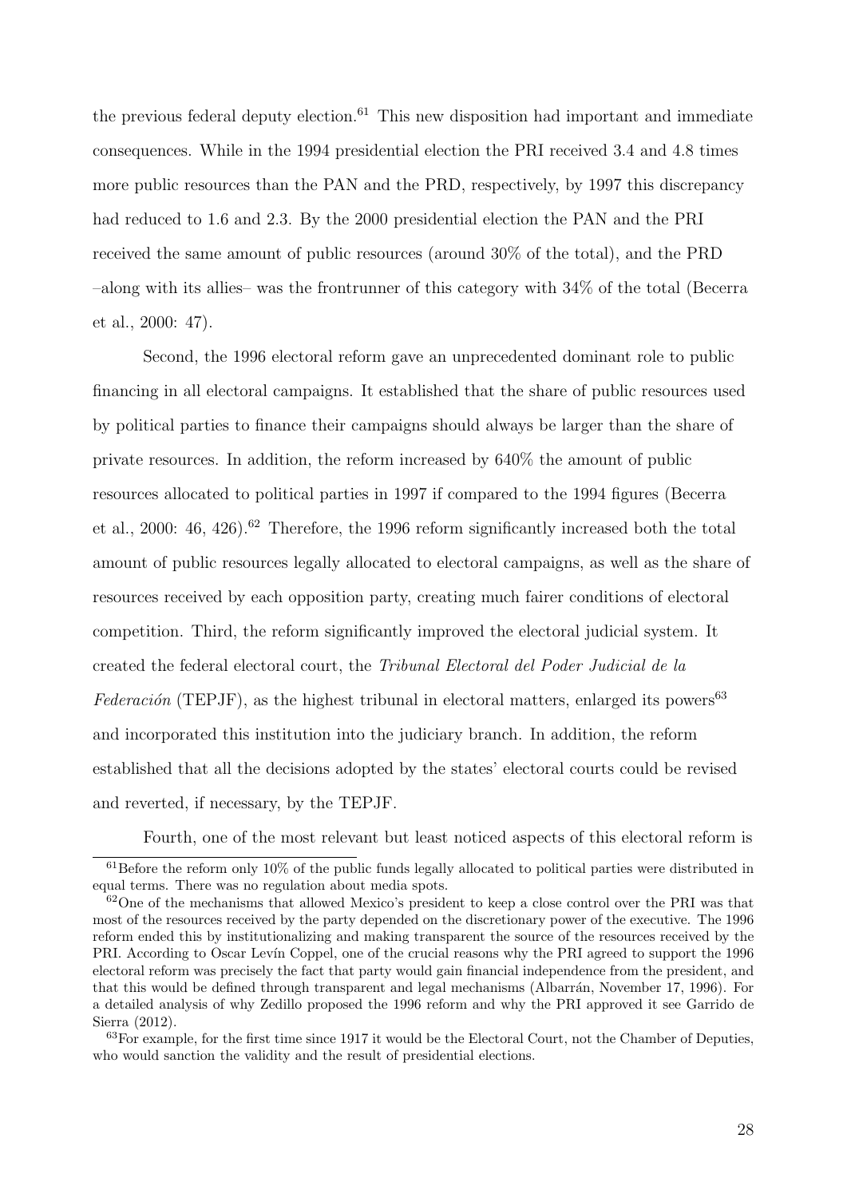the previous federal deputy election.[61] This new disposition had important and immediate consequences. While in the 1994 presidential election the PRI received 3.4 and 4.8 times more public resources than the PAN and the PRD, respectively, by 1997 this discrepancy had reduced to 1.6 and 2.3. By the 2000 presidential election the PAN and the PRI received the same amount of public resources (around 30% of the total), and the PRD –along with its allies– was the frontrunner of this category with 34% of the total (Becerra et al., 2000: 47).

Second, the 1996 electoral reform gave an unprecedented dominant role to public financing in all electoral campaigns. It established that the share of public resources used by political parties to finance their campaigns should always be larger than the share of private resources. In addition, the reform increased by 640% the amount of public resources allocated to political parties in 1997 if compared to the 1994 figures (Becerra et al., 2000: 46, 426).[62] Therefore, the 1996 reform significantly increased both the total amount of public resources legally allocated to electoral campaigns, as well as the share of resources received by each opposition party, creating much fairer conditions of electoral competition. Third, the reform significantly improved the electoral judicial system. It created the federal electoral court, the *Tribunal Electoral del Poder Judicial de la Federación* (TEPJF), as the highest tribunal in electoral matters, enlarged its powers[63] and incorporated this institution into the judiciary branch. In addition, the reform established that all the decisions adopted by the states' electoral courts could be revised and reverted, if necessary, by the TEPJF.

Fourth, one of the most relevant but least noticed aspects of this electoral reform is

---

[61] Before the reform only 10% of the public funds legally allocated to political parties were distributed in equal terms. There was no regulation about media spots.

[62] One of the mechanisms that allowed Mexico's president to keep a close control over the PRI was that most of the resources received by the party depended on the discretionary power of the executive. The 1996 reform ended this by institutionalizing and making transparent the source of the resources received by the PRI. According to Oscar Levín Coppel, one of the crucial reasons why the PRI agreed to support the 1996 electoral reform was precisely the fact that party would gain financial independence from the president, and that this would be defined through transparent and legal mechanisms (Albarrán, November 17, 1996). For a detailed analysis of why Zedillo proposed the 1996 reform and why the PRI approved it see Garrido de Sierra (2012).

[63] For example, for the first time since 1917 it would be the Electoral Court, not the Chamber of Deputies, who would sanction the validity and the result of presidential elections.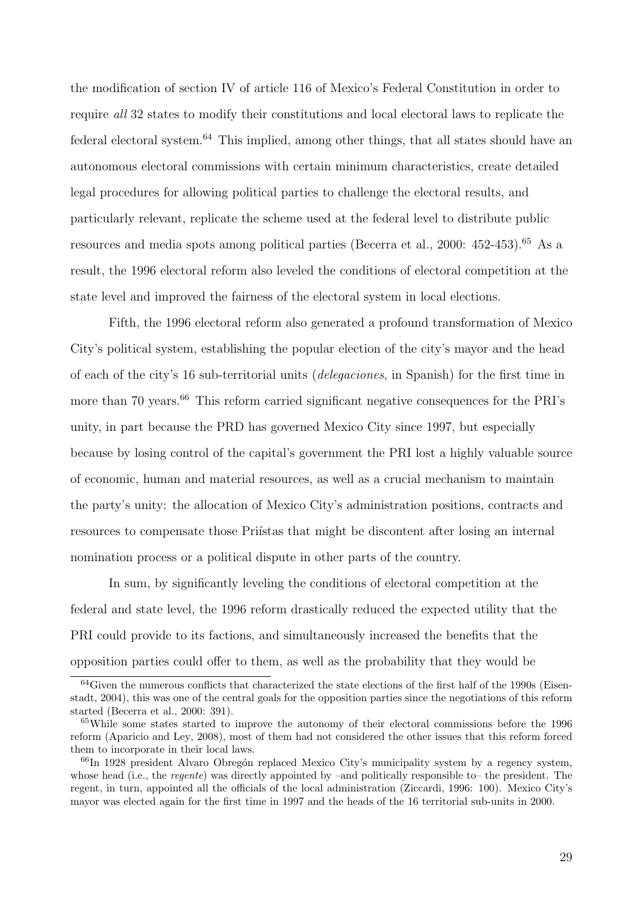the modification of section IV of article 116 of Mexico's Federal Constitution in order to require *all* 32 states to modify their constitutions and local electoral laws to replicate the federal electoral system.[64] This implied, among other things, that all states should have an autonomous electoral commissions with certain minimum characteristics, create detailed legal procedures for allowing political parties to challenge the electoral results, and particularly relevant, replicate the scheme used at the federal level to distribute public resources and media spots among political parties (Becerra et al., 2000: 452-453).[65] As a result, the 1996 electoral reform also leveled the conditions of electoral competition at the state level and improved the fairness of the electoral system in local elections.

Fifth, the 1996 electoral reform also generated a profound transformation of Mexico City's political system, establishing the popular election of the city's mayor and the head of each of the city's 16 sub-territorial units (*delegaciones*, in Spanish) for the first time in more than 70 years.[66] This reform carried significant negative consequences for the PRI's unity, in part because the PRD has governed Mexico City since 1997, but especially because by losing control of the capital's government the PRI lost a highly valuable source of economic, human and material resources, as well as a crucial mechanism to maintain the party's unity: the allocation of Mexico City's administration positions, contracts and resources to compensate those Priístas that might be discontent after losing an internal nomination process or a political dispute in other parts of the country.

In sum, by significantly leveling the conditions of electoral competition at the federal and state level, the 1996 reform drastically reduced the expected utility that the PRI could provide to its factions, and simultaneously increased the benefits that the opposition parties could offer to them, as well as the probability that they would be

---

[64] Given the numerous conflicts that characterized the state elections of the first half of the 1990s (Eisenstadt, 2004), this was one of the central goals for the opposition parties since the negotiations of this reform started (Becerra et al., 2000: 391).

[65] While some states started to improve the autonomy of their electoral commissions before the 1996 reform (Aparicio and Ley, 2008), most of them had not considered the other issues that this reform forced them to incorporate in their local laws.

[66] In 1928 president Alvaro Obregón replaced Mexico City's municipality system by a regency system, whose head (i.e., the *regente*) was directly appointed by –and politically responsible to– the president. The regent, in turn, appointed all the officials of the local administration (Ziccardi, 1996: 100). Mexico City's mayor was elected again for the first time in 1997 and the heads of the 16 territorial sub-units in 2000.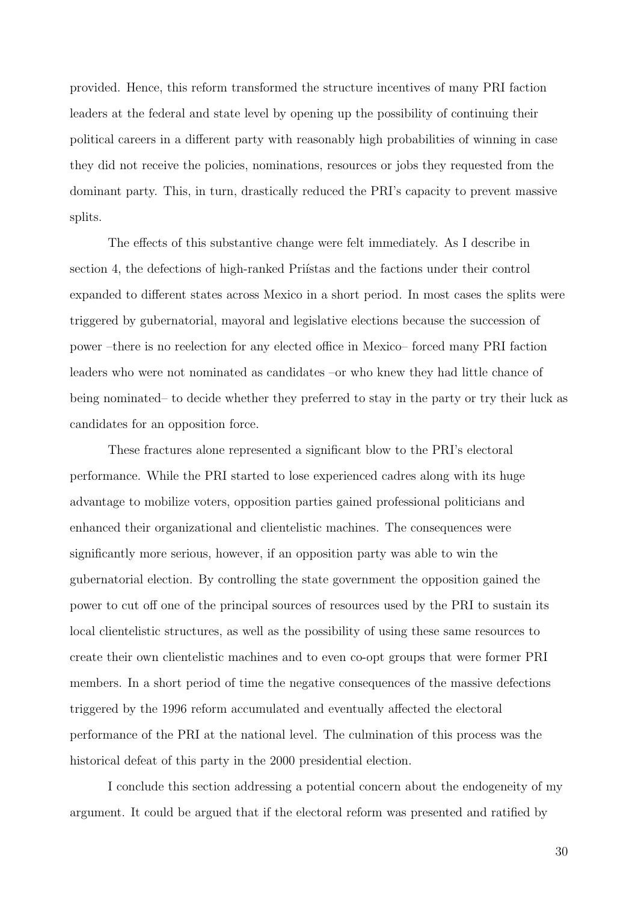provided. Hence, this reform transformed the structure incentives of many PRI faction leaders at the federal and state level by opening up the possibility of continuing their political careers in a different party with reasonably high probabilities of winning in case they did not receive the policies, nominations, resources or jobs they requested from the dominant party. This, in turn, drastically reduced the PRI's capacity to prevent massive splits.

The effects of this substantive change were felt immediately. As I describe in section 4, the defections of high-ranked Priístas and the factions under their control expanded to different states across Mexico in a short period. In most cases the splits were triggered by gubernatorial, mayoral and legislative elections because the succession of power –there is no reelection for any elected office in Mexico– forced many PRI faction leaders who were not nominated as candidates –or who knew they had little chance of being nominated– to decide whether they preferred to stay in the party or try their luck as candidates for an opposition force.

These fractures alone represented a significant blow to the PRI's electoral performance. While the PRI started to lose experienced cadres along with its huge advantage to mobilize voters, opposition parties gained professional politicians and enhanced their organizational and clientelistic machines. The consequences were significantly more serious, however, if an opposition party was able to win the gubernatorial election. By controlling the state government the opposition gained the power to cut off one of the principal sources of resources used by the PRI to sustain its local clientelistic structures, as well as the possibility of using these same resources to create their own clientelistic machines and to even co-opt groups that were former PRI members. In a short period of time the negative consequences of the massive defections triggered by the 1996 reform accumulated and eventually affected the electoral performance of the PRI at the national level. The culmination of this process was the historical defeat of this party in the 2000 presidential election.

I conclude this section addressing a potential concern about the endogeneity of my argument. It could be argued that if the electoral reform was presented and ratified by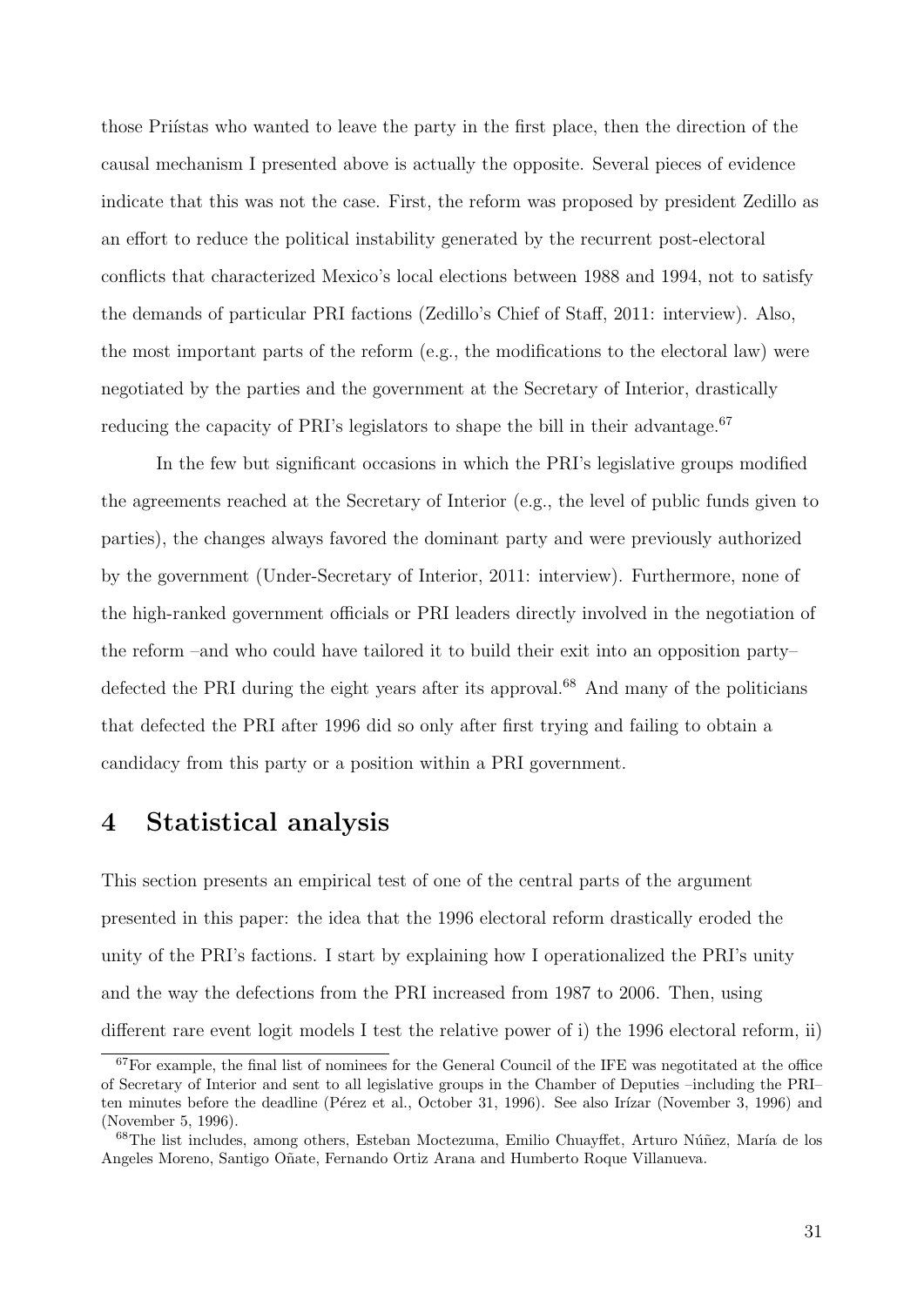those Priístas who wanted to leave the party in the first place, then the direction of the causal mechanism I presented above is actually the opposite. Several pieces of evidence indicate that this was not the case. First, the reform was proposed by president Zedillo as an effort to reduce the political instability generated by the recurrent post-electoral conflicts that characterized Mexico's local elections between 1988 and 1994, not to satisfy the demands of particular PRI factions (Zedillo's Chief of Staff, 2011: interview). Also, the most important parts of the reform (e.g., the modifications to the electoral law) were negotiated by the parties and the government at the Secretary of Interior, drastically reducing the capacity of PRI's legislators to shape the bill in their advantage.[67]

In the few but significant occasions in which the PRI's legislative groups modified the agreements reached at the Secretary of Interior (e.g., the level of public funds given to parties), the changes always favored the dominant party and were previously authorized by the government (Under-Secretary of Interior, 2011: interview). Furthermore, none of the high-ranked government officials or PRI leaders directly involved in the negotiation of the reform –and who could have tailored it to build their exit into an opposition party– defected the PRI during the eight years after its approval.[68] And many of the politicians that defected the PRI after 1996 did so only after first trying and failing to obtain a candidacy from this party or a position within a PRI government.

# 4 Statistical analysis

This section presents an empirical test of one of the central parts of the argument presented in this paper: the idea that the 1996 electoral reform drastically eroded the unity of the PRI's factions. I start by explaining how I operationalized the PRI's unity and the way the defections from the PRI increased from 1987 to 2006. Then, using different rare event logit models I test the relative power of i) the 1996 electoral reform, ii)

[67] For example, the final list of nominees for the General Council of the IFE was negotitated at the office of Secretary of Interior and sent to all legislative groups in the Chamber of Deputies –including the PRI– ten minutes before the deadline (Pérez et al., October 31, 1996). See also Irízar (November 3, 1996) and (November 5, 1996).

[68] The list includes, among others, Esteban Moctezuma, Emilio Chuayffet, Arturo Núñez, María de los Angeles Moreno, Santigo Oñate, Fernando Ortiz Arana and Humberto Roque Villanueva.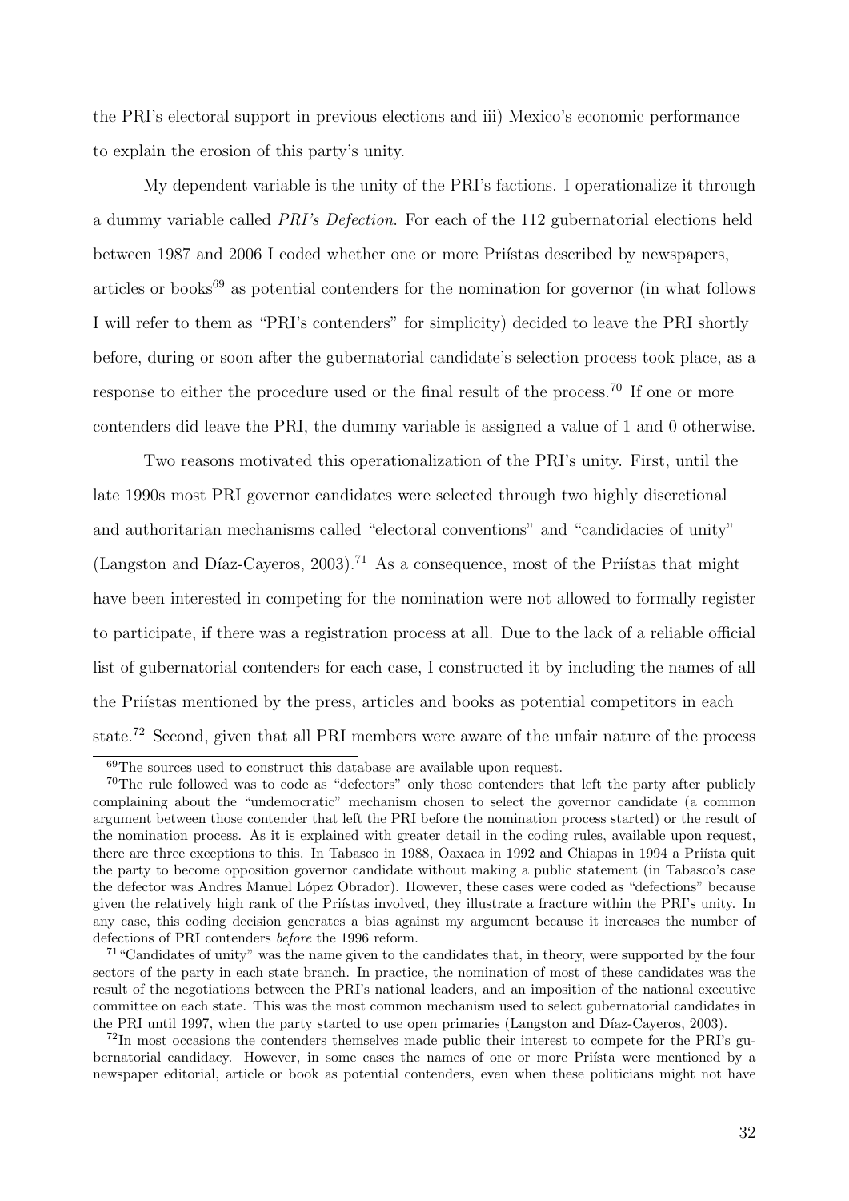the PRI's electoral support in previous elections and iii) Mexico's economic performance to explain the erosion of this party's unity.

My dependent variable is the unity of the PRI's factions. I operationalize it through a dummy variable called *PRI's Defection*. For each of the 112 gubernatorial elections held between 1987 and 2006 I coded whether one or more Priístas described by newspapers, articles or books[69] as potential contenders for the nomination for governor (in what follows I will refer to them as "PRI's contenders" for simplicity) decided to leave the PRI shortly before, during or soon after the gubernatorial candidate's selection process took place, as a response to either the procedure used or the final result of the process.[70] If one or more contenders did leave the PRI, the dummy variable is assigned a value of 1 and 0 otherwise.

Two reasons motivated this operationalization of the PRI's unity. First, until the late 1990s most PRI governor candidates were selected through two highly discretional and authoritarian mechanisms called "electoral conventions" and "candidacies of unity" (Langston and Díaz-Cayeros, 2003).[71] As a consequence, most of the Priístas that might have been interested in competing for the nomination were not allowed to formally register to participate, if there was a registration process at all. Due to the lack of a reliable official list of gubernatorial contenders for each case, I constructed it by including the names of all the Priístas mentioned by the press, articles and books as potential competitors in each state.[72] Second, given that all PRI members were aware of the unfair nature of the process

---

[69] The sources used to construct this database are available upon request.

[70] The rule followed was to code as "defectors" only those contenders that left the party after publicly complaining about the "undemocratic" mechanism chosen to select the governor candidate (a common argument between those contender that left the PRI before the nomination process started) or the result of the nomination process. As it is explained with greater detail in the coding rules, available upon request, there are three exceptions to this. In Tabasco in 1988, Oaxaca in 1992 and Chiapas in 1994 a Priísta quit the party to become opposition governor candidate without making a public statement (in Tabasco's case the defector was Andres Manuel López Obrador). However, these cases were coded as "defections" because given the relatively high rank of the Priístas involved, they illustrate a fracture within the PRI's unity. In any case, this coding decision generates a bias against my argument because it increases the number of defections of PRI contenders *before* the 1996 reform.

[71] "Candidates of unity" was the name given to the candidates that, in theory, were supported by the four sectors of the party in each state branch. In practice, the nomination of most of these candidates was the result of the negotiations between the PRI's national leaders, and an imposition of the national executive committee on each state. This was the most common mechanism used to select gubernatorial candidates in the PRI until 1997, when the party started to use open primaries (Langston and Díaz-Cayeros, 2003).

[72] In most occasions the contenders themselves made public their interest to compete for the PRI's gubernatorial candidacy. However, in some cases the names of one or more Priísta were mentioned by a newspaper editorial, article or book as potential contenders, even when these politicians might not have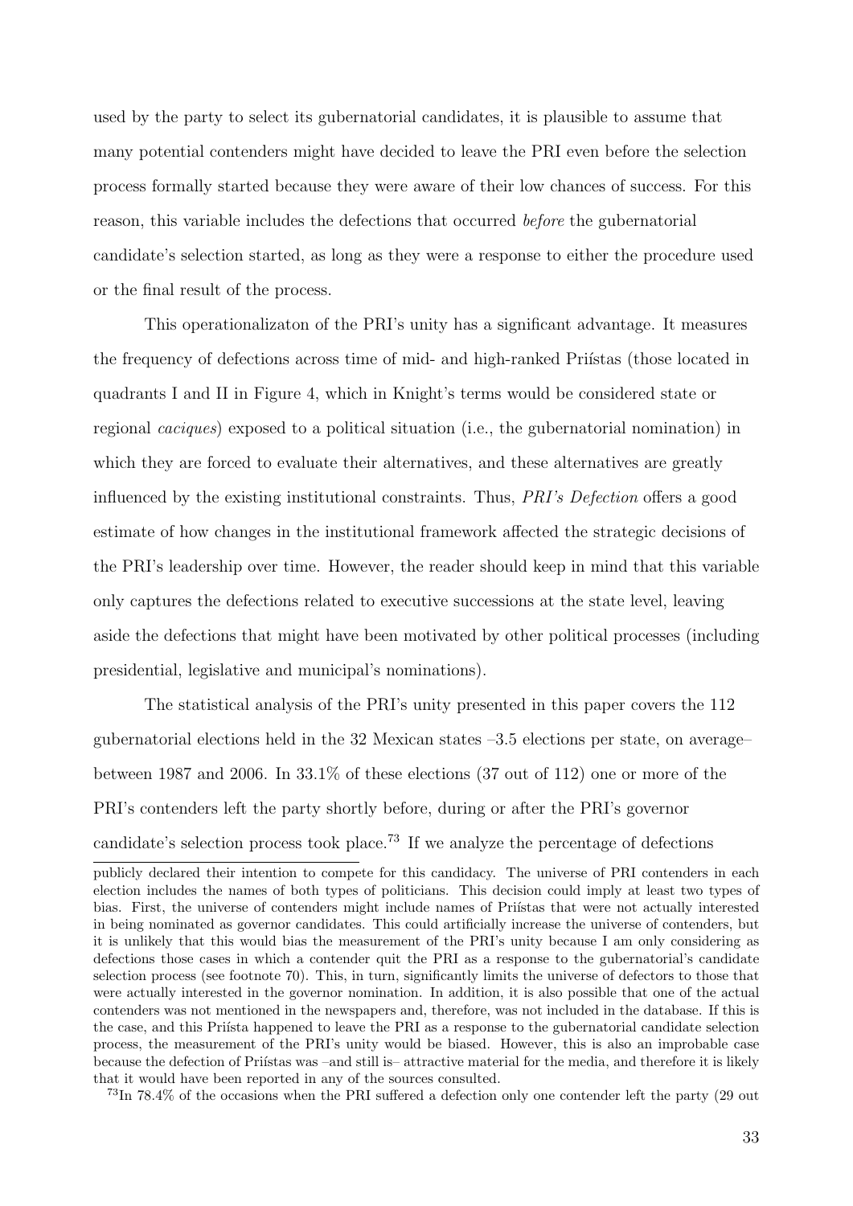used by the party to select its gubernatorial candidates, it is plausible to assume that many potential contenders might have decided to leave the PRI even before the selection process formally started because they were aware of their low chances of success. For this reason, this variable includes the defections that occurred *before* the gubernatorial candidate's selection started, as long as they were a response to either the procedure used or the final result of the process.

This operationalizaton of the PRI's unity has a significant advantage. It measures the frequency of defections across time of mid- and high-ranked Priístas (those located in quadrants I and II in Figure 4, which in Knight's terms would be considered state or regional *caciques*) exposed to a political situation (i.e., the gubernatorial nomination) in which they are forced to evaluate their alternatives, and these alternatives are greatly influenced by the existing institutional constraints. Thus, *PRI's Defection* offers a good estimate of how changes in the institutional framework affected the strategic decisions of the PRI's leadership over time. However, the reader should keep in mind that this variable only captures the defections related to executive successions at the state level, leaving aside the defections that might have been motivated by other political processes (including presidential, legislative and municipal's nominations).

The statistical analysis of the PRI's unity presented in this paper covers the 112 gubernatorial elections held in the 32 Mexican states –3.5 elections per state, on average– between 1987 and 2006. In 33.1% of these elections (37 out of 112) one or more of the PRI's contenders left the party shortly before, during or after the PRI's governor candidate's selection process took place.[73] If we analyze the percentage of defections

publicly declared their intention to compete for this candidacy. The universe of PRI contenders in each election includes the names of both types of politicians. This decision could imply at least two types of bias. First, the universe of contenders might include names of Priístas that were not actually interested in being nominated as governor candidates. This could artificially increase the universe of contenders, but it is unlikely that this would bias the measurement of the PRI's unity because I am only considering as defections those cases in which a contender quit the PRI as a response to the gubernatorial's candidate selection process (see footnote 70). This, in turn, significantly limits the universe of defectors to those that were actually interested in the governor nomination. In addition, it is also possible that one of the actual contenders was not mentioned in the newspapers and, therefore, was not included in the database. If this is the case, and this Priísta happened to leave the PRI as a response to the gubernatorial candidate selection process, the measurement of the PRI's unity would be biased. However, this is also an improbable case because the defection of Priístas was –and still is– attractive material for the media, and therefore it is likely that it would have been reported in any of the sources consulted.

[73] In 78.4% of the occasions when the PRI suffered a defection only one contender left the party (29 out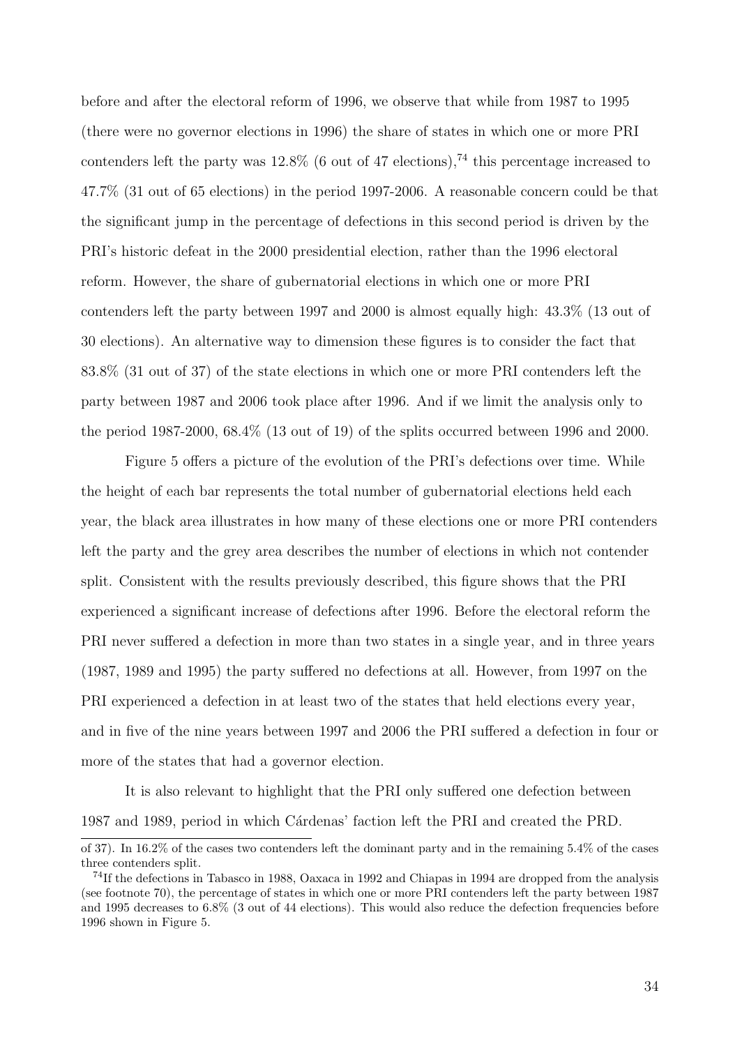before and after the electoral reform of 1996, we observe that while from 1987 to 1995 (there were no governor elections in 1996) the share of states in which one or more PRI contenders left the party was 12.8% (6 out of 47 elections),[74] this percentage increased to 47.7% (31 out of 65 elections) in the period 1997-2006. A reasonable concern could be that the significant jump in the percentage of defections in this second period is driven by the PRI's historic defeat in the 2000 presidential election, rather than the 1996 electoral reform. However, the share of gubernatorial elections in which one or more PRI contenders left the party between 1997 and 2000 is almost equally high: 43.3% (13 out of 30 elections). An alternative way to dimension these figures is to consider the fact that 83.8% (31 out of 37) of the state elections in which one or more PRI contenders left the party between 1987 and 2006 took place after 1996. And if we limit the analysis only to the period 1987-2000, 68.4% (13 out of 19) of the splits occurred between 1996 and 2000.

Figure 5 offers a picture of the evolution of the PRI's defections over time. While the height of each bar represents the total number of gubernatorial elections held each year, the black area illustrates in how many of these elections one or more PRI contenders left the party and the grey area describes the number of elections in which not contender split. Consistent with the results previously described, this figure shows that the PRI experienced a significant increase of defections after 1996. Before the electoral reform the PRI never suffered a defection in more than two states in a single year, and in three years (1987, 1989 and 1995) the party suffered no defections at all. However, from 1997 on the PRI experienced a defection in at least two of the states that held elections every year, and in five of the nine years between 1997 and 2006 the PRI suffered a defection in four or more of the states that had a governor election.

It is also relevant to highlight that the PRI only suffered one defection between 1987 and 1989, period in which Cárdenas' faction left the PRI and created the PRD.

of 37). In 16.2% of the cases two contenders left the dominant party and in the remaining 5.4% of the cases three contenders split.

[74] If the defections in Tabasco in 1988, Oaxaca in 1992 and Chiapas in 1994 are dropped from the analysis (see footnote 70), the percentage of states in which one or more PRI contenders left the party between 1987 and 1995 decreases to 6.8% (3 out of 44 elections). This would also reduce the defection frequencies before 1996 shown in Figure 5.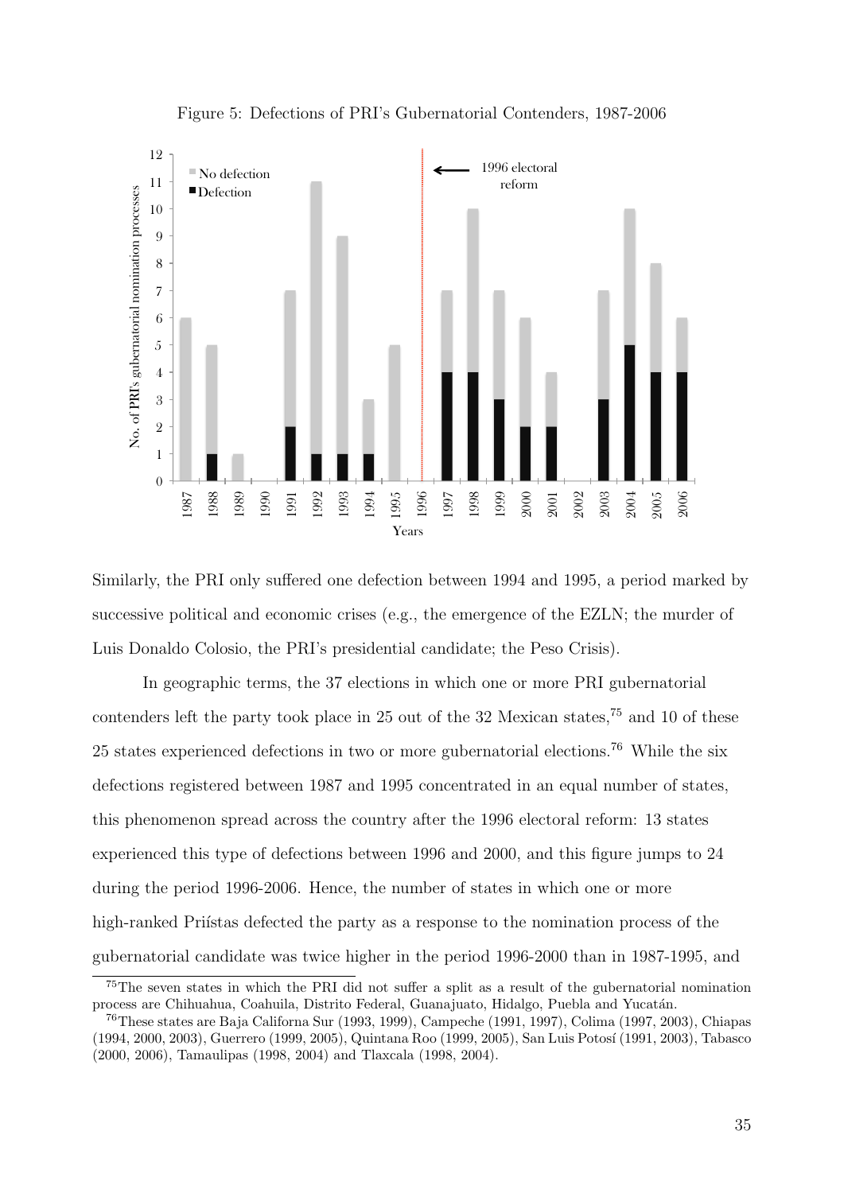Figure 5: Defections of PRI's Gubernatorial Contenders, 1987-2006

Similarly, the PRI only suffered one defection between 1994 and 1995, a period marked by successive political and economic crises (e.g., the emergence of the EZLN; the murder of Luis Donaldo Colosio, the PRI's presidential candidate; the Peso Crisis).

In geographic terms, the 37 elections in which one or more PRI gubernatorial contenders left the party took place in 25 out of the 32 Mexican states,[75] and 10 of these 25 states experienced defections in two or more gubernatorial elections.[76] While the six defections registered between 1987 and 1995 concentrated in an equal number of states, this phenomenon spread across the country after the 1996 electoral reform: 13 states experienced this type of defections between 1996 and 2000, and this figure jumps to 24 during the period 1996-2006. Hence, the number of states in which one or more high-ranked Priístas defected the party as a response to the nomination process of the gubernatorial candidate was twice higher in the period 1996-2000 than in 1987-1995, and

[75] The seven states in which the PRI did not suffer a split as a result of the gubernatorial nomination process are Chihuahua, Coahuila, Distrito Federal, Guanajuato, Hidalgo, Puebla and Yucatán.

[76] These states are Baja Californa Sur (1993, 1999), Campeche (1991, 1997), Colima (1997, 2003), Chiapas (1994, 2000, 2003), Guerrero (1999, 2005), Quintana Roo (1999, 2005), San Luis Potosí (1991, 2003), Tabasco (2000, 2006), Tamaulipas (1998, 2004) and Tlaxcala (1998, 2004).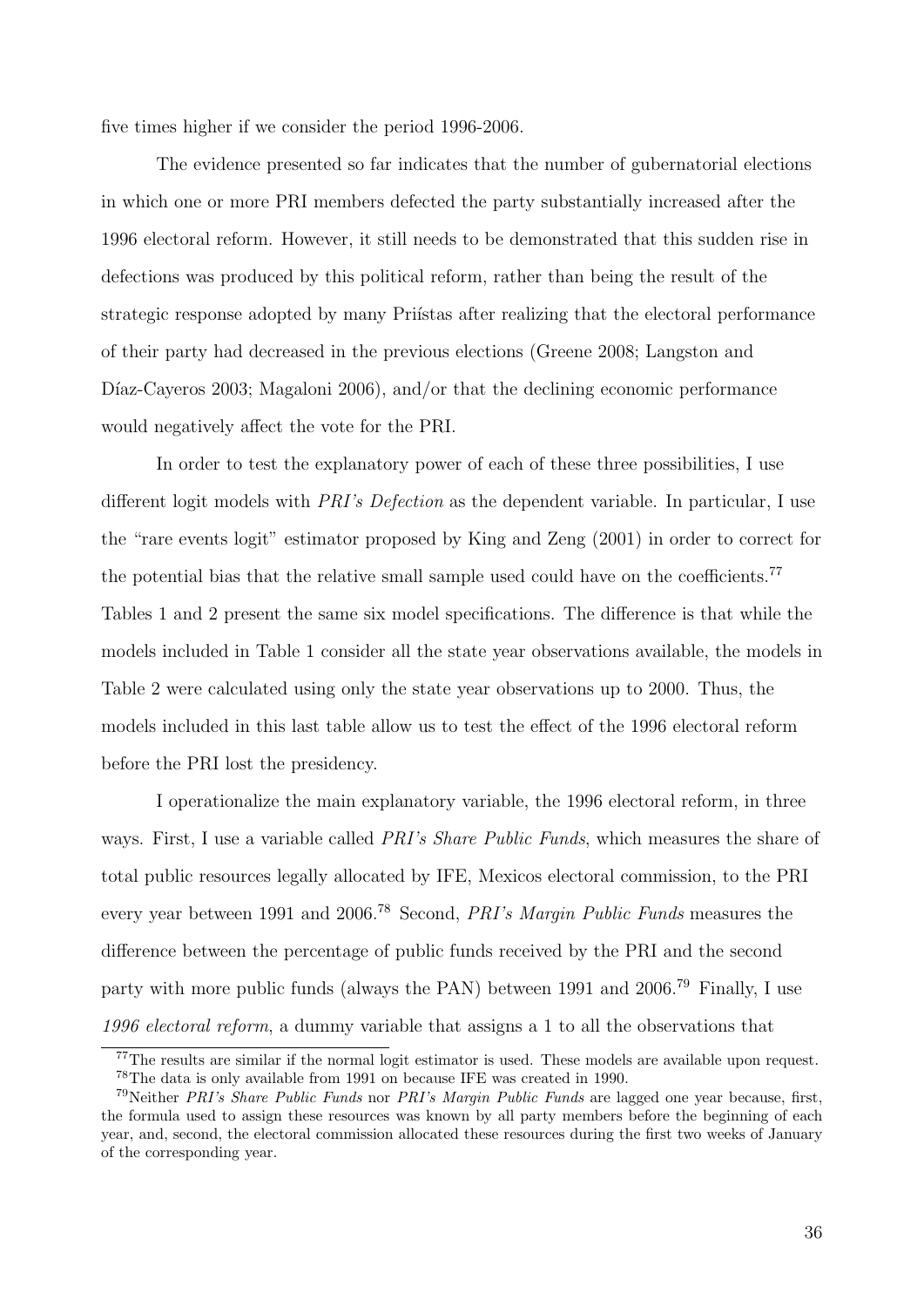five times higher if we consider the period 1996-2006.

The evidence presented so far indicates that the number of gubernatorial elections in which one or more PRI members defected the party substantially increased after the 1996 electoral reform. However, it still needs to be demonstrated that this sudden rise in defections was produced by this political reform, rather than being the result of the strategic response adopted by many Priístas after realizing that the electoral performance of their party had decreased in the previous elections (Greene 2008; Langston and Díaz-Cayeros 2003; Magaloni 2006), and/or that the declining economic performance would negatively affect the vote for the PRI.

In order to test the explanatory power of each of these three possibilities, I use different logit models with *PRI's Defection* as the dependent variable. In particular, I use the "rare events logit" estimator proposed by King and Zeng (2001) in order to correct for the potential bias that the relative small sample used could have on the coefficients.[77] Tables 1 and 2 present the same six model specifications. The difference is that while the models included in Table 1 consider all the state year observations available, the models in Table 2 were calculated using only the state year observations up to 2000. Thus, the models included in this last table allow us to test the effect of the 1996 electoral reform before the PRI lost the presidency.

I operationalize the main explanatory variable, the 1996 electoral reform, in three ways. First, I use a variable called *PRI's Share Public Funds*, which measures the share of total public resources legally allocated by IFE, Mexicos electoral commission, to the PRI every year between 1991 and 2006.[78] Second, *PRI's Margin Public Funds* measures the difference between the percentage of public funds received by the PRI and the second party with more public funds (always the PAN) between 1991 and 2006.[79] Finally, I use *1996 electoral reform*, a dummy variable that assigns a 1 to all the observations that

[77] The results are similar if the normal logit estimator is used. These models are available upon request.

[78] The data is only available from 1991 on because IFE was created in 1990.

[79] Neither *PRI's Share Public Funds* nor *PRI's Margin Public Funds* are lagged one year because, first, the formula used to assign these resources was known by all party members before the beginning of each year, and, second, the electoral commission allocated these resources during the first two weeks of January of the corresponding year.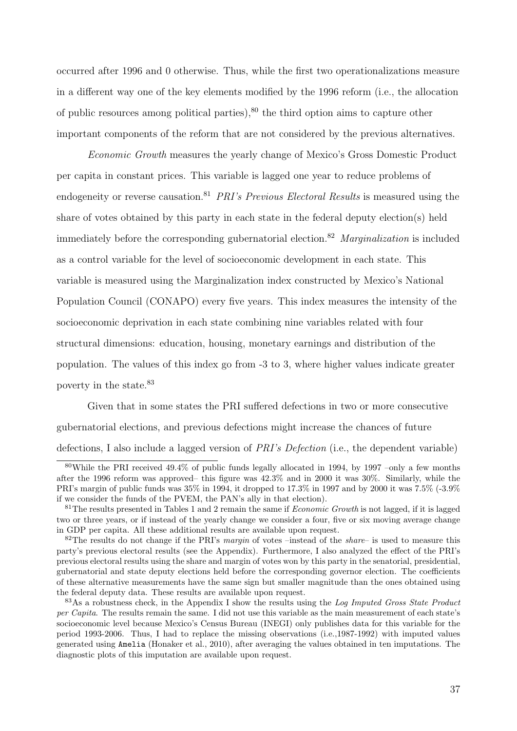occurred after 1996 and 0 otherwise. Thus, while the first two operationalizations measure in a different way one of the key elements modified by the 1996 reform (i.e., the allocation of public resources among political parties),[80] the third option aims to capture other important components of the reform that are not considered by the previous alternatives.

*Economic Growth* measures the yearly change of Mexico's Gross Domestic Product per capita in constant prices. This variable is lagged one year to reduce problems of endogeneity or reverse causation.[81] *PRI's Previous Electoral Results* is measured using the share of votes obtained by this party in each state in the federal deputy election(s) held immediately before the corresponding gubernatorial election.[82] *Marginalization* is included as a control variable for the level of socioeconomic development in each state. This variable is measured using the Marginalization index constructed by Mexico's National Population Council (CONAPO) every five years. This index measures the intensity of the socioeconomic deprivation in each state combining nine variables related with four structural dimensions: education, housing, monetary earnings and distribution of the population. The values of this index go from -3 to 3, where higher values indicate greater poverty in the state.[83]

Given that in some states the PRI suffered defections in two or more consecutive gubernatorial elections, and previous defections might increase the chances of future defections, I also include a lagged version of *PRI's Defection* (i.e., the dependent variable)

---

[80] While the PRI received 49.4% of public funds legally allocated in 1994, by 1997 –only a few months after the 1996 reform was approved– this figure was 42.3% and in 2000 it was 30%. Similarly, while the PRI's margin of public funds was 35% in 1994, it dropped to 17.3% in 1997 and by 2000 it was 7.5% (-3.9% if we consider the funds of the PVEM, the PAN's ally in that election).

[81] The results presented in Tables 1 and 2 remain the same if *Economic Growth* is not lagged, if it is lagged two or three years, or if instead of the yearly change we consider a four, five or six moving average change in GDP per capita. All these additional results are available upon request.

[82] The results do not change if the PRI's *margin* of votes –instead of the *share*– is used to measure this party's previous electoral results (see the Appendix). Furthermore, I also analyzed the effect of the PRI's previous electoral results using the share and margin of votes won by this party in the senatorial, presidential, gubernatorial and state deputy elections held before the corresponding governor election. The coefficients of these alternative measurements have the same sign but smaller magnitude than the ones obtained using the federal deputy data. These results are available upon request.

[83] As a robustness check, in the Appendix I show the results using the *Log Imputed Gross State Product per Capita*. The results remain the same. I did not use this variable as the main measurement of each state's socioeconomic level because Mexico's Census Bureau (INEGI) only publishes data for this variable for the period 1993-2006. Thus, I had to replace the missing observations (i.e.,1987-1992) with imputed values generated using `Amelia` (Honaker et al., 2010), after averaging the values obtained in ten imputations. The diagnostic plots of this imputation are available upon request.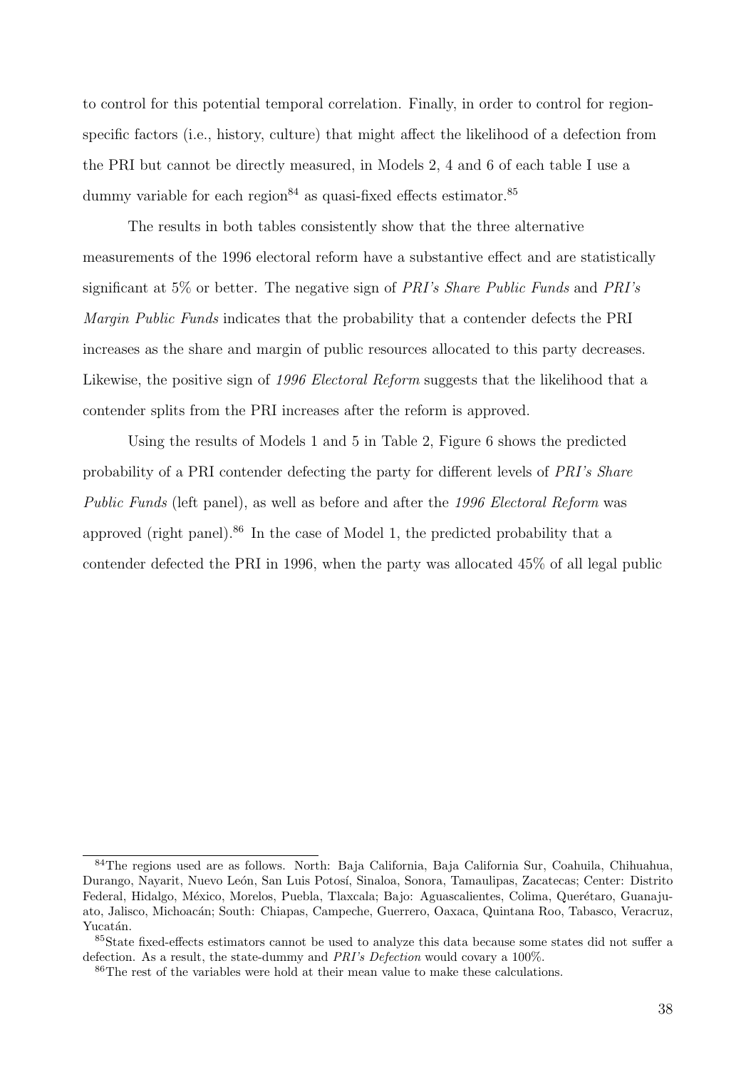to control for this potential temporal correlation. Finally, in order to control for region-specific factors (i.e., history, culture) that might affect the likelihood of a defection from the PRI but cannot be directly measured, in Models 2, 4 and 6 of each table I use a dummy variable for each region[84] as quasi-fixed effects estimator.[85]

The results in both tables consistently show that the three alternative measurements of the 1996 electoral reform have a substantive effect and are statistically significant at 5% or better. The negative sign of *PRI's Share Public Funds* and *PRI's Margin Public Funds* indicates that the probability that a contender defects the PRI increases as the share and margin of public resources allocated to this party decreases. Likewise, the positive sign of *1996 Electoral Reform* suggests that the likelihood that a contender splits from the PRI increases after the reform is approved.

Using the results of Models 1 and 5 in Table 2, Figure 6 shows the predicted probability of a PRI contender defecting the party for different levels of *PRI's Share Public Funds* (left panel), as well as before and after the *1996 Electoral Reform* was approved (right panel).[86] In the case of Model 1, the predicted probability that a contender defected the PRI in 1996, when the party was allocated 45% of all legal public

---

[84] The regions used are as follows. North: Baja California, Baja California Sur, Coahuila, Chihuahua, Durango, Nayarit, Nuevo León, San Luis Potosí, Sinaloa, Sonora, Tamaulipas, Zacatecas; Center: Distrito Federal, Hidalgo, México, Morelos, Puebla, Tlaxcala; Bajo: Aguascalientes, Colima, Querétaro, Guanajuato, Jalisco, Michoacán; South: Chiapas, Campeche, Guerrero, Oaxaca, Quintana Roo, Tabasco, Veracruz, Yucatán.

[85] State fixed-effects estimators cannot be used to analyze this data because some states did not suffer a defection. As a result, the state-dummy and *PRI's Defection* would covary a 100%.

[86] The rest of the variables were hold at their mean value to make these calculations.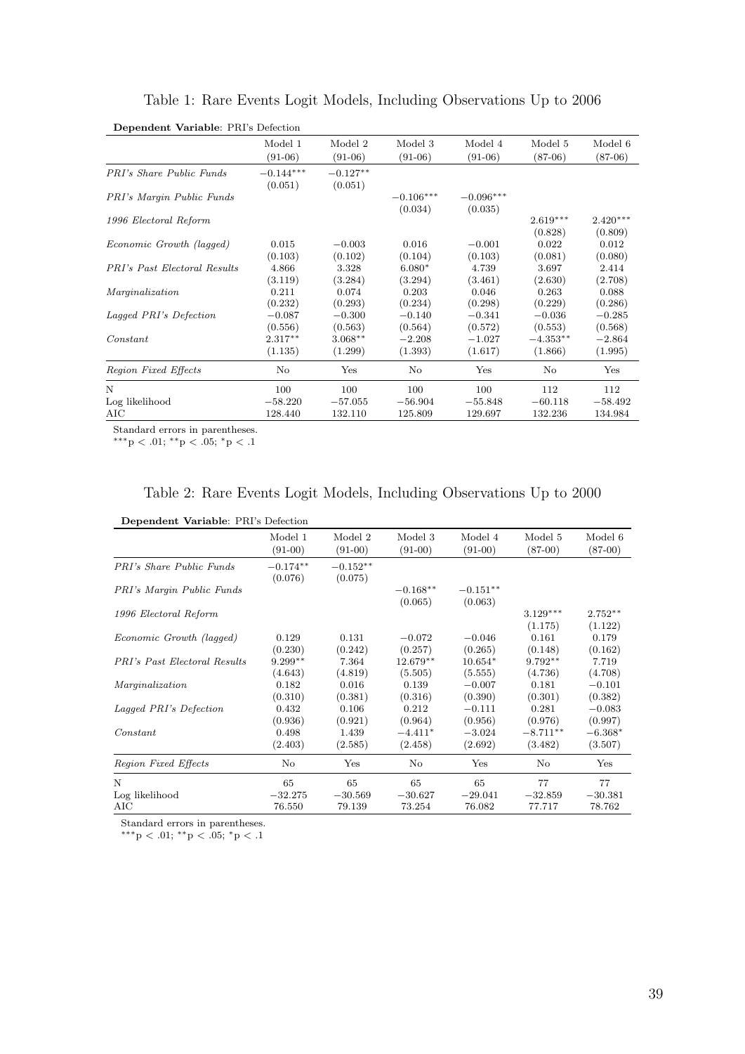Table 1: Rare Events Logit Models, Including Observations Up to 2006

**Dependent Variable**: PRI's Defection

| | Model 1 (91-06) | Model 2 (91-06) | Model 3 (91-06) | Model 4 (91-06) | Model 5 (87-06) | Model 6 (87-06) |
|---|---|---|---|---|---|---|
| *PRI's Share Public Funds* | $-0.144^{***}$ | $-0.127^{**}$ | | | | |
| | (0.051) | (0.051) | | | | |
| *PRI's Margin Public Funds* | | | $-0.106^{***}$ | $-0.096^{***}$ | | |
| | | | (0.034) | (0.035) | | |
| *1996 Electoral Reform* | | | | | $2.619^{***}$ | $2.420^{***}$ |
| | | | | | (0.828) | (0.809) |
| *Economic Growth (lagged)* | 0.015 | $-0.003$ | 0.016 | $-0.001$ | 0.022 | 0.012 |
| | (0.103) | (0.102) | (0.104) | (0.103) | (0.081) | (0.080) |
| *PRI's Past Electoral Results* | 4.866 | 3.328 | $6.080^{*}$ | 4.739 | 3.697 | 2.414 |
| | (3.119) | (3.284) | (3.294) | (3.461) | (2.630) | (2.708) |
| *Marginalization* | 0.211 | 0.074 | 0.203 | 0.046 | 0.263 | 0.088 |
| | (0.232) | (0.293) | (0.234) | (0.298) | (0.229) | (0.286) |
| *Lagged PRI's Defection* | $-0.087$ | $-0.300$ | $-0.140$ | $-0.341$ | $-0.036$ | $-0.285$ |
| | (0.556) | (0.563) | (0.564) | (0.572) | (0.553) | (0.568) |
| *Constant* | $2.317^{**}$ | $3.068^{**}$ | $-2.208$ | $-1.027$ | $-4.353^{**}$ | $-2.864$ |
| | (1.135) | (1.299) | (1.393) | (1.617) | (1.866) | (1.995) |
| *Region Fixed Effects* | No | Yes | No | Yes | No | Yes |
| N | 100 | 100 | 100 | 100 | 112 | 112 |
| Log likelihood | $-58.220$ | $-57.055$ | $-56.904$ | $-55.848$ | $-60.118$ | $-58.492$ |
| AIC | 128.440 | 132.110 | 125.809 | 129.697 | 132.236 | 134.984 |

Standard errors in parentheses.
$^{***}p < .01$; $^{**}p < .05$; $^{*}p < .1$

Table 2: Rare Events Logit Models, Including Observations Up to 2000

**Dependent Variable**: PRI's Defection

| | Model 1 (91-00) | Model 2 (91-00) | Model 3 (91-00) | Model 4 (91-00) | Model 5 (87-00) | Model 6 (87-00) |
|---|---|---|---|---|---|---|
| *PRI's Share Public Funds* | $-0.174^{**}$ | $-0.152^{**}$ | | | | |
| | (0.076) | (0.075) | | | | |
| *PRI's Margin Public Funds* | | | $-0.168^{**}$ | $-0.151^{**}$ | | |
| | | | (0.065) | (0.063) | | |
| *1996 Electoral Reform* | | | | | $3.129^{***}$ | $2.752^{**}$ |
| | | | | | (1.175) | (1.122) |
| *Economic Growth (lagged)* | 0.129 | 0.131 | $-0.072$ | $-0.046$ | 0.161 | 0.179 |
| | (0.230) | (0.242) | (0.257) | (0.265) | (0.148) | (0.162) |
| *PRI's Past Electoral Results* | $9.299^{**}$ | 7.364 | $12.679^{**}$ | $10.654^{*}$ | $9.792^{**}$ | 7.719 |
| | (4.643) | (4.819) | (5.505) | (5.555) | (4.736) | (4.708) |
| *Marginalization* | 0.182 | 0.016 | 0.139 | $-0.007$ | 0.181 | $-0.101$ |
| | (0.310) | (0.381) | (0.316) | (0.390) | (0.301) | (0.382) |
| *Lagged PRI's Defection* | 0.432 | 0.106 | 0.212 | $-0.111$ | 0.281 | $-0.083$ |
| | (0.936) | (0.921) | (0.964) | (0.956) | (0.976) | (0.997) |
| *Constant* | 0.498 | 1.439 | $-4.411^{*}$ | $-3.024$ | $-8.711^{**}$ | $-6.368^{*}$ |
| | (2.403) | (2.585) | (2.458) | (2.692) | (3.482) | (3.507) |
| *Region Fixed Effects* | No | Yes | No | Yes | No | Yes |
| N | 65 | 65 | 65 | 65 | 77 | 77 |
| Log likelihood | $-32.275$ | $-30.569$ | $-30.627$ | $-29.041$ | $-32.859$ | $-30.381$ |
| AIC | 76.550 | 79.139 | 73.254 | 76.082 | 77.717 | 78.762 |

Standard errors in parentheses.
$^{***}p < .01$; $^{**}p < .05$; $^{*}p < .1$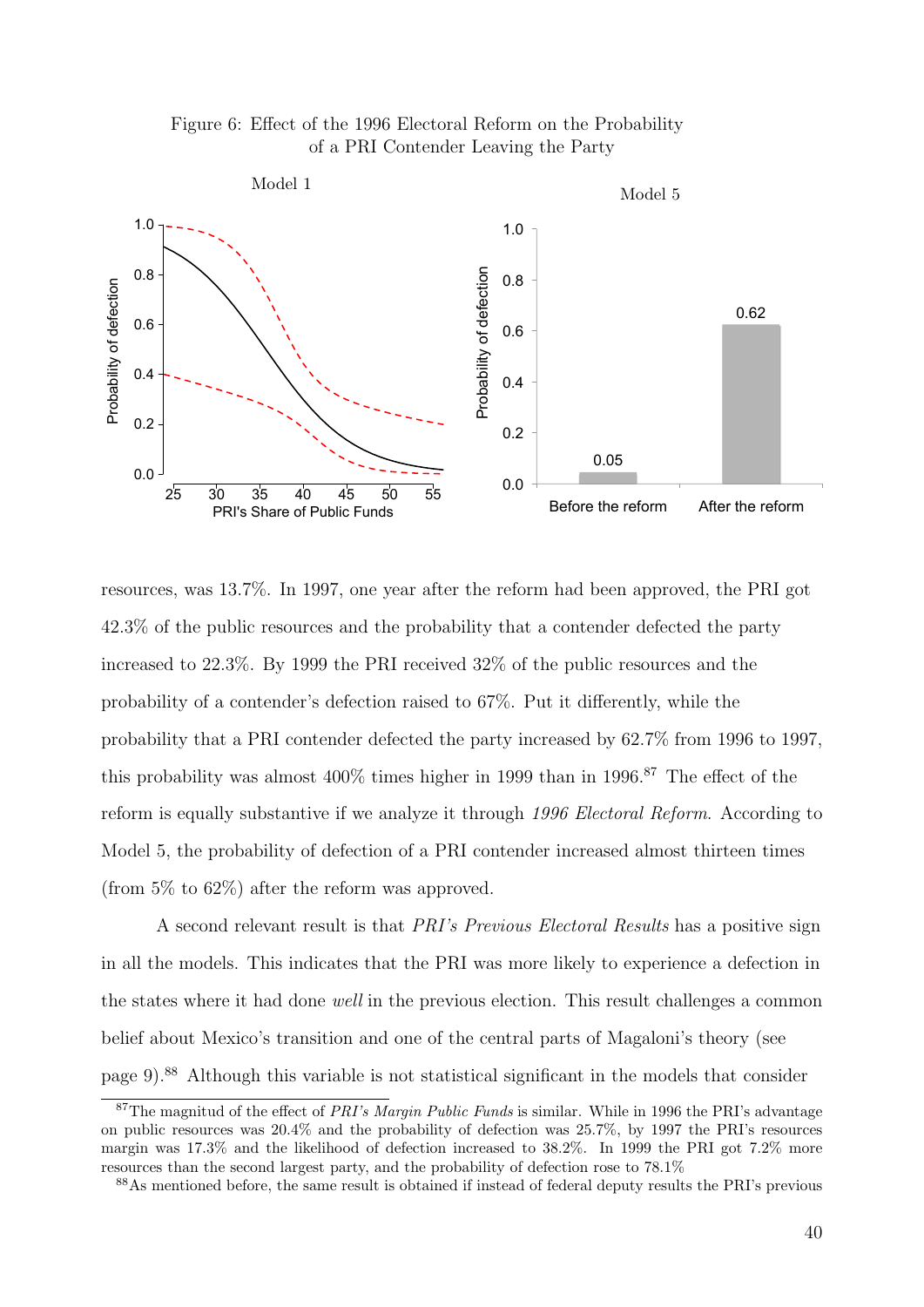Figure 6: Effect of the 1996 Electoral Reform on the Probability of a PRI Contender Leaving the Party

resources, was 13.7%. In 1997, one year after the reform had been approved, the PRI got 42.3% of the public resources and the probability that a contender defected the party increased to 22.3%. By 1999 the PRI received 32% of the public resources and the probability of a contender's defection raised to 67%. Put it differently, while the probability that a PRI contender defected the party increased by 62.7% from 1996 to 1997, this probability was almost 400% times higher in 1999 than in 1996.[87] The effect of the reform is equally substantive if we analyze it through *1996 Electoral Reform*. According to Model 5, the probability of defection of a PRI contender increased almost thirteen times (from 5% to 62%) after the reform was approved.

A second relevant result is that *PRI's Previous Electoral Results* has a positive sign in all the models. This indicates that the PRI was more likely to experience a defection in the states where it had done *well* in the previous election. This result challenges a common belief about Mexico's transition and one of the central parts of Magaloni's theory (see page 9).[88] Although this variable is not statistical significant in the models that consider

[87] The magnitud of the effect of *PRI's Margin Public Funds* is similar. While in 1996 the PRI's advantage on public resources was 20.4% and the probability of defection was 25.7%, by 1997 the PRI's resources margin was 17.3% and the likelihood of defection increased to 38.2%. In 1999 the PRI got 7.2% more resources than the second largest party, and the probability of defection rose to 78.1%

[88] As mentioned before, the same result is obtained if instead of federal deputy results the PRI's previous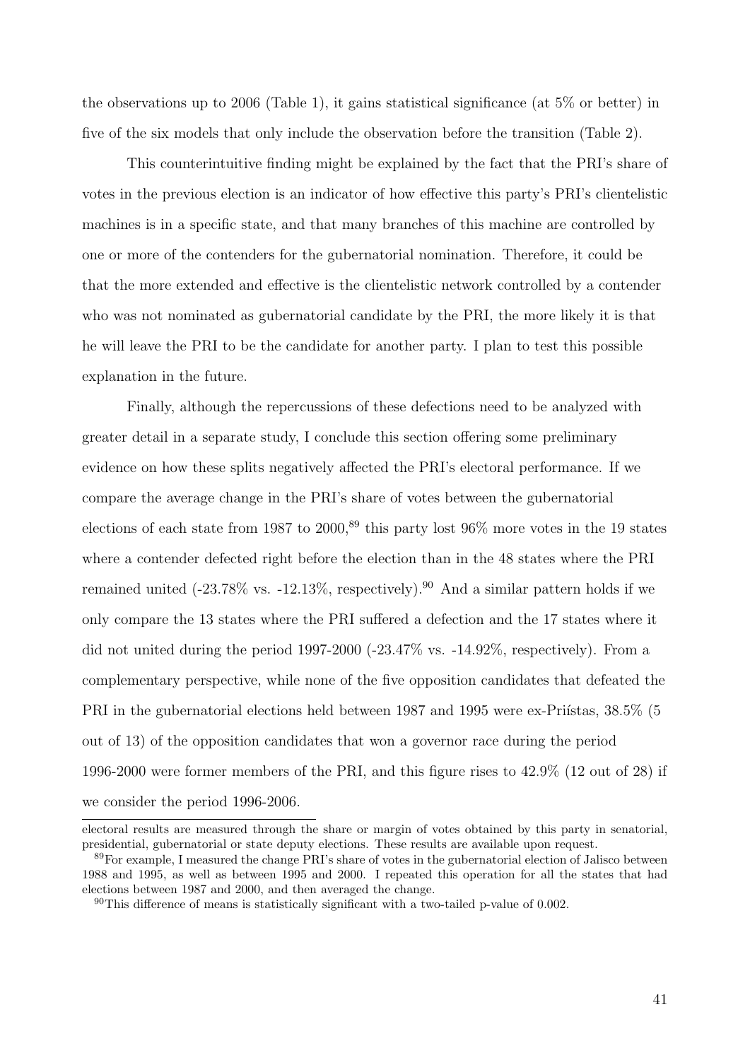the observations up to 2006 (Table 1), it gains statistical significance (at 5% or better) in five of the six models that only include the observation before the transition (Table 2).

This counterintuitive finding might be explained by the fact that the PRI's share of votes in the previous election is an indicator of how effective this party's PRI's clientelistic machines is in a specific state, and that many branches of this machine are controlled by one or more of the contenders for the gubernatorial nomination. Therefore, it could be that the more extended and effective is the clientelistic network controlled by a contender who was not nominated as gubernatorial candidate by the PRI, the more likely it is that he will leave the PRI to be the candidate for another party. I plan to test this possible explanation in the future.

Finally, although the repercussions of these defections need to be analyzed with greater detail in a separate study, I conclude this section offering some preliminary evidence on how these splits negatively affected the PRI's electoral performance. If we compare the average change in the PRI's share of votes between the gubernatorial elections of each state from 1987 to 2000,[89] this party lost 96% more votes in the 19 states where a contender defected right before the election than in the 48 states where the PRI remained united (-23.78% vs. -12.13%, respectively).[90] And a similar pattern holds if we only compare the 13 states where the PRI suffered a defection and the 17 states where it did not united during the period 1997-2000 (-23.47% vs. -14.92%, respectively). From a complementary perspective, while none of the five opposition candidates that defeated the PRI in the gubernatorial elections held between 1987 and 1995 were ex-Priístas, 38.5% (5 out of 13) of the opposition candidates that won a governor race during the period 1996-2000 were former members of the PRI, and this figure rises to 42.9% (12 out of 28) if we consider the period 1996-2006.

---

electoral results are measured through the share or margin of votes obtained by this party in senatorial, presidential, gubernatorial or state deputy elections. These results are available upon request.

[89] For example, I measured the change PRI's share of votes in the gubernatorial election of Jalisco between 1988 and 1995, as well as between 1995 and 2000. I repeated this operation for all the states that had elections between 1987 and 2000, and then averaged the change.

[90] This difference of means is statistically significant with a two-tailed p-value of 0.002.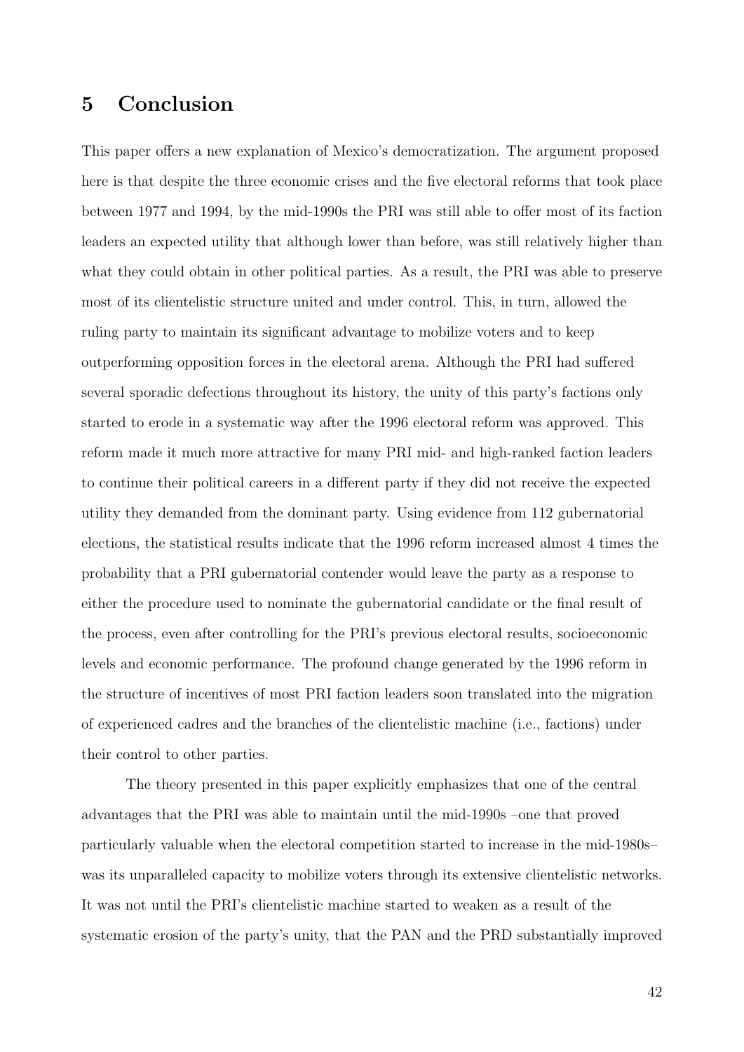# 5 Conclusion

This paper offers a new explanation of Mexico's democratization. The argument proposed here is that despite the three economic crises and the five electoral reforms that took place between 1977 and 1994, by the mid-1990s the PRI was still able to offer most of its faction leaders an expected utility that although lower than before, was still relatively higher than what they could obtain in other political parties. As a result, the PRI was able to preserve most of its clientelistic structure united and under control. This, in turn, allowed the ruling party to maintain its significant advantage to mobilize voters and to keep outperforming opposition forces in the electoral arena. Although the PRI had suffered several sporadic defections throughout its history, the unity of this party's factions only started to erode in a systematic way after the 1996 electoral reform was approved. This reform made it much more attractive for many PRI mid- and high-ranked faction leaders to continue their political careers in a different party if they did not receive the expected utility they demanded from the dominant party. Using evidence from 112 gubernatorial elections, the statistical results indicate that the 1996 reform increased almost 4 times the probability that a PRI gubernatorial contender would leave the party as a response to either the procedure used to nominate the gubernatorial candidate or the final result of the process, even after controlling for the PRI's previous electoral results, socioeconomic levels and economic performance. The profound change generated by the 1996 reform in the structure of incentives of most PRI faction leaders soon translated into the migration of experienced cadres and the branches of the clientelistic machine (i.e., factions) under their control to other parties.

The theory presented in this paper explicitly emphasizes that one of the central advantages that the PRI was able to maintain until the mid-1990s –one that proved particularly valuable when the electoral competition started to increase in the mid-1980s– was its unparalleled capacity to mobilize voters through its extensive clientelistic networks. It was not until the PRI's clientelistic machine started to weaken as a result of the systematic erosion of the party's unity, that the PAN and the PRD substantially improved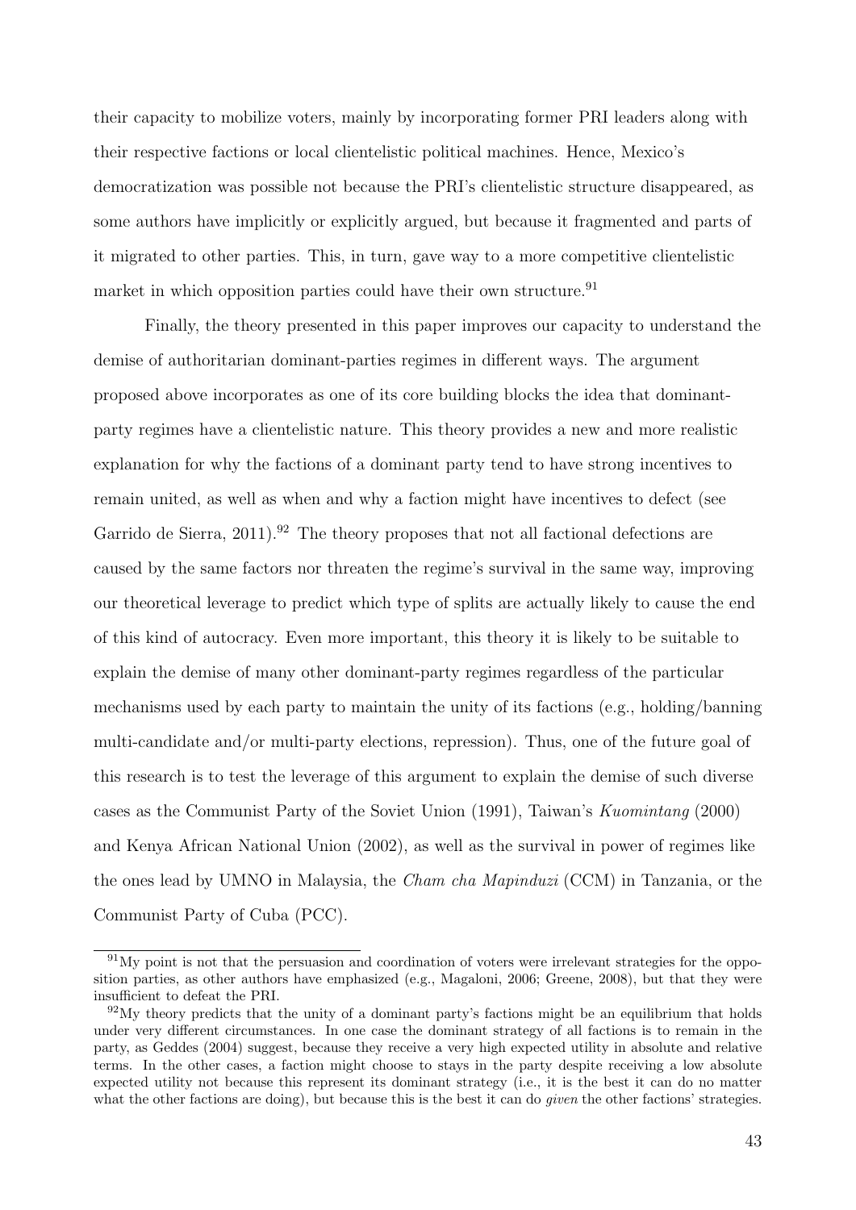their capacity to mobilize voters, mainly by incorporating former PRI leaders along with their respective factions or local clientelistic political machines. Hence, Mexico's democratization was possible not because the PRI's clientelistic structure disappeared, as some authors have implicitly or explicitly argued, but because it fragmented and parts of it migrated to other parties. This, in turn, gave way to a more competitive clientelistic market in which opposition parties could have their own structure.[91]

Finally, the theory presented in this paper improves our capacity to understand the demise of authoritarian dominant-parties regimes in different ways. The argument proposed above incorporates as one of its core building blocks the idea that dominant-party regimes have a clientelistic nature. This theory provides a new and more realistic explanation for why the factions of a dominant party tend to have strong incentives to remain united, as well as when and why a faction might have incentives to defect (see Garrido de Sierra, 2011).[92] The theory proposes that not all factional defections are caused by the same factors nor threaten the regime's survival in the same way, improving our theoretical leverage to predict which type of splits are actually likely to cause the end of this kind of autocracy. Even more important, this theory it is likely to be suitable to explain the demise of many other dominant-party regimes regardless of the particular mechanisms used by each party to maintain the unity of its factions (e.g., holding/banning multi-candidate and/or multi-party elections, repression). Thus, one of the future goal of this research is to test the leverage of this argument to explain the demise of such diverse cases as the Communist Party of the Soviet Union (1991), Taiwan's *Kuomintang* (2000) and Kenya African National Union (2002), as well as the survival in power of regimes like the ones lead by UMNO in Malaysia, the *Cham cha Mapinduzi* (CCM) in Tanzania, or the Communist Party of Cuba (PCC).

[91] My point is not that the persuasion and coordination of voters were irrelevant strategies for the opposition parties, as other authors have emphasized (e.g., Magaloni, 2006; Greene, 2008), but that they were insufficient to defeat the PRI.

[92] My theory predicts that the unity of a dominant party's factions might be an equilibrium that holds under very different circumstances. In one case the dominant strategy of all factions is to remain in the party, as Geddes (2004) suggest, because they receive a very high expected utility in absolute and relative terms. In the other cases, a faction might choose to stays in the party despite receiving a low absolute expected utility not because this represent its dominant strategy (i.e., it is the best it can do no matter what the other factions are doing), but because this is the best it can do *given* the other factions' strategies.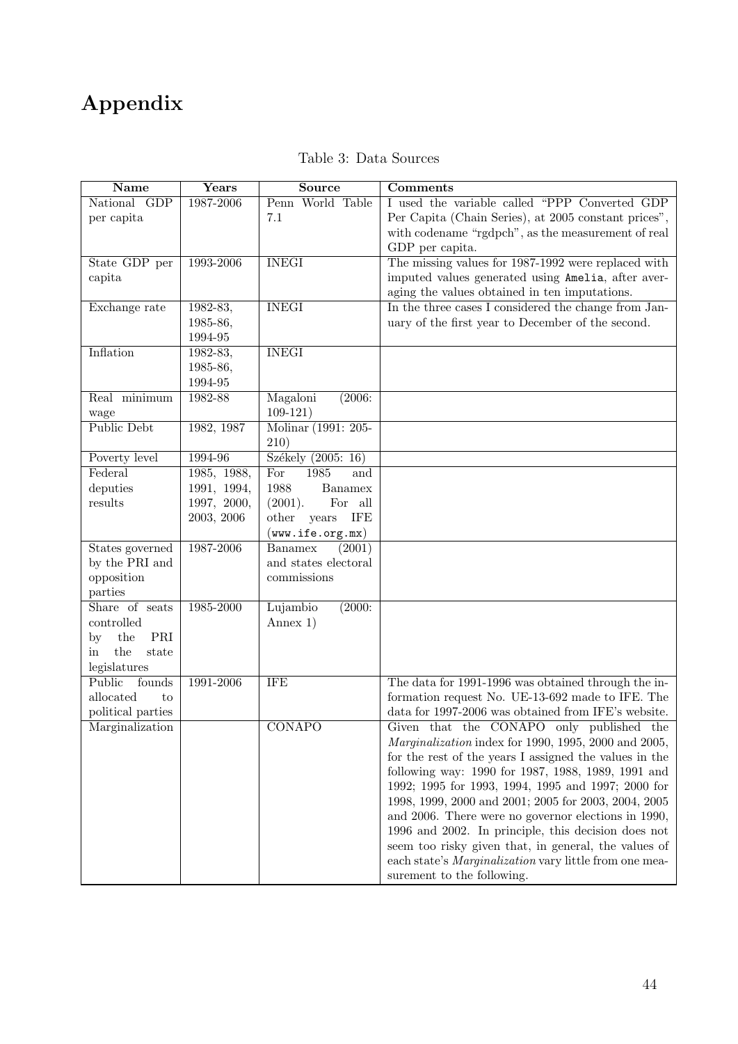# Appendix

Table 3: Data Sources

| Name | Years | Source | Comments |
|---|---|---|---|
| National GDP per capita | 1987-2006 | Penn World Table 7.1 | I used the variable called "PPP Converted GDP Per Capita (Chain Series), at 2005 constant prices", with codename "rgdpch", as the measurement of real GDP per capita. |
| State GDP per capita | 1993-2006 | INEGI | The missing values for 1987-1992 were replaced with imputed values generated using `Amelia`, after averaging the values obtained in ten imputations. |
| Exchange rate | 1982-83, 1985-86, 1994-95 | INEGI | In the three cases I considered the change from January of the first year to December of the second. |
| Inflation | 1982-83, 1985-86, 1994-95 | INEGI | |
| Real minimum wage | 1982-88 | Magaloni (2006: 109-121) | |
| Public Debt | 1982, 1987 | Molinar (1991: 205-210) | |
| Poverty level | 1994-96 | Székely (2005: 16) | |
| Federal deputies results | 1985, 1988, 1991, 1994, 1997, 2000, 2003, 2006 | For 1985 and 1988 Banamex (2001). For all other years IFE (`www.ife.org.mx`) | |
| States governed by the PRI and opposition parties | 1987-2006 | Banamex (2001) and states electoral commissions | |
| Share of seats controlled by the PRI in the state legislatures | 1985-2000 | Lujambio (2000: Annex 1) | |
| Public founds allocated to political parties | 1991-2006 | IFE | The data for 1991-1996 was obtained through the information request No. UE-13-692 made to IFE. The data for 1997-2006 was obtained from IFE's website. |
| Marginalization | | CONAPO | Given that the CONAPO only published the *Marginalization* index for 1990, 1995, 2000 and 2005, for the rest of the years I assigned the values in the following way: 1990 for 1987, 1988, 1989, 1991 and 1992; 1995 for 1993, 1994, 1995 and 1997; 2000 for 1998, 1999, 2000 and 2001; 2005 for 2003, 2004, 2005 and 2006. There were no governor elections in 1990, 1996 and 2002. In principle, this decision does not seem too risky given that, in general, the values of each state's *Marginalization* vary little from one measurement to the following. |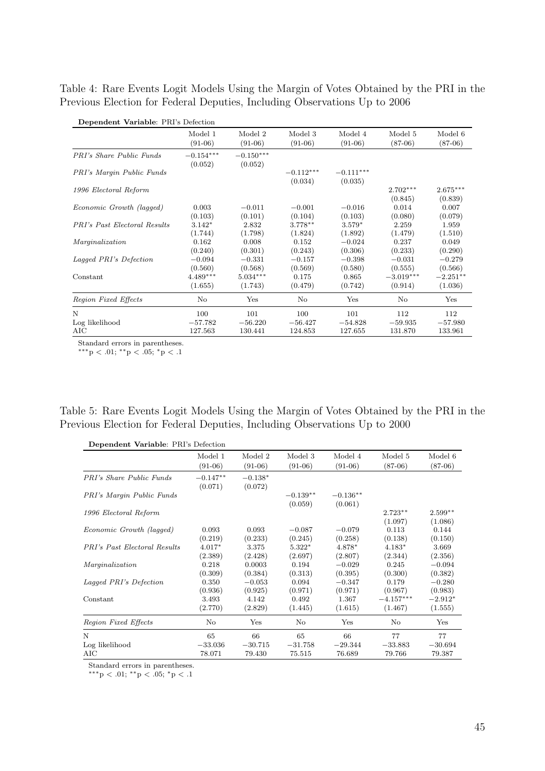Table 4: Rare Events Logit Models Using the Margin of Votes Obtained by the PRI in the Previous Election for Federal Deputies, Including Observations Up to 2006

**Dependent Variable**: PRI's Defection

| | Model 1 (91-06) | Model 2 (91-06) | Model 3 (91-06) | Model 4 (91-06) | Model 5 (87-06) | Model 6 (87-06) |
|---|---|---|---|---|---|---|
| *PRI's Share Public Funds* | $-0.154^{***}$ | $-0.150^{***}$ | | | | |
| | (0.052) | (0.052) | | | | |
| *PRI's Margin Public Funds* | | | $-0.112^{***}$ | $-0.111^{***}$ | | |
| | | | (0.034) | (0.035) | | |
| *1996 Electoral Reform* | | | | | $2.702^{***}$ | $2.675^{***}$ |
| | | | | | (0.845) | (0.839) |
| *Economic Growth (lagged)* | 0.003 | $-0.011$ | $-0.001$ | $-0.016$ | 0.014 | 0.007 |
| | (0.103) | (0.101) | (0.104) | (0.103) | (0.080) | (0.079) |
| *PRI's Past Electoral Results* | $3.142^{*}$ | 2.832 | $3.778^{**}$ | $3.579^{*}$ | 2.259 | 1.959 |
| | (1.744) | (1.798) | (1.824) | (1.892) | (1.479) | (1.510) |
| *Marginalization* | 0.162 | 0.008 | 0.152 | $-0.024$ | 0.237 | 0.049 |
| | (0.240) | (0.301) | (0.243) | (0.306) | (0.233) | (0.290) |
| *Lagged PRI's Defection* | $-0.094$ | $-0.331$ | $-0.157$ | $-0.398$ | $-0.031$ | $-0.279$ |
| | (0.560) | (0.568) | (0.569) | (0.580) | (0.555) | (0.566) |
| Constant | $4.489^{***}$ | $5.034^{***}$ | 0.175 | 0.865 | $-3.019^{***}$ | $-2.251^{**}$ |
| | (1.655) | (1.743) | (0.479) | (0.742) | (0.914) | (1.036) |
| *Region Fixed Effects* | No | Yes | No | Yes | No | Yes |
| N | 100 | 101 | 100 | 101 | 112 | 112 |
| Log likelihood | $-57.782$ | $-56.220$ | $-56.427$ | $-54.828$ | $-59.935$ | $-57.980$ |
| AIC | 127.563 | 130.441 | 124.853 | 127.655 | 131.870 | 133.961 |

Standard errors in parentheses.
$^{***}p < .01$; $^{**}p < .05$; $^{*}p < .1$

Table 5: Rare Events Logit Models Using the Margin of Votes Obtained by the PRI in the Previous Election for Federal Deputies, Including Observations Up to 2000

**Dependent Variable**: PRI's Defection

| | Model 1 (91-06) | Model 2 (91-06) | Model 3 (91-06) | Model 4 (91-06) | Model 5 (87-06) | Model 6 (87-06) |
|---|---|---|---|---|---|---|
| *PRI's Share Public Funds* | $-0.147^{**}$ | $-0.138^{*}$ | | | | |
| | (0.071) | (0.072) | | | | |
| *PRI's Margin Public Funds* | | | $-0.139^{**}$ | $-0.136^{**}$ | | |
| | | | (0.059) | (0.061) | | |
| *1996 Electoral Reform* | | | | | $2.723^{**}$ | $2.599^{**}$ |
| | | | | | (1.097) | (1.086) |
| *Economic Growth (lagged)* | 0.093 | 0.093 | $-0.087$ | $-0.079$ | 0.113 | 0.144 |
| | (0.219) | (0.233) | (0.245) | (0.258) | (0.138) | (0.150) |
| *PRI's Past Electoral Results* | $4.017^{*}$ | 3.375 | $5.322^{*}$ | $4.878^{*}$ | $4.183^{*}$ | 3.669 |
| | (2.389) | (2.428) | (2.697) | (2.807) | (2.344) | (2.356) |
| *Marginalization* | 0.218 | 0.0003 | 0.194 | $-0.029$ | 0.245 | $-0.094$ |
| | (0.309) | (0.384) | (0.313) | (0.395) | (0.300) | (0.382) |
| *Lagged PRI's Defection* | 0.350 | $-0.053$ | 0.094 | $-0.347$ | 0.179 | $-0.280$ |
| | (0.936) | (0.925) | (0.971) | (0.971) | (0.967) | (0.983) |
| Constant | 3.493 | 4.142 | 0.492 | 1.367 | $-4.157^{***}$ | $-2.912^{*}$ |
| | (2.770) | (2.829) | (1.445) | (1.615) | (1.467) | (1.555) |
| *Region Fixed Effects* | No | Yes | No | Yes | No | Yes |
| N | 65 | 66 | 65 | 66 | 77 | 77 |
| Log likelihood | $-33.036$ | $-30.715$ | $-31.758$ | $-29.344$ | $-33.883$ | $-30.694$ |
| AIC | 78.071 | 79.430 | 75.515 | 76.689 | 79.766 | 79.387 |

Standard errors in parentheses.
$^{***}p < .01$; $^{**}p < .05$; $^{*}p < .1$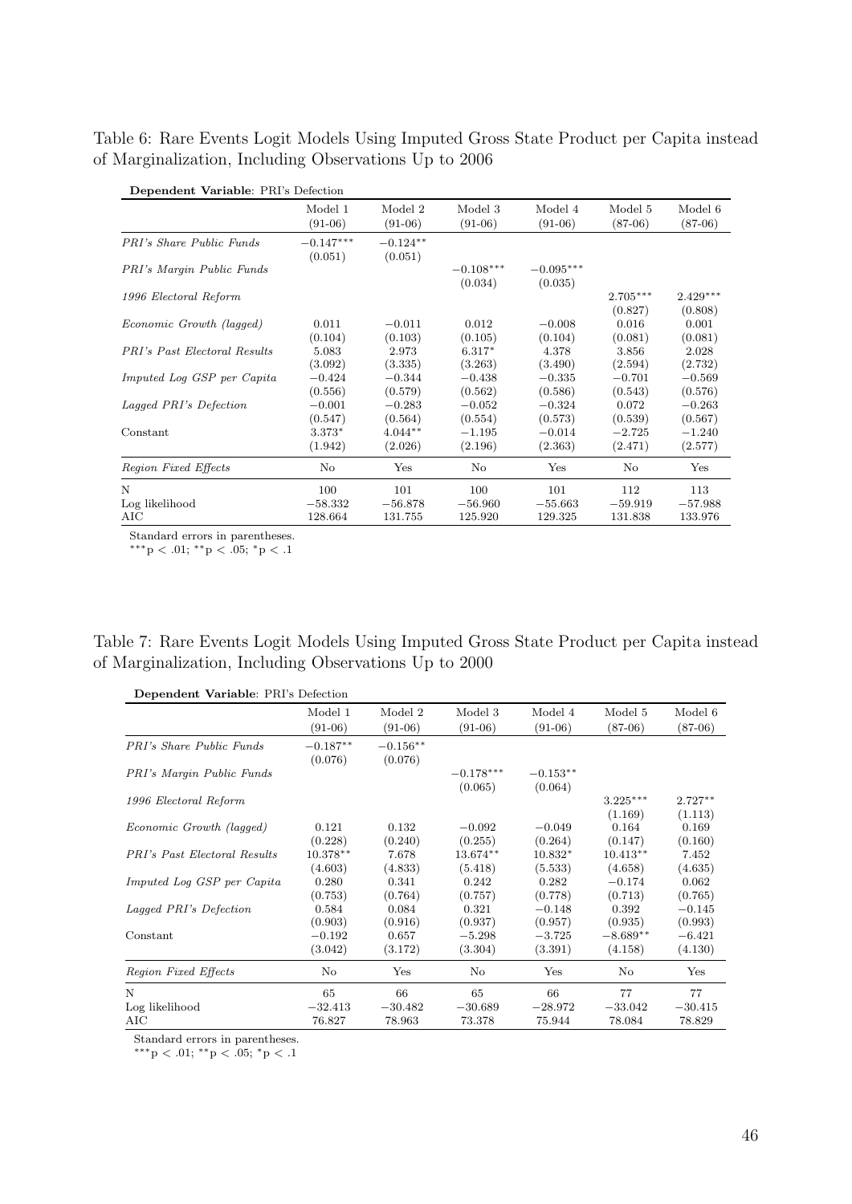Table 6: Rare Events Logit Models Using Imputed Gross State Product per Capita instead of Marginalization, Including Observations Up to 2006

**Dependent Variable**: PRI's Defection

| | Model 1 (91-06) | Model 2 (91-06) | Model 3 (91-06) | Model 4 (91-06) | Model 5 (87-06) | Model 6 (87-06) |
|---|---|---|---|---|---|---|
| *PRI's Share Public Funds* | $-0.147^{***}$ | $-0.124^{**}$ | | | | |
| | (0.051) | (0.051) | | | | |
| *PRI's Margin Public Funds* | | | $-0.108^{***}$ | $-0.095^{***}$ | | |
| | | | (0.034) | (0.035) | | |
| *1996 Electoral Reform* | | | | | $2.705^{***}$ | $2.429^{***}$ |
| | | | | | (0.827) | (0.808) |
| *Economic Growth (lagged)* | 0.011 | $-0.011$ | 0.012 | $-0.008$ | 0.016 | 0.001 |
| | (0.104) | (0.103) | (0.105) | (0.104) | (0.081) | (0.081) |
| *PRI's Past Electoral Results* | 5.083 | 2.973 | $6.317^{*}$ | 4.378 | 3.856 | 2.028 |
| | (3.092) | (3.335) | (3.263) | (3.490) | (2.594) | (2.732) |
| *Imputed Log GSP per Capita* | $-0.424$ | $-0.344$ | $-0.438$ | $-0.335$ | $-0.701$ | $-0.569$ |
| | (0.556) | (0.579) | (0.562) | (0.586) | (0.543) | (0.576) |
| *Lagged PRI's Defection* | $-0.001$ | $-0.283$ | $-0.052$ | $-0.324$ | 0.072 | $-0.263$ |
| | (0.547) | (0.564) | (0.554) | (0.573) | (0.539) | (0.567) |
| Constant | $3.373^{*}$ | $4.044^{**}$ | $-1.195$ | $-0.014$ | $-2.725$ | $-1.240$ |
| | (1.942) | (2.026) | (2.196) | (2.363) | (2.471) | (2.577) |
| *Region Fixed Effects* | No | Yes | No | Yes | No | Yes |
| N | 100 | 101 | 100 | 101 | 112 | 113 |
| Log likelihood | $-58.332$ | $-56.878$ | $-56.960$ | $-55.663$ | $-59.919$ | $-57.988$ |
| AIC | 128.664 | 131.755 | 125.920 | 129.325 | 131.838 | 133.976 |

Standard errors in parentheses.
$^{***}p < .01$; $^{**}p < .05$; $^{*}p < .1$

Table 7: Rare Events Logit Models Using Imputed Gross State Product per Capita instead of Marginalization, Including Observations Up to 2000

**Dependent Variable**: PRI's Defection

| | Model 1 (91-06) | Model 2 (91-06) | Model 3 (91-06) | Model 4 (91-06) | Model 5 (87-06) | Model 6 (87-06) |
|---|---|---|---|---|---|---|
| *PRI's Share Public Funds* | $-0.187^{**}$ | $-0.156^{**}$ | | | | |
| | (0.076) | (0.076) | | | | |
| *PRI's Margin Public Funds* | | | $-0.178^{***}$ | $-0.153^{**}$ | | |
| | | | (0.065) | (0.064) | | |
| *1996 Electoral Reform* | | | | | $3.225^{***}$ | $2.727^{**}$ |
| | | | | | (1.169) | (1.113) |
| *Economic Growth (lagged)* | 0.121 | 0.132 | $-0.092$ | $-0.049$ | 0.164 | 0.169 |
| | (0.228) | (0.240) | (0.255) | (0.264) | (0.147) | (0.160) |
| *PRI's Past Electoral Results* | $10.378^{**}$ | 7.678 | $13.674^{**}$ | $10.832^{*}$ | $10.413^{**}$ | 7.452 |
| | (4.603) | (4.833) | (5.418) | (5.533) | (4.658) | (4.635) |
| *Imputed Log GSP per Capita* | 0.280 | 0.341 | 0.242 | 0.282 | $-0.174$ | 0.062 |
| | (0.753) | (0.764) | (0.757) | (0.778) | (0.713) | (0.765) |
| *Lagged PRI's Defection* | 0.584 | 0.084 | 0.321 | $-0.148$ | 0.392 | $-0.145$ |
| | (0.903) | (0.916) | (0.937) | (0.957) | (0.935) | (0.993) |
| Constant | $-0.192$ | 0.657 | $-5.298$ | $-3.725$ | $-8.689^{**}$ | $-6.421$ |
| | (3.042) | (3.172) | (3.304) | (3.391) | (4.158) | (4.130) |
| *Region Fixed Effects* | No | Yes | No | Yes | No | Yes |
| N | 65 | 66 | 65 | 66 | 77 | 77 |
| Log likelihood | $-32.413$ | $-30.482$ | $-30.689$ | $-28.972$ | $-33.042$ | $-30.415$ |
| AIC | 76.827 | 78.963 | 73.378 | 75.944 | 78.084 | 78.829 |

Standard errors in parentheses.
$^{***}p < .01$; $^{**}p < .05$; $^{*}p < .1$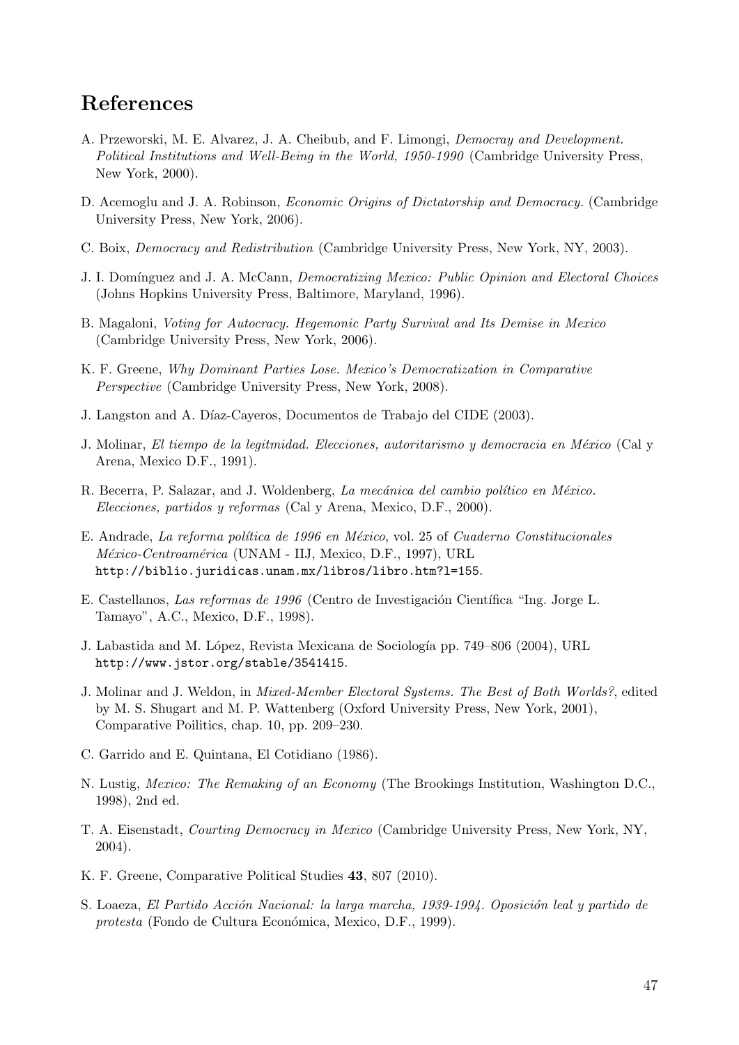# References

A. Przeworski, M. E. Alvarez, J. A. Cheibub, and F. Limongi, *Democray and Development. Political Institutions and Well-Being in the World, 1950-1990* (Cambridge University Press, New York, 2000).

D. Acemoglu and J. A. Robinson, *Economic Origins of Dictatorship and Democracy.* (Cambridge University Press, New York, 2006).

C. Boix, *Democracy and Redistribution* (Cambridge University Press, New York, NY, 2003).

J. I. Domínguez and J. A. McCann, *Democratizing Mexico: Public Opinion and Electoral Choices* (Johns Hopkins University Press, Baltimore, Maryland, 1996).

B. Magaloni, *Voting for Autocracy. Hegemonic Party Survival and Its Demise in Mexico* (Cambridge University Press, New York, 2006).

K. F. Greene, *Why Dominant Parties Lose. Mexico's Democratization in Comparative Perspective* (Cambridge University Press, New York, 2008).

J. Langston and A. Díaz-Cayeros, Documentos de Trabajo del CIDE (2003).

J. Molinar, *El tiempo de la legitmidad. Elecciones, autoritarismo y democracia en México* (Cal y Arena, Mexico D.F., 1991).

R. Becerra, P. Salazar, and J. Woldenberg, *La mecánica del cambio político en México. Elecciones, partidos y reformas* (Cal y Arena, Mexico, D.F., 2000).

E. Andrade, *La reforma política de 1996 en México*, vol. 25 of *Cuaderno Constitucionales México-Centroamérica* (UNAM - IIJ, Mexico, D.F., 1997), URL http://biblio.juridicas.unam.mx/libros/libro.htm?l=155.

E. Castellanos, *Las reformas de 1996* (Centro de Investigación Científica "Ing. Jorge L. Tamayo", A.C., Mexico, D.F., 1998).

J. Labastida and M. López, Revista Mexicana de Sociología pp. 749–806 (2004), URL http://www.jstor.org/stable/3541415.

J. Molinar and J. Weldon, in *Mixed-Member Electoral Systems. The Best of Both Worlds?*, edited by M. S. Shugart and M. P. Wattenberg (Oxford University Press, New York, 2001), Comparative Poilitics, chap. 10, pp. 209–230.

C. Garrido and E. Quintana, El Cotidiano (1986).

N. Lustig, *Mexico: The Remaking of an Economy* (The Brookings Institution, Washington D.C., 1998), 2nd ed.

T. A. Eisenstadt, *Courting Democracy in Mexico* (Cambridge University Press, New York, NY, 2004).

K. F. Greene, Comparative Political Studies **43**, 807 (2010).

S. Loaeza, *El Partido Acción Nacional: la larga marcha, 1939-1994. Oposición leal y partido de protesta* (Fondo de Cultura Económica, Mexico, D.F., 1999).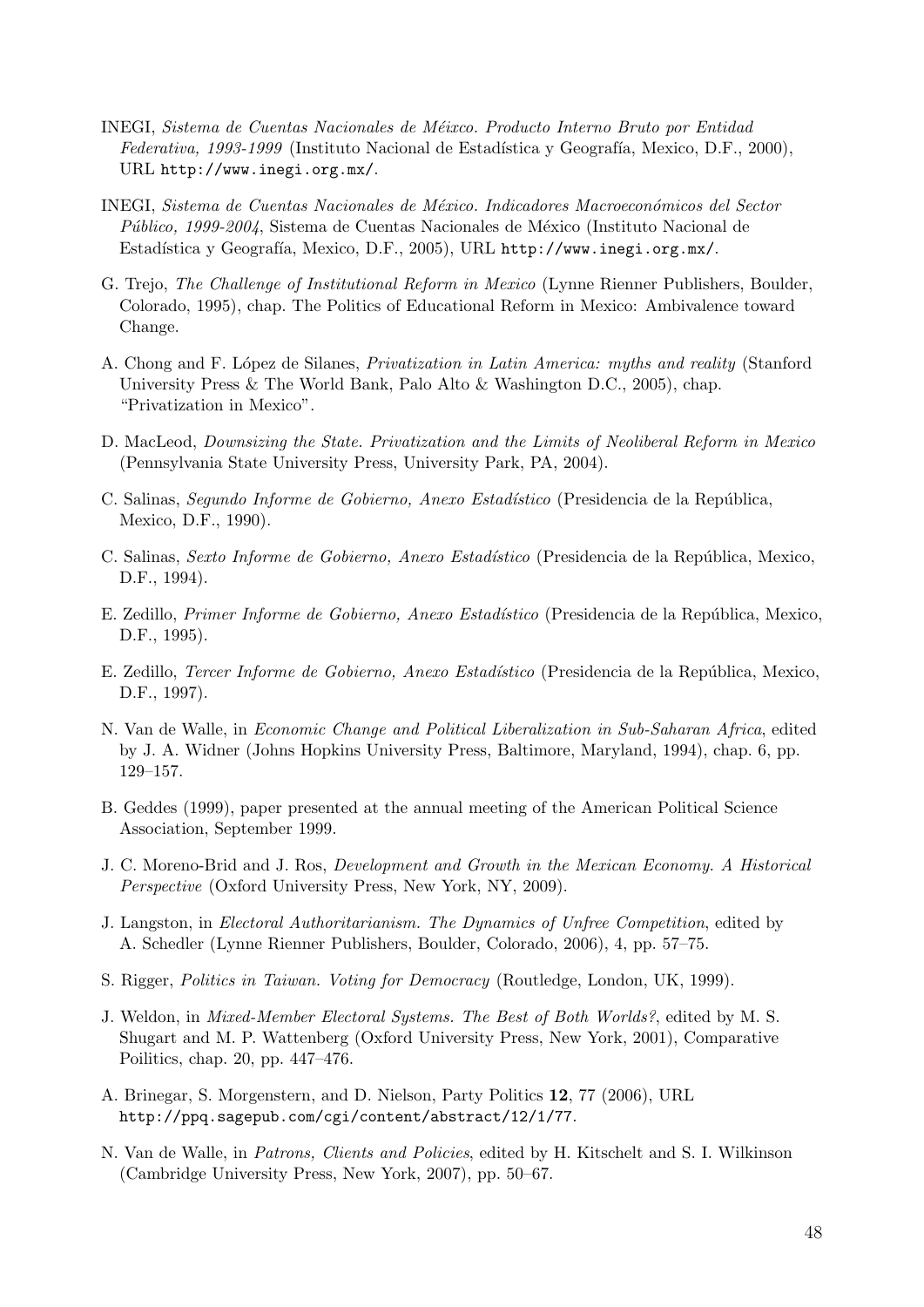INEGI, *Sistema de Cuentas Nacionales de Méixco. Producto Interno Bruto por Entidad Federativa, 1993-1999* (Instituto Nacional de Estadística y Geografía, Mexico, D.F., 2000), URL http://www.inegi.org.mx/.

INEGI, *Sistema de Cuentas Nacionales de México. Indicadores Macroeconómicos del Sector Público, 1999-2004*, Sistema de Cuentas Nacionales de México (Instituto Nacional de Estadística y Geografía, Mexico, D.F., 2005), URL http://www.inegi.org.mx/.

G. Trejo, *The Challenge of Institutional Reform in Mexico* (Lynne Rienner Publishers, Boulder, Colorado, 1995), chap. The Politics of Educational Reform in Mexico: Ambivalence toward Change.

A. Chong and F. López de Silanes, *Privatization in Latin America: myths and reality* (Stanford University Press & The World Bank, Palo Alto & Washington D.C., 2005), chap. "Privatization in Mexico".

D. MacLeod, *Downsizing the State. Privatization and the Limits of Neoliberal Reform in Mexico* (Pennsylvania State University Press, University Park, PA, 2004).

C. Salinas, *Segundo Informe de Gobierno, Anexo Estadístico* (Presidencia de la República, Mexico, D.F., 1990).

C. Salinas, *Sexto Informe de Gobierno, Anexo Estadístico* (Presidencia de la República, Mexico, D.F., 1994).

E. Zedillo, *Primer Informe de Gobierno, Anexo Estadístico* (Presidencia de la República, Mexico, D.F., 1995).

E. Zedillo, *Tercer Informe de Gobierno, Anexo Estadístico* (Presidencia de la República, Mexico, D.F., 1997).

N. Van de Walle, in *Economic Change and Political Liberalization in Sub-Saharan Africa*, edited by J. A. Widner (Johns Hopkins University Press, Baltimore, Maryland, 1994), chap. 6, pp. 129–157.

B. Geddes (1999), paper presented at the annual meeting of the American Political Science Association, September 1999.

J. C. Moreno-Brid and J. Ros, *Development and Growth in the Mexican Economy. A Historical Perspective* (Oxford University Press, New York, NY, 2009).

J. Langston, in *Electoral Authoritarianism. The Dynamics of Unfree Competition*, edited by A. Schedler (Lynne Rienner Publishers, Boulder, Colorado, 2006), 4, pp. 57–75.

S. Rigger, *Politics in Taiwan. Voting for Democracy* (Routledge, London, UK, 1999).

J. Weldon, in *Mixed-Member Electoral Systems. The Best of Both Worlds?*, edited by M. S. Shugart and M. P. Wattenberg (Oxford University Press, New York, 2001), Comparative Poilitics, chap. 20, pp. 447–476.

A. Brinegar, S. Morgenstern, and D. Nielson, Party Politics **12**, 77 (2006), URL http://ppq.sagepub.com/cgi/content/abstract/12/1/77.

N. Van de Walle, in *Patrons, Clients and Policies*, edited by H. Kitschelt and S. I. Wilkinson (Cambridge University Press, New York, 2007), pp. 50–67.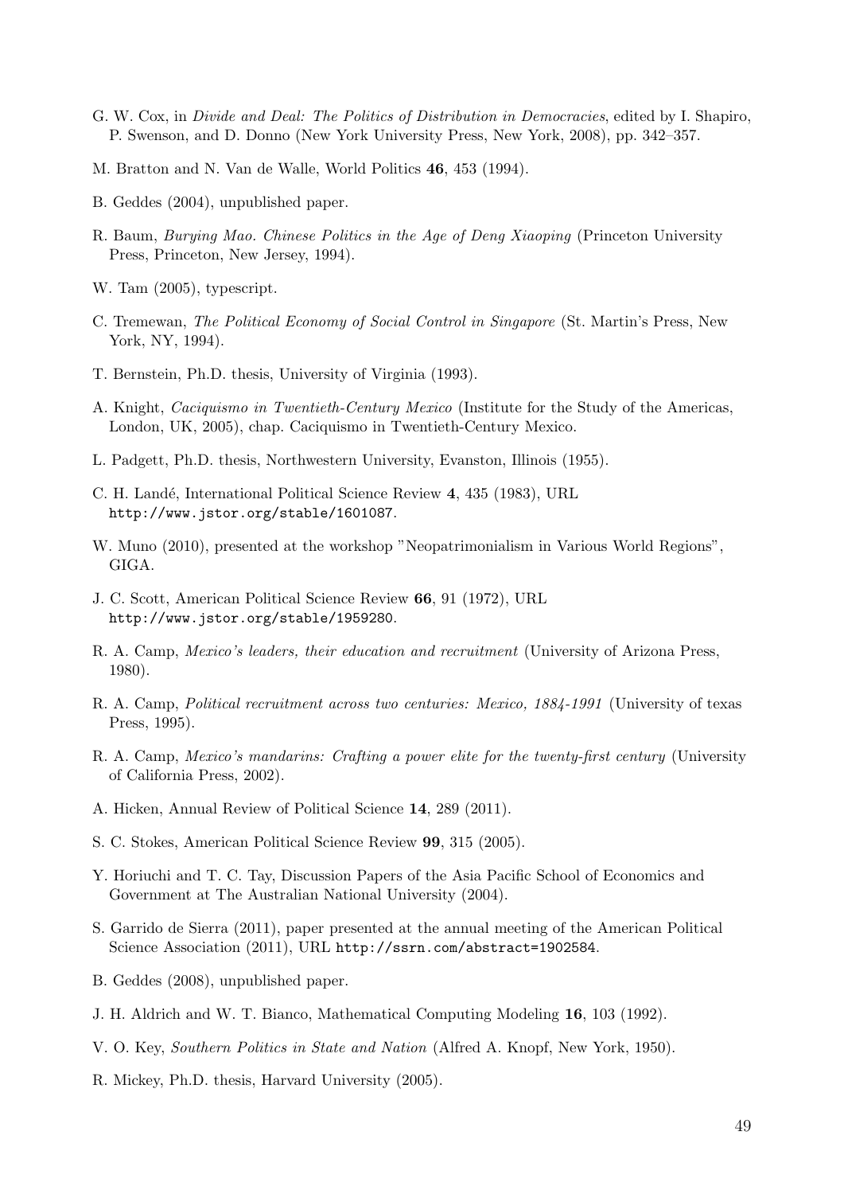G. W. Cox, in *Divide and Deal: The Politics of Distribution in Democracies*, edited by I. Shapiro, P. Swenson, and D. Donno (New York University Press, New York, 2008), pp. 342–357.

M. Bratton and N. Van de Walle, World Politics **46**, 453 (1994).

B. Geddes (2004), unpublished paper.

R. Baum, *Burying Mao. Chinese Politics in the Age of Deng Xiaoping* (Princeton University Press, Princeton, New Jersey, 1994).

W. Tam (2005), typescript.

C. Tremewan, *The Political Economy of Social Control in Singapore* (St. Martin's Press, New York, NY, 1994).

T. Bernstein, Ph.D. thesis, University of Virginia (1993).

A. Knight, *Caciquismo in Twentieth-Century Mexico* (Institute for the Study of the Americas, London, UK, 2005), chap. Caciquismo in Twentieth-Century Mexico.

L. Padgett, Ph.D. thesis, Northwestern University, Evanston, Illinois (1955).

C. H. Landé, International Political Science Review **4**, 435 (1983), URL `http://www.jstor.org/stable/1601087`.

W. Muno (2010), presented at the workshop "Neopatrimonialism in Various World Regions", GIGA.

J. C. Scott, American Political Science Review **66**, 91 (1972), URL `http://www.jstor.org/stable/1959280`.

R. A. Camp, *Mexico's leaders, their education and recruitment* (University of Arizona Press, 1980).

R. A. Camp, *Political recruitment across two centuries: Mexico, 1884-1991* (University of texas Press, 1995).

R. A. Camp, *Mexico's mandarins: Crafting a power elite for the twenty-first century* (University of California Press, 2002).

A. Hicken, Annual Review of Political Science **14**, 289 (2011).

S. C. Stokes, American Political Science Review **99**, 315 (2005).

Y. Horiuchi and T. C. Tay, Discussion Papers of the Asia Pacific School of Economics and Government at The Australian National University (2004).

S. Garrido de Sierra (2011), paper presented at the annual meeting of the American Political Science Association (2011), URL `http://ssrn.com/abstract=1902584`.

B. Geddes (2008), unpublished paper.

J. H. Aldrich and W. T. Bianco, Mathematical Computing Modeling **16**, 103 (1992).

V. O. Key, *Southern Politics in State and Nation* (Alfred A. Knopf, New York, 1950).

R. Mickey, Ph.D. thesis, Harvard University (2005).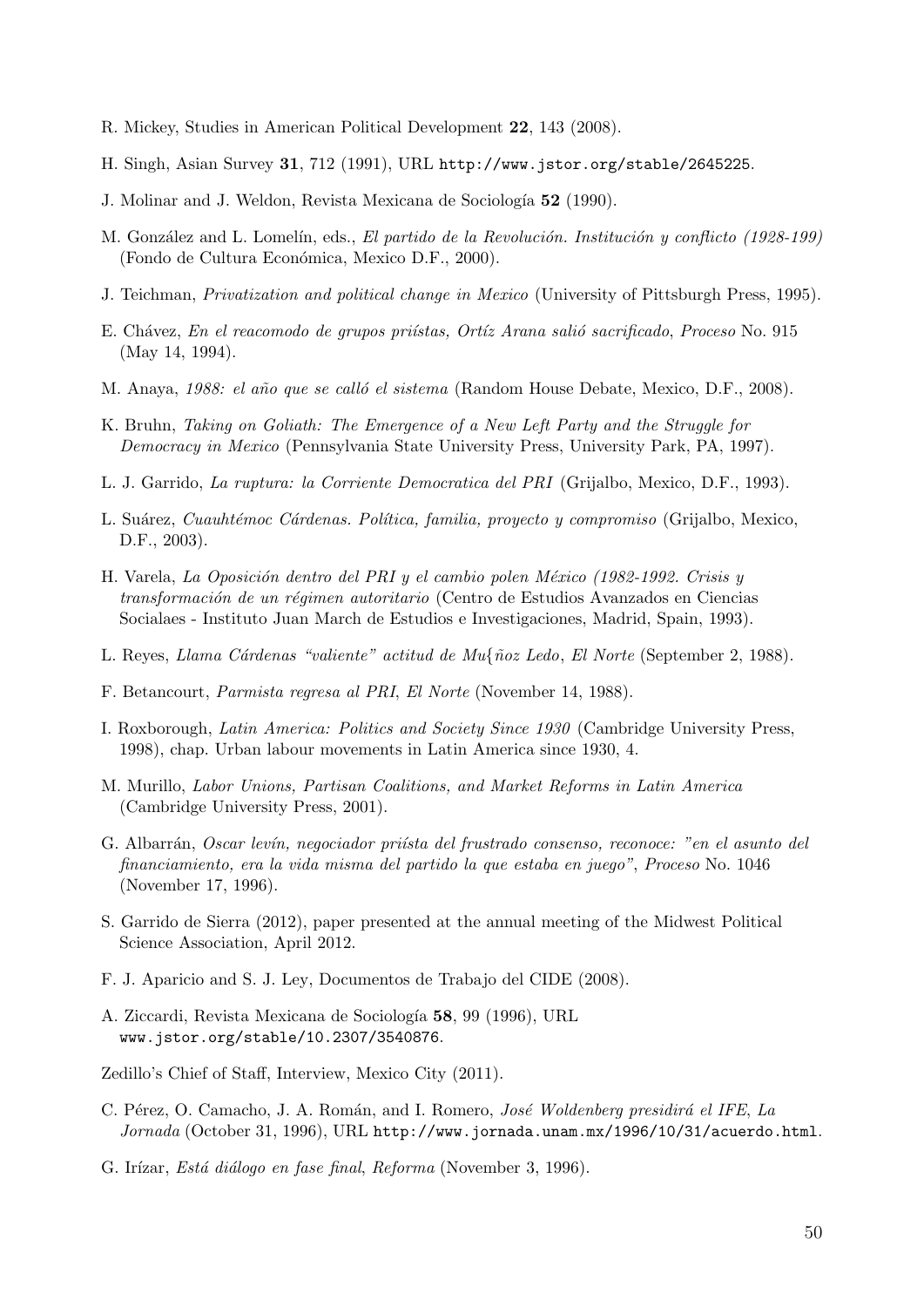R. Mickey, Studies in American Political Development **22**, 143 (2008).

H. Singh, Asian Survey **31**, 712 (1991), URL http://www.jstor.org/stable/2645225.

J. Molinar and J. Weldon, Revista Mexicana de Sociología **52** (1990).

M. González and L. Lomelín, eds., *El partido de la Revolución. Institución y conflicto (1928-199)* (Fondo de Cultura Económica, Mexico D.F., 2000).

J. Teichman, *Privatization and political change in Mexico* (University of Pittsburgh Press, 1995).

E. Chávez, *En el reacomodo de grupos priístas, Ortíz Arana salió sacrificado*, *Proceso* No. 915 (May 14, 1994).

M. Anaya, *1988: el año que se calló el sistema* (Random House Debate, Mexico, D.F., 2008).

K. Bruhn, *Taking on Goliath: The Emergence of a New Left Party and the Struggle for Democracy in Mexico* (Pennsylvania State University Press, University Park, PA, 1997).

L. J. Garrido, *La ruptura: la Corriente Democratica del PRI* (Grijalbo, Mexico, D.F., 1993).

L. Suárez, *Cuauhtémoc Cárdenas. Política, familia, proyecto y compromiso* (Grijalbo, Mexico, D.F., 2003).

H. Varela, *La Oposición dentro del PRI y el cambio polen México (1982-1992. Crisis y transformación de un régimen autoritario* (Centro de Estudios Avanzados en Ciencias Socialaes - Instituto Juan March de Estudios e Investigaciones, Madrid, Spain, 1993).

L. Reyes, *Llama Cárdenas "valiente" actitud de Mu{ñoz Ledo*, *El Norte* (September 2, 1988).

F. Betancourt, *Parmista regresa al PRI*, *El Norte* (November 14, 1988).

I. Roxborough, *Latin America: Politics and Society Since 1930* (Cambridge University Press, 1998), chap. Urban labour movements in Latin America since 1930, 4.

M. Murillo, *Labor Unions, Partisan Coalitions, and Market Reforms in Latin America* (Cambridge University Press, 2001).

G. Albarrán, *Oscar levín, negociador priísta del frustrado consenso, reconoce: "en el asunto del financiamiento, era la vida misma del partido la que estaba en juego"*, *Proceso* No. 1046 (November 17, 1996).

S. Garrido de Sierra (2012), paper presented at the annual meeting of the Midwest Political Science Association, April 2012.

F. J. Aparicio and S. J. Ley, Documentos de Trabajo del CIDE (2008).

A. Ziccardi, Revista Mexicana de Sociología **58**, 99 (1996), URL www.jstor.org/stable/10.2307/3540876.

Zedillo's Chief of Staff, Interview, Mexico City (2011).

C. Pérez, O. Camacho, J. A. Román, and I. Romero, *José Woldenberg presidirá el IFE*, *La Jornada* (October 31, 1996), URL http://www.jornada.unam.mx/1996/10/31/acuerdo.html.

G. Irízar, *Está diálogo en fase final*, *Reforma* (November 3, 1996).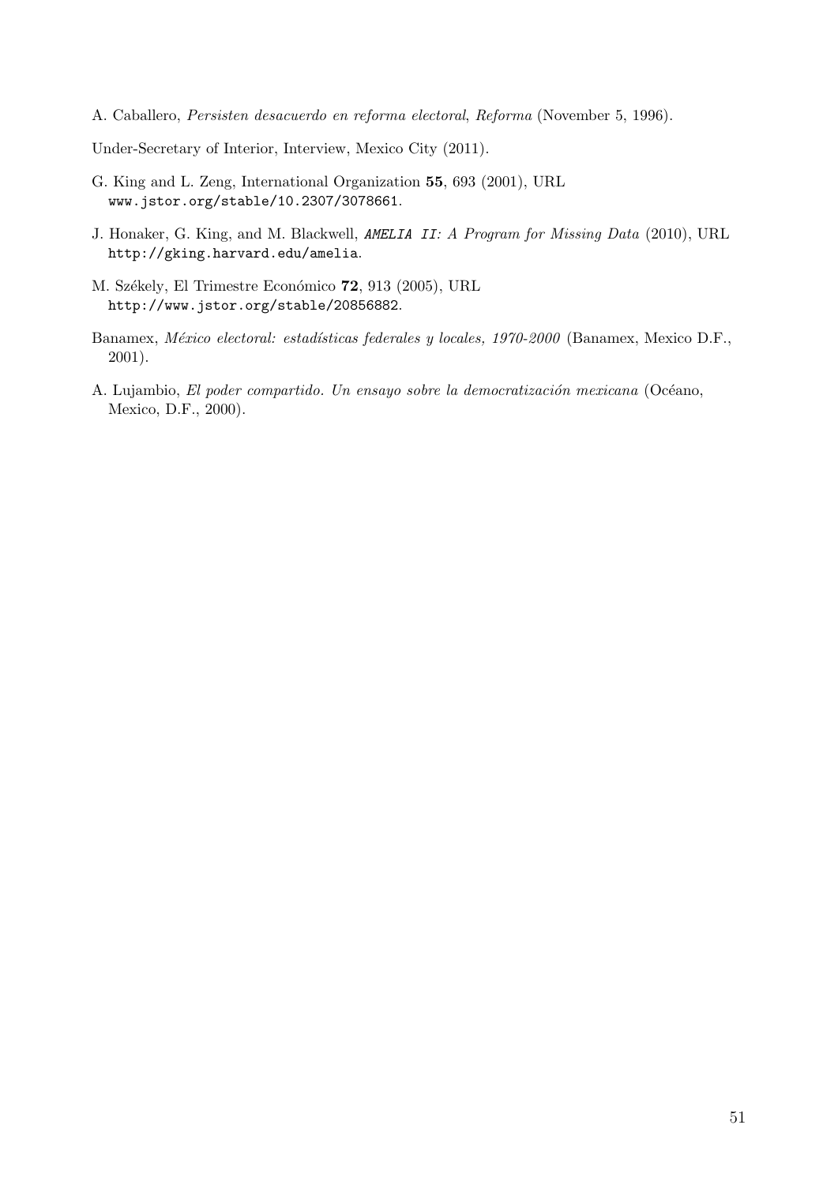A. Caballero, *Persisten desacuerdo en reforma electoral*, *Reforma* (November 5, 1996).

Under-Secretary of Interior, Interview, Mexico City (2011).

G. King and L. Zeng, International Organization **55**, 693 (2001), URL `www.jstor.org/stable/10.2307/3078661`.

J. Honaker, G. King, and M. Blackwell, *AMELIA II: A Program for Missing Data* (2010), URL `http://gking.harvard.edu/amelia`.

M. Székely, El Trimestre Económico **72**, 913 (2005), URL `http://www.jstor.org/stable/20856882`.

Banamex, *México electoral: estadísticas federales y locales, 1970-2000* (Banamex, Mexico D.F., 2001).

A. Lujambio, *El poder compartido. Un ensayo sobre la democratización mexicana* (Océano, Mexico, D.F., 2000).